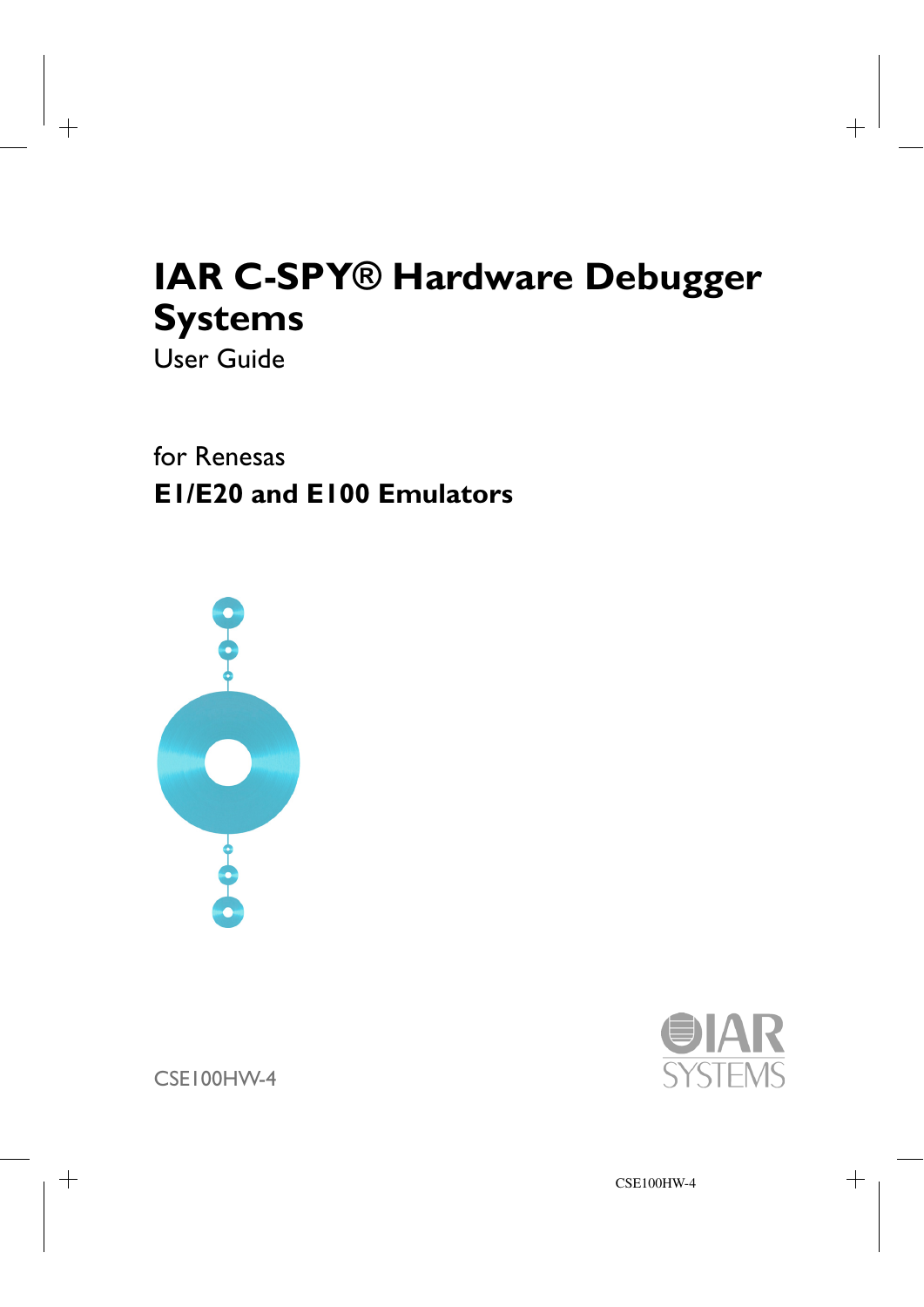# IAR C-SPY® Hardware Debugger Systems

User Guide

for Renesas

**E1/E20 and E100 Emulators**

CSE100HW-4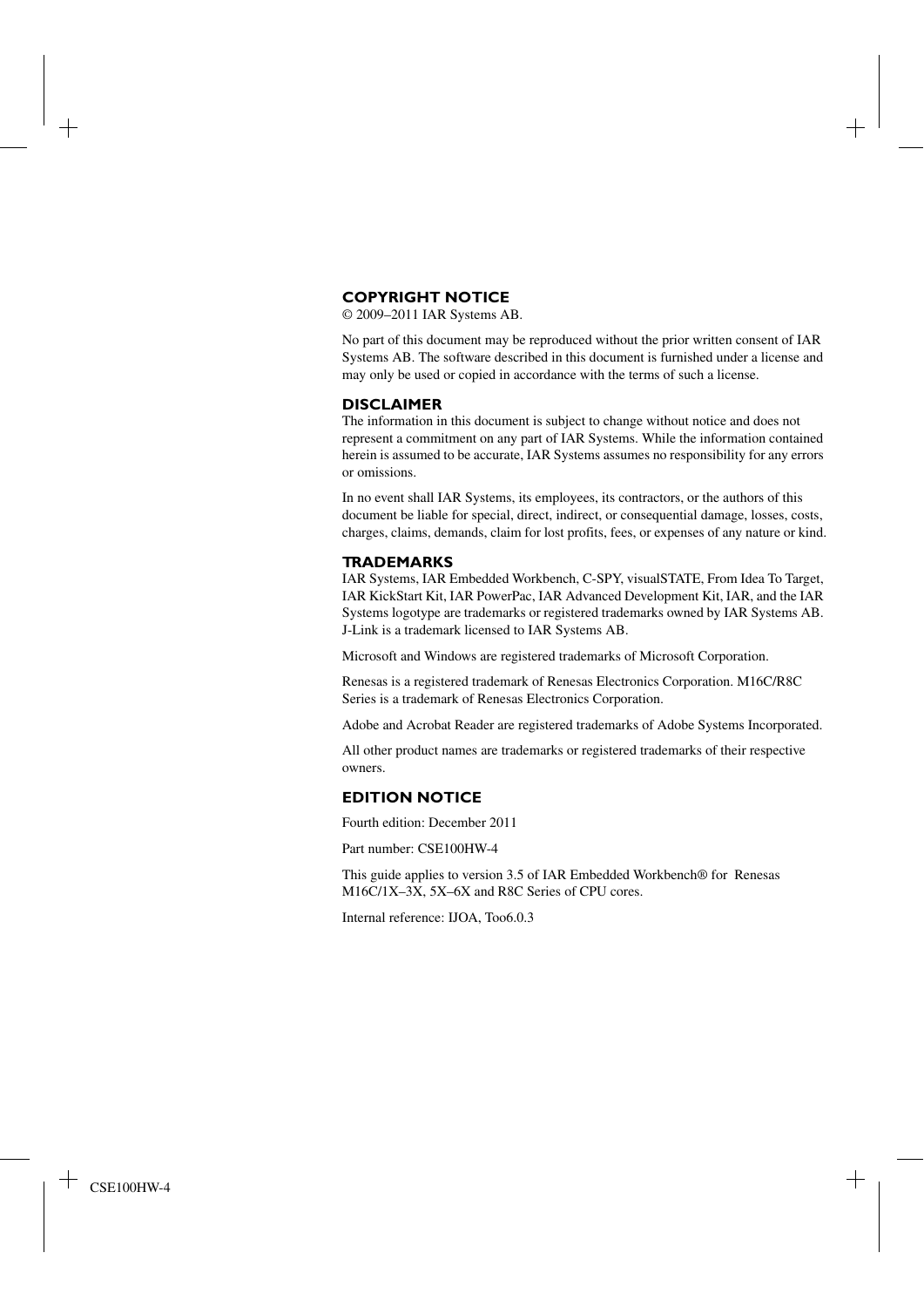## COPYRIGHT NOTICE

© 2009–2011 IAR Systems AB.

No part of this document may be reproduced without the prior written consent of IAR Systems AB. The software described in this document is furnished under a license and may only be used or copied in accordance with the terms of such a license.

## DISCLAIMER

The information in this document is subject to change without notice and does not represent a commitment on any part of IAR Systems. While the information contained herein is assumed to be accurate, IAR Systems assumes no responsibility for any errors or omissions.

In no event shall IAR Systems, its employees, its contractors, or the authors of this document be liable for special, direct, indirect, or consequential damage, losses, costs, charges, claims, demands, claim for lost profits, fees, or expenses of any nature or kind.

## TRADEMARKS

IAR Systems, IAR Embedded Workbench, C-SPY, visualSTATE, From Idea To Target, IAR KickStart Kit, IAR PowerPac, IAR Advanced Development Kit, IAR, and the IAR Systems logotype are trademarks or registered trademarks owned by IAR Systems AB. J-Link is a trademark licensed to IAR Systems AB.

Microsoft and Windows are registered trademarks of Microsoft Corporation.

Renesas is a registered trademark of Renesas Electronics Corporation. M16C/R8C Series is a trademark of Renesas Electronics Corporation.

Adobe and Acrobat Reader are registered trademarks of Adobe Systems Incorporated.

All other product names are trademarks or registered trademarks of their respective owners.

## EDITION NOTICE

Fourth edition: December 2011

Part number: CSE100HW-4

This guide applies to version 3.5 of IAR Embedded Workbench® for Renesas M16C/1X–3X, 5X–6X and R8C Series of CPU cores.

Internal reference: IJOA, Too6.0.3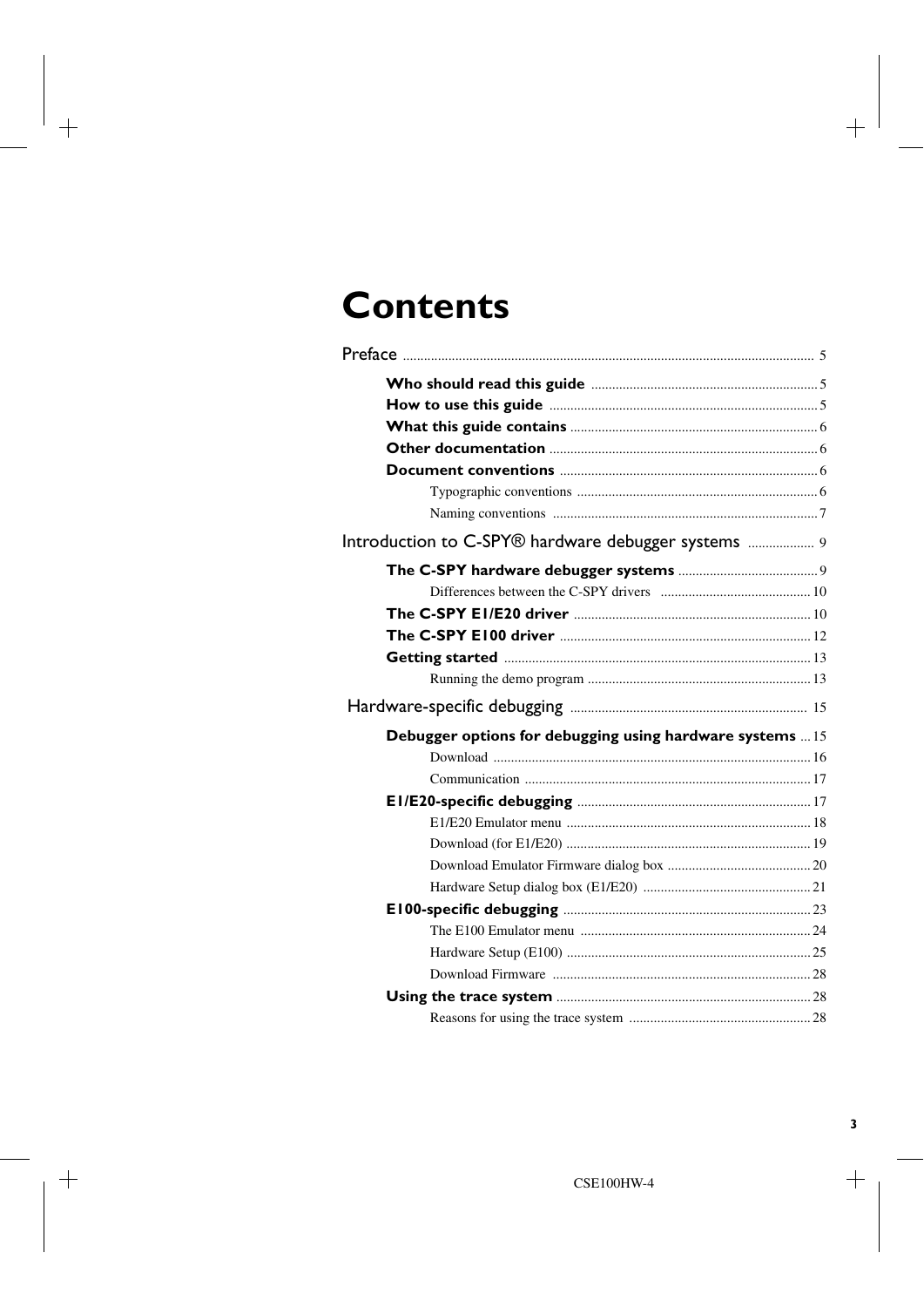# Contents

Preface ..................................................................................................................... 5

**Who should read this guide** ................................................................. 5

**How to use this guide** ............................................................................. 5

**What this guide contains** ....................................................................... 6

**Other documentation** ............................................................................. 6

**Document conventions** .......................................................................... 6

Typographic conventions ..................................................................... 6

Naming conventions ............................................................................ 7

Introduction to C-SPY® hardware debugger systems ................... 9

**The C-SPY hardware debugger systems** ........................................ 9

Differences between the C-SPY drivers ........................................... 10

**The C-SPY E1/E20 driver** .................................................................... 10

**The C-SPY E100 driver** ........................................................................ 12

**Getting started** ........................................................................................ 13

Running the demo program ................................................................ 13

Hardware-specific debugging .................................................................... 15

**Debugger options for debugging using hardware systems** ... 15

Download ........................................................................................... 16

Communication .................................................................................. 17

**E1/E20-specific debugging** ................................................................... 17

E1/E20 Emulator menu ...................................................................... 18

Download (for E1/E20) ...................................................................... 19

Download Emulator Firmware dialog box ......................................... 20

Hardware Setup dialog box (E1/E20) ................................................ 21

**E100-specific debugging** ....................................................................... 23

The E100 Emulator menu .................................................................. 24

Hardware Setup (E100) ...................................................................... 25

Download Firmware .......................................................................... 28

**Using the trace system** ......................................................................... 28

Reasons for using the trace system .................................................... 28

CSE100HW-4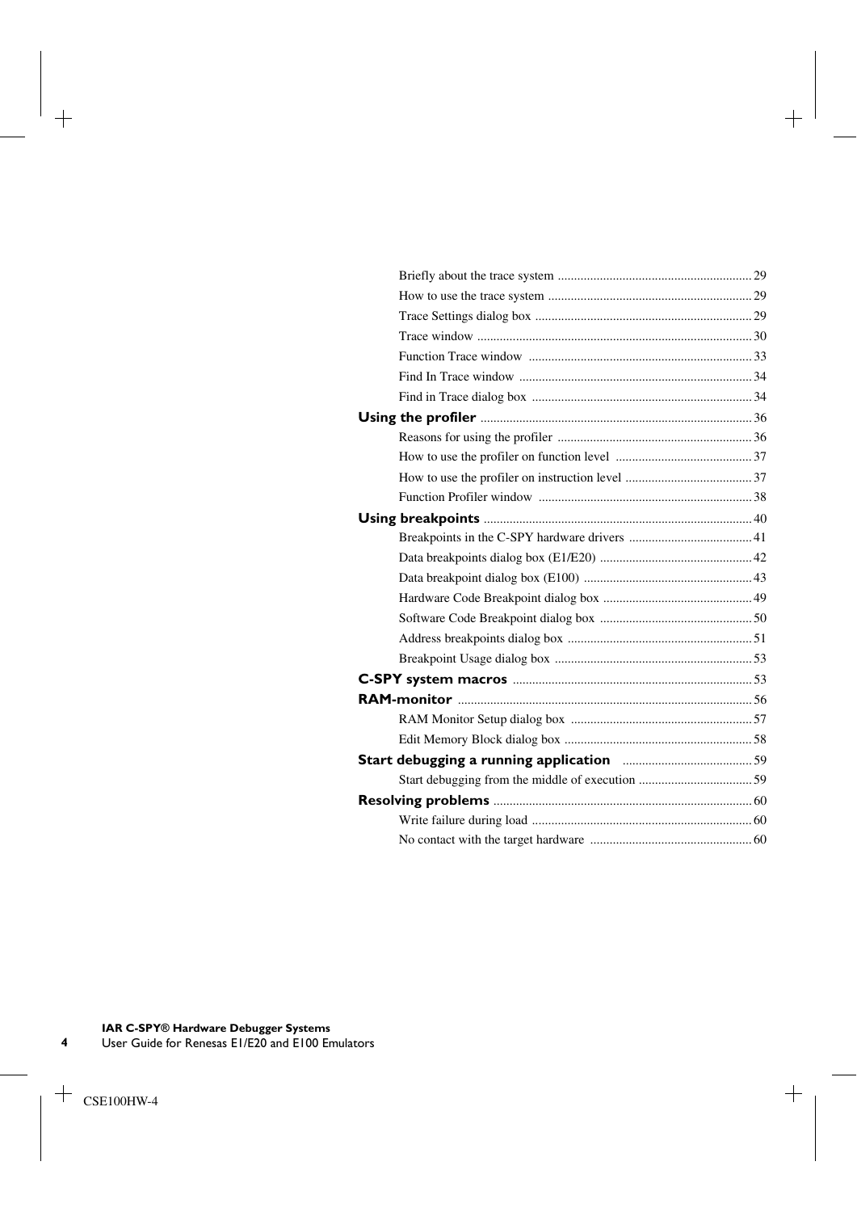Briefly about the trace system ........................................................... 29

How to use the trace system ............................................................. 29

Trace Settings dialog box ................................................................. 29

Trace window ................................................................................... 30

Function Trace window .................................................................... 33

Find In Trace window ....................................................................... 34

Find in Trace dialog box ................................................................... 34

**Using the profiler** ........................................................................ 36

Reasons for using the profiler ........................................................... 36

How to use the profiler on function level .......................................... 37

How to use the profiler on instruction level ....................................... 37

Function Profiler window .................................................................. 38

**Using breakpoints** ....................................................................... 40

Breakpoints in the C-SPY hardware drivers ...................................... 41

Data breakpoints dialog box (E1/E20) ............................................... 42

Data breakpoint dialog box (E100) .................................................... 43

Hardware Code Breakpoint dialog box .............................................. 49

Software Code Breakpoint dialog box ............................................... 50

Address breakpoints dialog box ......................................................... 51

Breakpoint Usage dialog box ............................................................. 53

**C-SPY system macros** .............................................................. 53

**RAM-monitor** ............................................................................ 56

RAM Monitor Setup dialog box ........................................................ 57

Edit Memory Block dialog box .......................................................... 58

**Start debugging a running application** ....................................... 59

Start debugging from the middle of execution ................................... 59

**Resolving problems** .................................................................. 60

Write failure during load .................................................................... 60

No contact with the target hardware .................................................. 60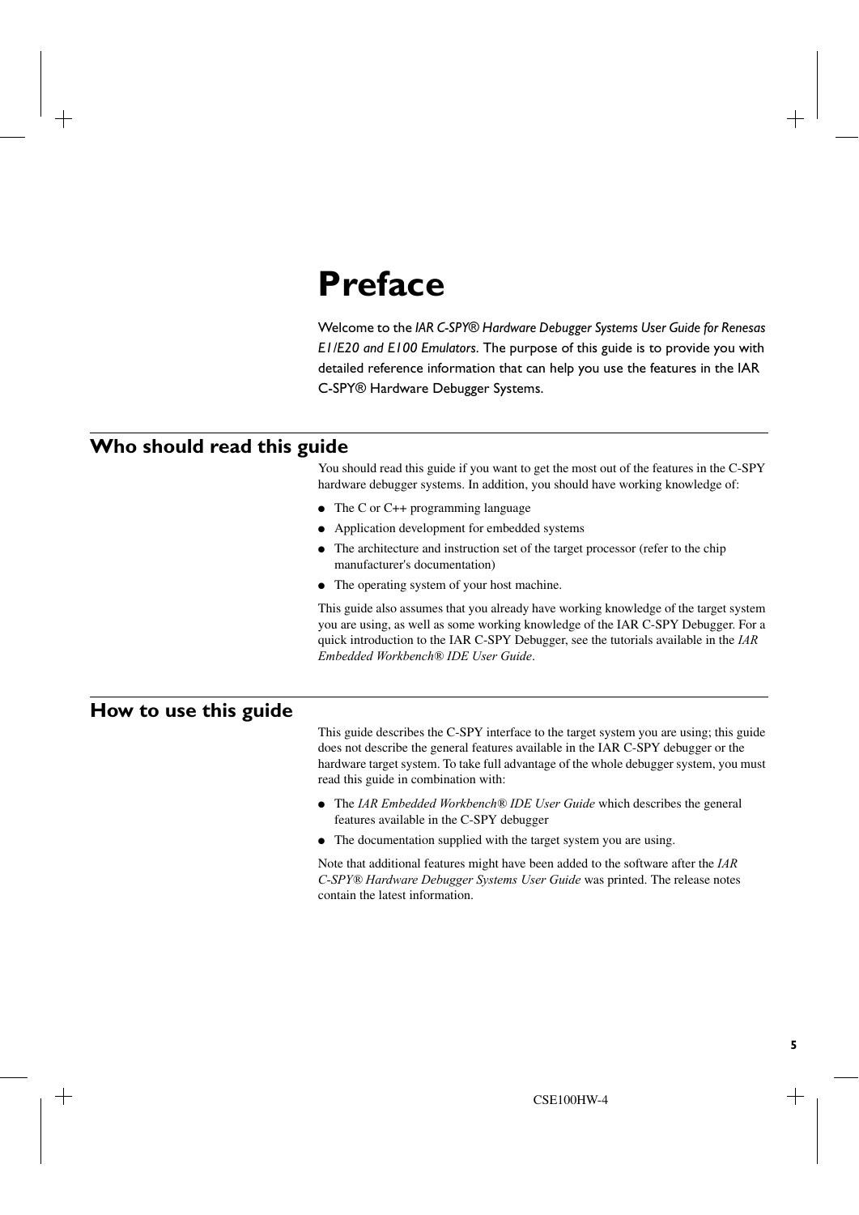# Preface

Welcome to the *IAR C-SPY® Hardware Debugger Systems User Guide for Renesas E1/E20 and E100 Emulators*. The purpose of this guide is to provide you with detailed reference information that can help you use the features in the IAR C-SPY® Hardware Debugger Systems.

## Who should read this guide

You should read this guide if you want to get the most out of the features in the C-SPY hardware debugger systems. In addition, you should have working knowledge of:

- The C or C++ programming language
- Application development for embedded systems
- The architecture and instruction set of the target processor (refer to the chip manufacturer's documentation)
- The operating system of your host machine.

This guide also assumes that you already have working knowledge of the target system you are using, as well as some working knowledge of the IAR C-SPY Debugger. For a quick introduction to the IAR C-SPY Debugger, see the tutorials available in the *IAR Embedded Workbench® IDE User Guide*.

## How to use this guide

This guide describes the C-SPY interface to the target system you are using; this guide does not describe the general features available in the IAR C-SPY debugger or the hardware target system. To take full advantage of the whole debugger system, you must read this guide in combination with:

- The *IAR Embedded Workbench® IDE User Guide* which describes the general features available in the C-SPY debugger
- The documentation supplied with the target system you are using.

Note that additional features might have been added to the software after the *IAR C-SPY® Hardware Debugger Systems User Guide* was printed. The release notes contain the latest information.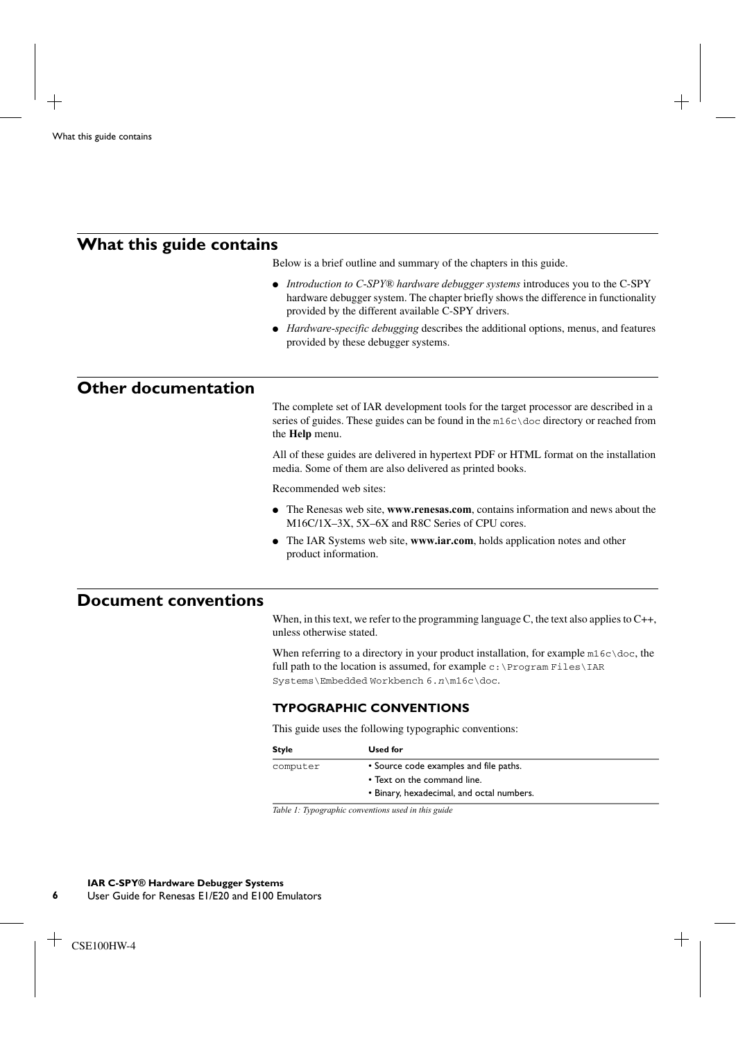## What this guide contains

Below is a brief outline and summary of the chapters in this guide.

- *Introduction to C-SPY® hardware debugger systems* introduces you to the C-SPY hardware debugger system. The chapter briefly shows the difference in functionality provided by the different available C-SPY drivers.
- *Hardware-specific debugging* describes the additional options, menus, and features provided by these debugger systems.

## Other documentation

The complete set of IAR development tools for the target processor are described in a series of guides. These guides can be found in the `m16c\doc` directory or reached from the **Help** menu.

All of these guides are delivered in hypertext PDF or HTML format on the installation media. Some of them are also delivered as printed books.

Recommended web sites:

- The Renesas web site, **www.renesas.com**, contains information and news about the M16C/1X–3X, 5X–6X and R8C Series of CPU cores.
- The IAR Systems web site, **www.iar.com**, holds application notes and other product information.

## Document conventions

When, in this text, we refer to the programming language C, the text also applies to C++, unless otherwise stated.

When referring to a directory in your product installation, for example `m16c\doc`, the full path to the location is assumed, for example `c:\Program Files\IAR Systems\Embedded Workbench 6.`*`n`*`\m16c\doc`.

### TYPOGRAPHIC CONVENTIONS

This guide uses the following typographic conventions:

| Style | Used for |
|---|---|
| `computer` | • Source code examples and file paths.<br>• Text on the command line.<br>• Binary, hexadecimal, and octal numbers. |

*Table 1: Typographic conventions used in this guide*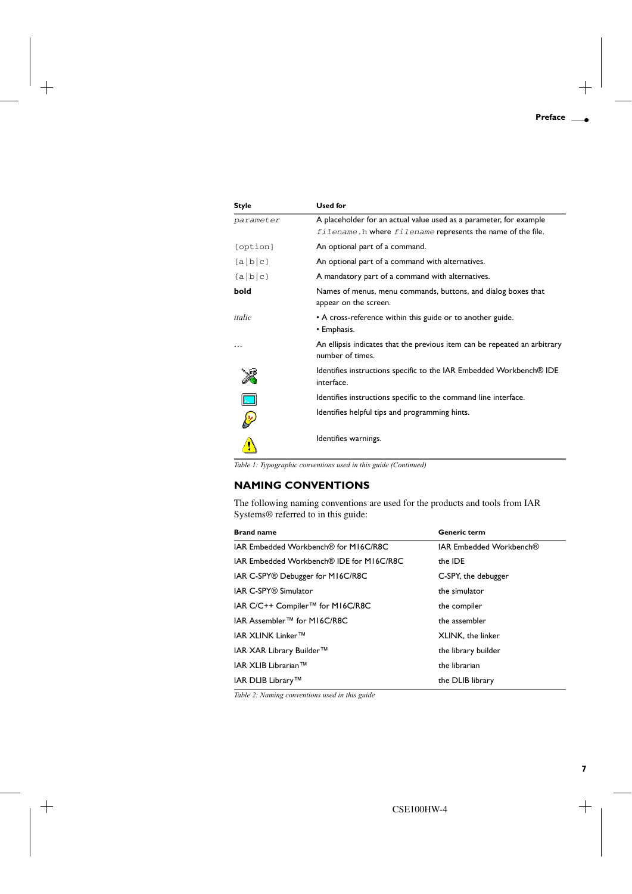| Style | Used for |
| --- | --- |
| `parameter` | A placeholder for an actual value used as a parameter, for example `filename.h` where `filename` represents the name of the file. |
| `[option]` | An optional part of a command. |
| `[a|b|c]` | An optional part of a command with alternatives. |
| `{a|b|c}` | A mandatory part of a command with alternatives. |
| **bold** | Names of menus, menu commands, buttons, and dialog boxes that appear on the screen. |
| *italic* | • A cross-reference within this guide or to another guide.<br>• Emphasis. |
| … | An ellipsis indicates that the previous item can be repeated an arbitrary number of times. |
| | Identifies instructions specific to the IAR Embedded Workbench® IDE interface. |
| | Identifies instructions specific to the command line interface. |
| | Identifies helpful tips and programming hints. |
| | Identifies warnings. |

*Table 1: Typographic conventions used in this guide (Continued)*

### NAMING CONVENTIONS

The following naming conventions are used for the products and tools from IAR Systems® referred to in this guide:

| Brand name | Generic term |
| --- | --- |
| IAR Embedded Workbench® for M16C/R8C | IAR Embedded Workbench® |
| IAR Embedded Workbench® IDE for M16C/R8C | the IDE |
| IAR C-SPY® Debugger for M16C/R8C | C-SPY, the debugger |
| IAR C-SPY® Simulator | the simulator |
| IAR C/C++ Compiler™ for M16C/R8C | the compiler |
| IAR Assembler™ for M16C/R8C | the assembler |
| IAR XLINK Linker™ | XLINK, the linker |
| IAR XAR Library Builder™ | the library builder |
| IAR XLIB Librarian™ | the librarian |
| IAR DLIB Library™ | the DLIB library |

*Table 2: Naming conventions used in this guide*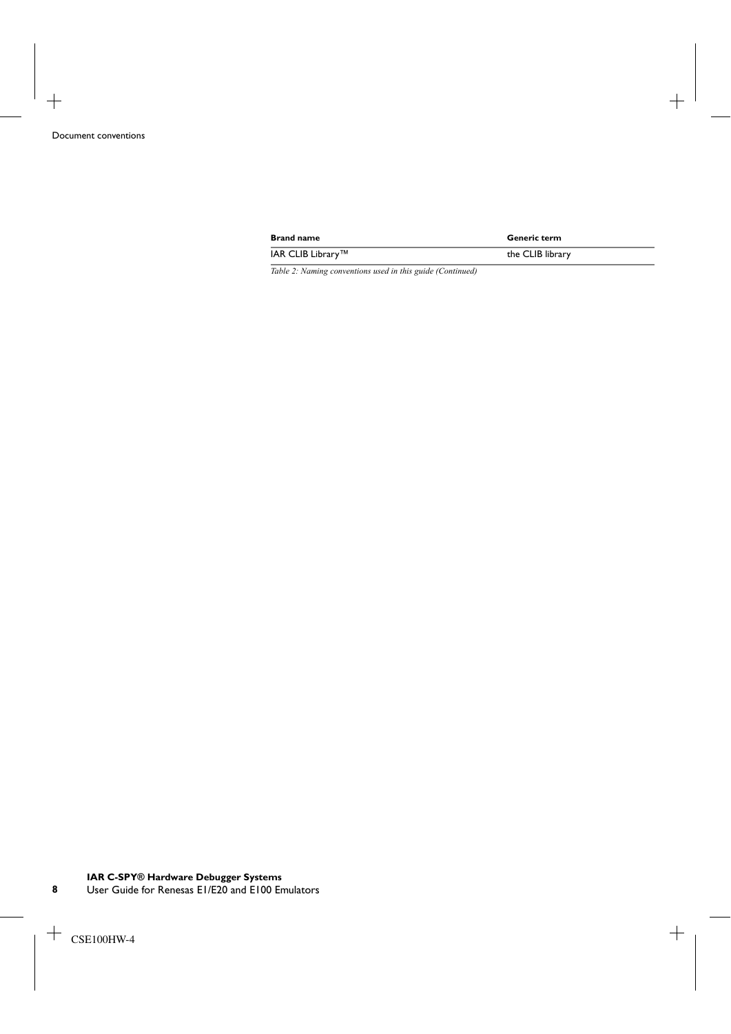| Brand name | Generic term |
| --- | --- |
| IAR CLIB Library™ | the CLIB library |

*Table 2: Naming conventions used in this guide (Continued)*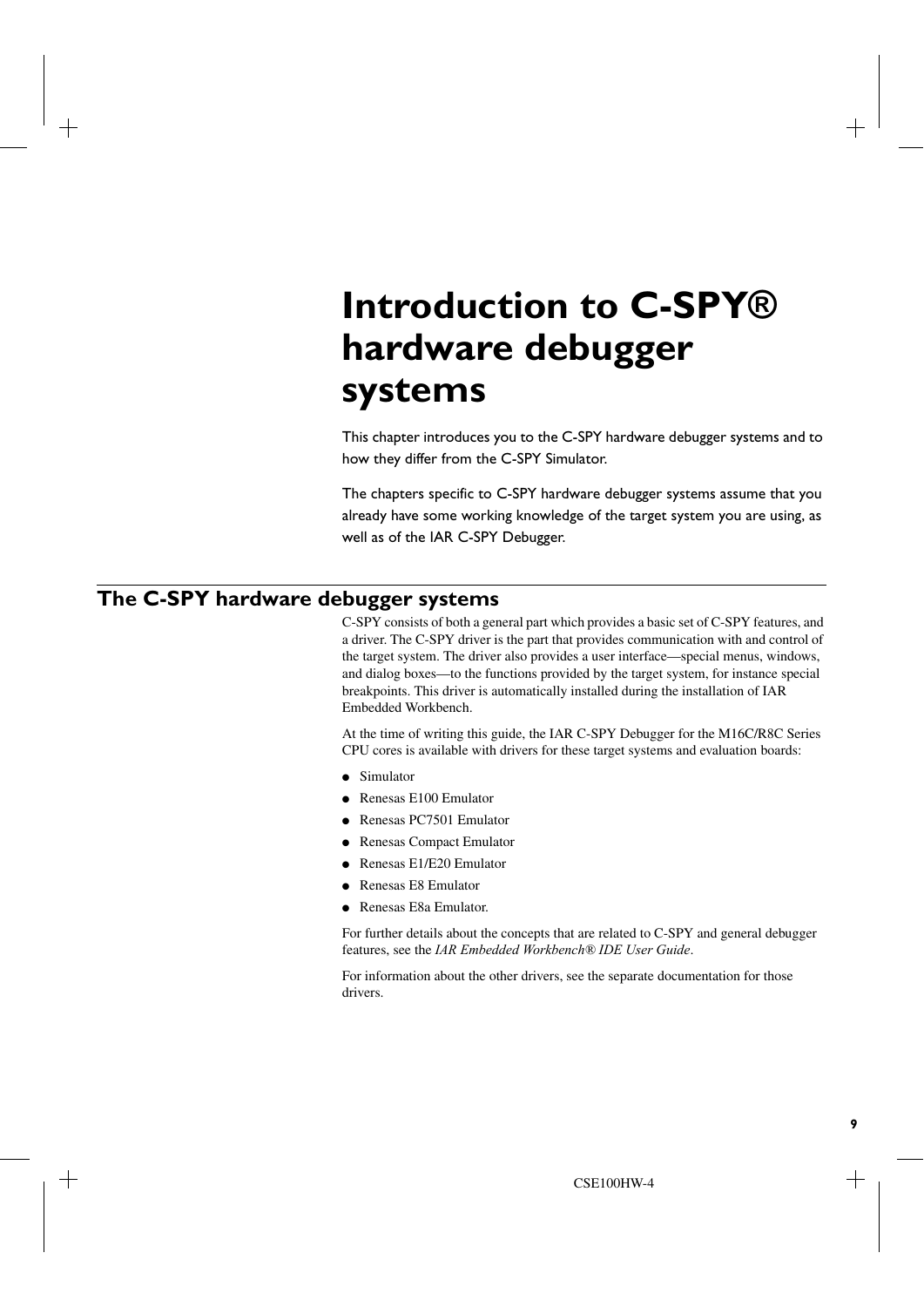# Introduction to C-SPY® hardware debugger systems

This chapter introduces you to the C-SPY hardware debugger systems and to how they differ from the C-SPY Simulator.

The chapters specific to C-SPY hardware debugger systems assume that you already have some working knowledge of the target system you are using, as well as of the IAR C-SPY Debugger.

## The C-SPY hardware debugger systems

C-SPY consists of both a general part which provides a basic set of C-SPY features, and a driver. The C-SPY driver is the part that provides communication with and control of the target system. The driver also provides a user interface—special menus, windows, and dialog boxes—to the functions provided by the target system, for instance special breakpoints. This driver is automatically installed during the installation of IAR Embedded Workbench.

At the time of writing this guide, the IAR C-SPY Debugger for the M16C/R8C Series CPU cores is available with drivers for these target systems and evaluation boards:

- Simulator
- Renesas E100 Emulator
- Renesas PC7501 Emulator
- Renesas Compact Emulator
- Renesas E1/E20 Emulator
- Renesas E8 Emulator
- Renesas E8a Emulator.

For further details about the concepts that are related to C-SPY and general debugger features, see the *IAR Embedded Workbench® IDE User Guide*.

For information about the other drivers, see the separate documentation for those drivers.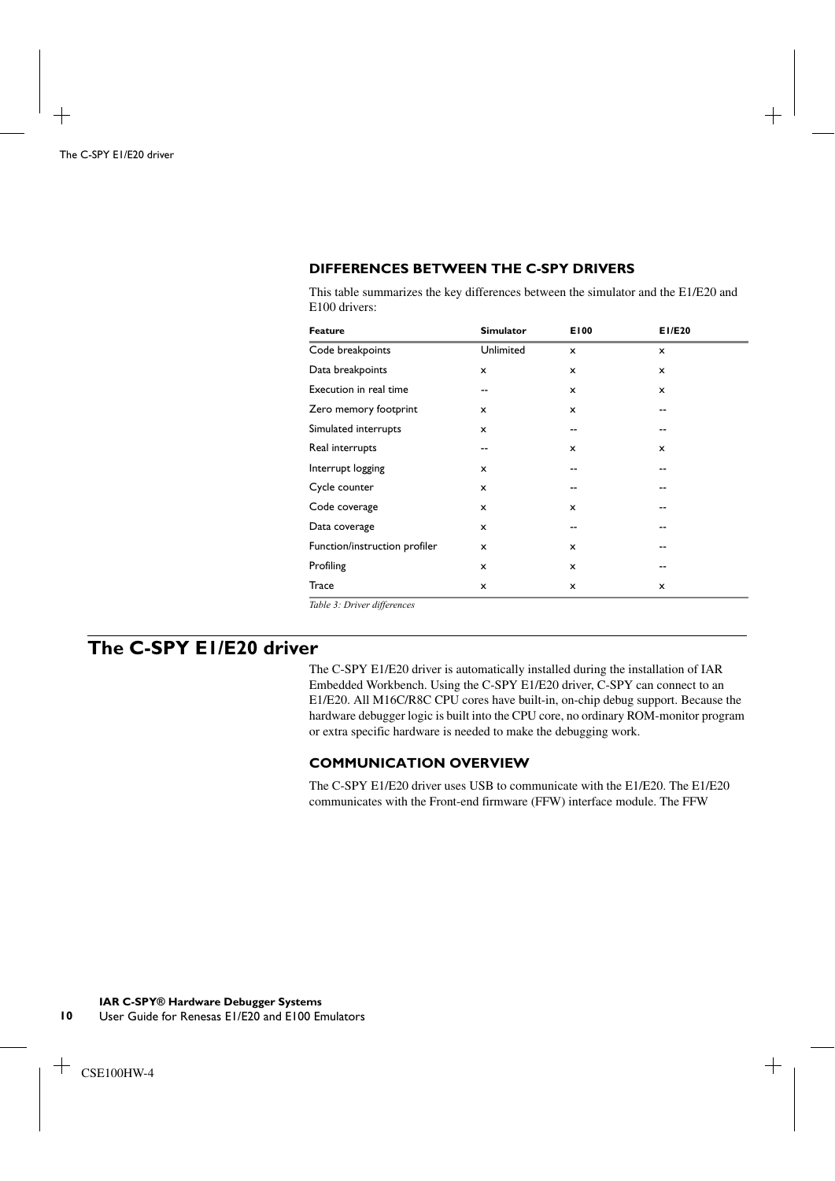### DIFFERENCES BETWEEN THE C-SPY DRIVERS

This table summarizes the key differences between the simulator and the E1/E20 and E100 drivers:

| Feature | Simulator | E100 | E1/E20 |
|---|---|---|---|
| Code breakpoints | Unlimited | x | x |
| Data breakpoints | x | x | x |
| Execution in real time | -- | x | x |
| Zero memory footprint | x | x | -- |
| Simulated interrupts | x | -- | -- |
| Real interrupts | -- | x | x |
| Interrupt logging | x | -- | -- |
| Cycle counter | x | -- | -- |
| Code coverage | x | x | -- |
| Data coverage | x | -- | -- |
| Function/instruction profiler | x | x | -- |
| Profiling | x | x | -- |
| Trace | x | x | x |

*Table 3: Driver differences*

## The C-SPY E1/E20 driver

The C-SPY E1/E20 driver is automatically installed during the installation of IAR Embedded Workbench. Using the C-SPY E1/E20 driver, C-SPY can connect to an E1/E20. All M16C/R8C CPU cores have built-in, on-chip debug support. Because the hardware debugger logic is built into the CPU core, no ordinary ROM-monitor program or extra specific hardware is needed to make the debugging work.

### COMMUNICATION OVERVIEW

The C-SPY E1/E20 driver uses USB to communicate with the E1/E20. The E1/E20 communicates with the Front-end firmware (FFW) interface module. The FFW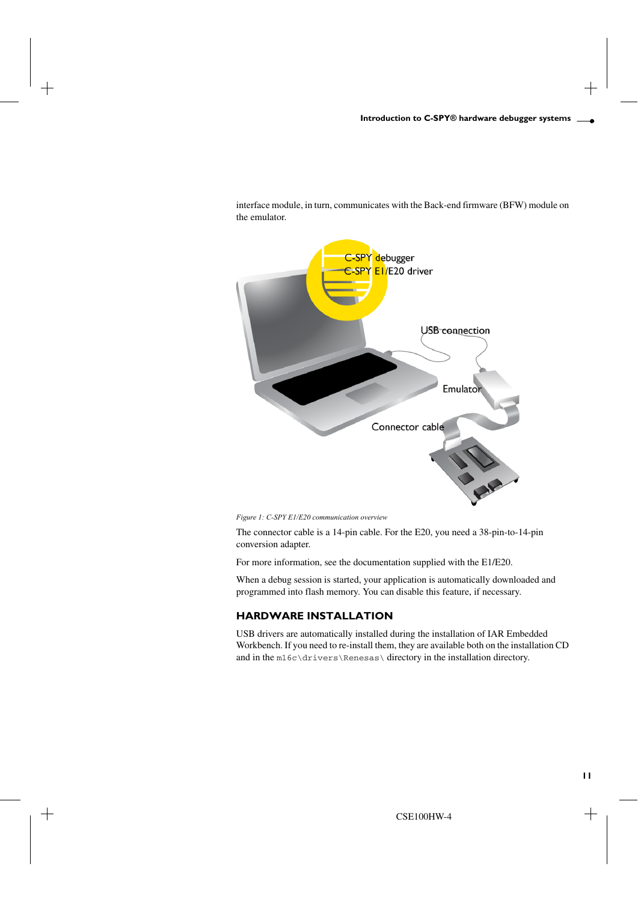interface module, in turn, communicates with the Back-end firmware (BFW) module on the emulator.

C-SPY debugger
C-SPY E1/E20 driver
USB connection
Emulator
Connector cable

*Figure 1: C-SPY E1/E20 communication overview*

The connector cable is a 14-pin cable. For the E20, you need a 38-pin-to-14-pin conversion adapter.

For more information, see the documentation supplied with the E1/E20.

When a debug session is started, your application is automatically downloaded and programmed into flash memory. You can disable this feature, if necessary.

## HARDWARE INSTALLATION

USB drivers are automatically installed during the installation of IAR Embedded Workbench. If you need to re-install them, they are available both on the installation CD and in the `m16c\drivers\Renesas\` directory in the installation directory.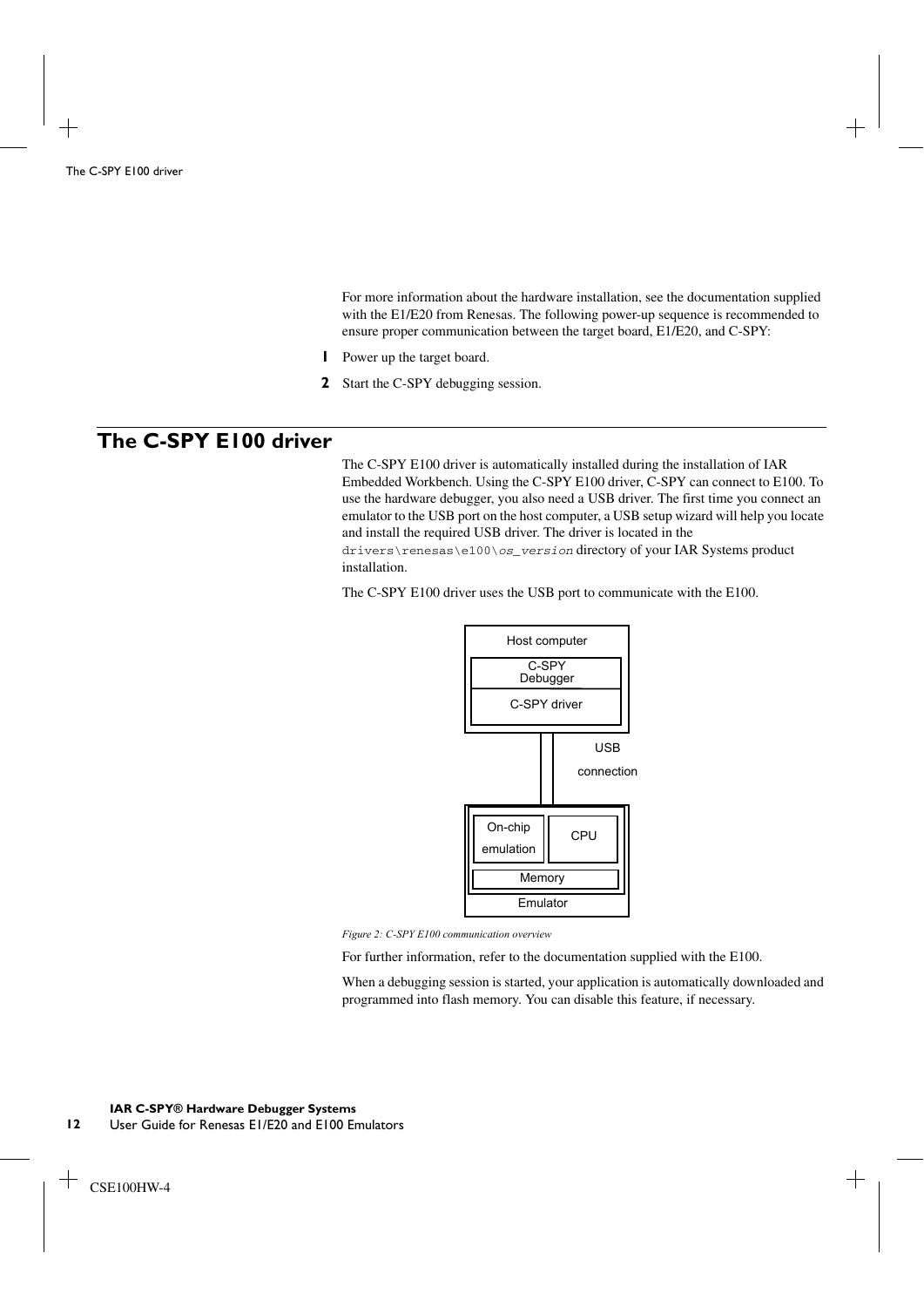For more information about the hardware installation, see the documentation supplied with the E1/E20 from Renesas. The following power-up sequence is recommended to ensure proper communication between the target board, E1/E20, and C-SPY:

1. Power up the target board.
2. Start the C-SPY debugging session.

## The C-SPY E100 driver

The C-SPY E100 driver is automatically installed during the installation of IAR Embedded Workbench. Using the C-SPY E100 driver, C-SPY can connect to E100. To use the hardware debugger, you also need a USB driver. The first time you connect an emulator to the USB port on the host computer, a USB setup wizard will help you locate and install the required USB driver. The driver is located in the `drivers\renesas\e100\os_version` directory of your IAR Systems product installation.

The C-SPY E100 driver uses the USB port to communicate with the E100.

Host computer
C-SPY Debugger
C-SPY driver
USB connection
On-chip emulation
CPU
Memory
Emulator

*Figure 2: C-SPY E100 communication overview*

For further information, refer to the documentation supplied with the E100.

When a debugging session is started, your application is automatically downloaded and programmed into flash memory. You can disable this feature, if necessary.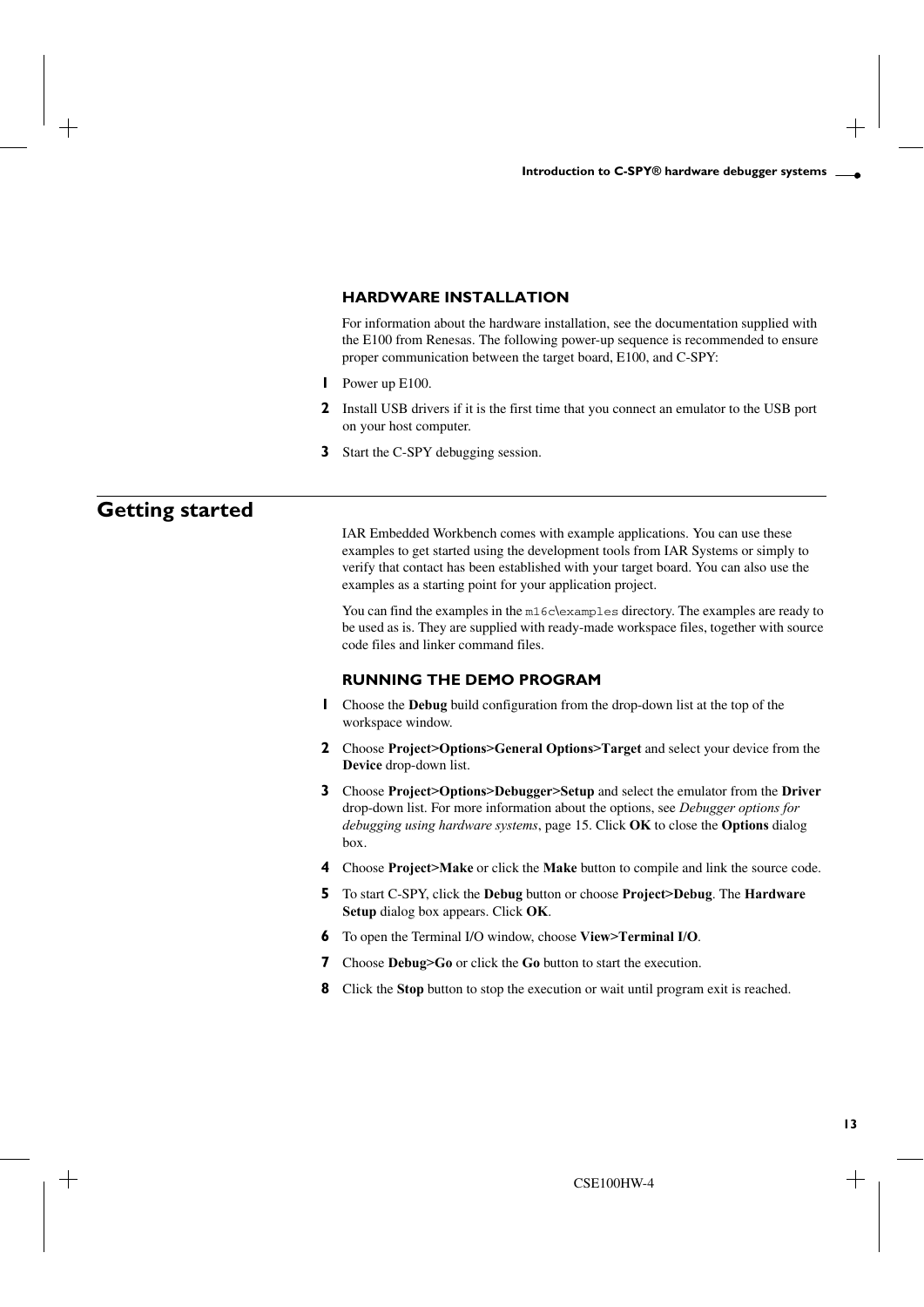### HARDWARE INSTALLATION

For information about the hardware installation, see the documentation supplied with the E100 from Renesas. The following power-up sequence is recommended to ensure proper communication between the target board, E100, and C-SPY:

1. Power up E100.
2. Install USB drivers if it is the first time that you connect an emulator to the USB port on your host computer.
3. Start the C-SPY debugging session.

## Getting started

IAR Embedded Workbench comes with example applications. You can use these examples to get started using the development tools from IAR Systems or simply to verify that contact has been established with your target board. You can also use the examples as a starting point for your application project.

You can find the examples in the `m16c\examples` directory. The examples are ready to be used as is. They are supplied with ready-made workspace files, together with source code files and linker command files.

### RUNNING THE DEMO PROGRAM

1. Choose the **Debug** build configuration from the drop-down list at the top of the workspace window.
2. Choose **Project>Options>General Options>Target** and select your device from the **Device** drop-down list.
3. Choose **Project>Options>Debugger>Setup** and select the emulator from the **Driver** drop-down list. For more information about the options, see *Debugger options for debugging using hardware systems*, page 15. Click **OK** to close the **Options** dialog box.
4. Choose **Project>Make** or click the **Make** button to compile and link the source code.
5. To start C-SPY, click the **Debug** button or choose **Project>Debug**. The **Hardware Setup** dialog box appears. Click **OK**.
6. To open the Terminal I/O window, choose **View>Terminal I/O**.
7. Choose **Debug>Go** or click the **Go** button to start the execution.
8. Click the **Stop** button to stop the execution or wait until program exit is reached.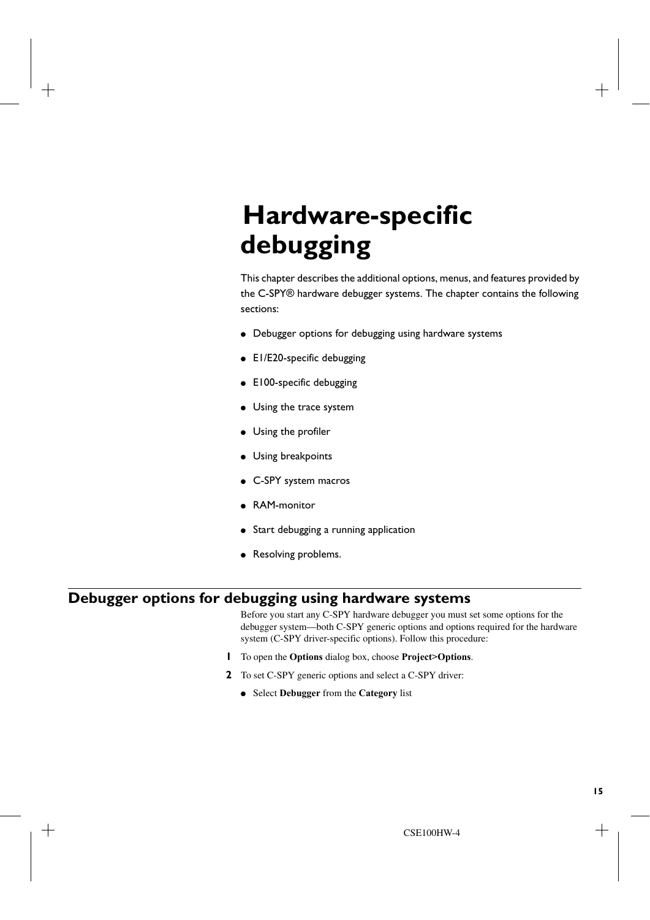# Hardware-specific debugging

This chapter describes the additional options, menus, and features provided by the C-SPY® hardware debugger systems. The chapter contains the following sections:

- Debugger options for debugging using hardware systems
- E1/E20-specific debugging
- E100-specific debugging
- Using the trace system
- Using the profiler
- Using breakpoints
- C-SPY system macros
- RAM-monitor
- Start debugging a running application
- Resolving problems.

## Debugger options for debugging using hardware systems

Before you start any C-SPY hardware debugger you must set some options for the debugger system—both C-SPY generic options and options required for the hardware system (C-SPY driver-specific options). Follow this procedure:

1. To open the **Options** dialog box, choose **Project>Options**.
2. To set C-SPY generic options and select a C-SPY driver:
   - Select **Debugger** from the **Category** list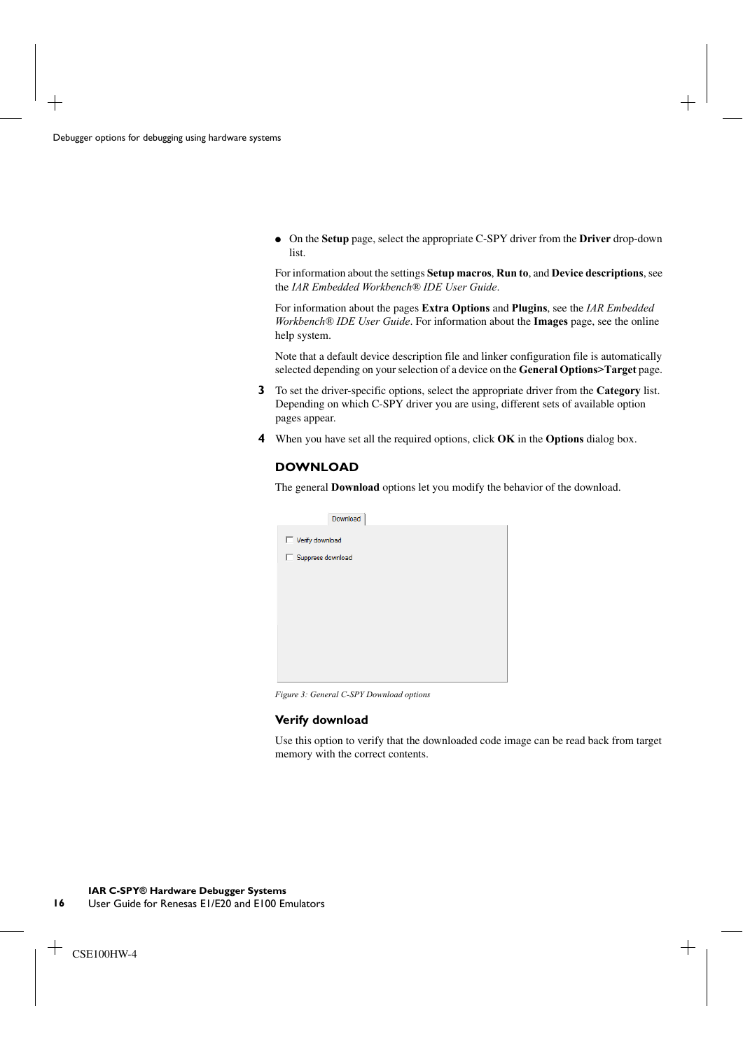- On the **Setup** page, select the appropriate C-SPY driver from the **Driver** drop-down list.

For information about the settings **Setup macros**, **Run to**, and **Device descriptions**, see the *IAR Embedded Workbench® IDE User Guide*.

For information about the pages **Extra Options** and **Plugins**, see the *IAR Embedded Workbench® IDE User Guide*. For information about the **Images** page, see the online help system.

Note that a default device description file and linker configuration file is automatically selected depending on your selection of a device on the **General Options>Target** page.

**3** To set the driver-specific options, select the appropriate driver from the **Category** list. Depending on which C-SPY driver you are using, different sets of available option pages appear.

**4** When you have set all the required options, click **OK** in the **Options** dialog box.

## DOWNLOAD

The general **Download** options let you modify the behavior of the download.

Download

Verify download

Suppress download

*Figure 3: General C-SPY Download options*

### Verify download

Use this option to verify that the downloaded code image can be read back from target memory with the correct contents.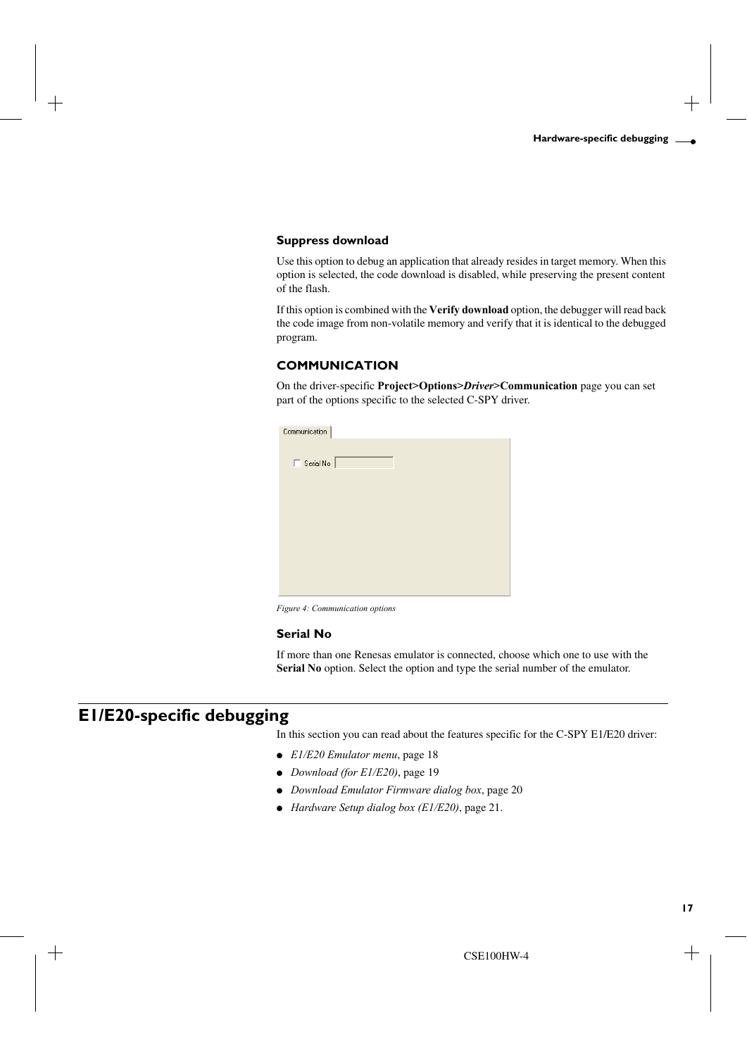### Suppress download

Use this option to debug an application that already resides in target memory. When this option is selected, the code download is disabled, while preserving the present content of the flash.

If this option is combined with the **Verify download** option, the debugger will read back the code image from non-volatile memory and verify that it is identical to the debugged program.

## COMMUNICATION

On the driver-specific **Project>Options>*Driver*>Communication** page you can set part of the options specific to the selected C-SPY driver.

Communication

Serial No

*Figure 4: Communication options*

### Serial No

If more than one Renesas emulator is connected, choose which one to use with the **Serial No** option. Select the option and type the serial number of the emulator.

# E1/E20-specific debugging

In this section you can read about the features specific for the C-SPY E1/E20 driver:

- *E1/E20 Emulator menu*, page 18
- *Download (for E1/E20)*, page 19
- *Download Emulator Firmware dialog box*, page 20
- *Hardware Setup dialog box (E1/E20)*, page 21.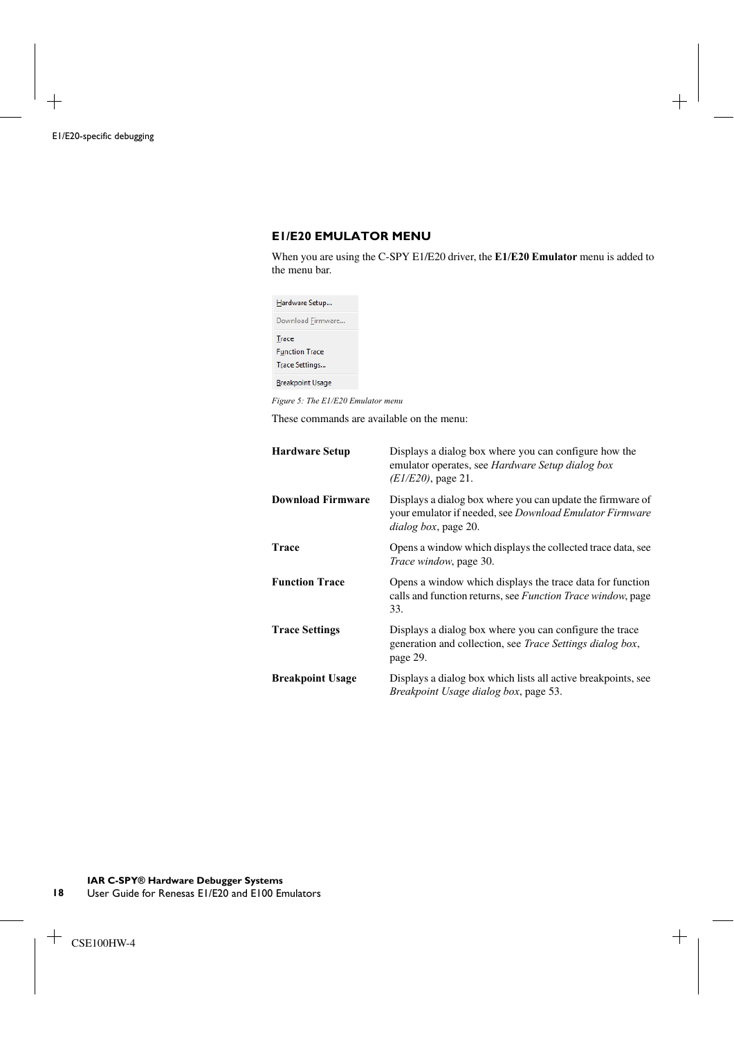## E1/E20 EMULATOR MENU

When you are using the C-SPY E1/E20 driver, the **E1/E20 Emulator** menu is added to the menu bar.

Hardware Setup...
Download Firmware...
Trace
Function Trace
Trace Settings...
Breakpoint Usage

*Figure 5: The E1/E20 Emulator menu*

These commands are available on the menu:

| | |
|---|---|
| **Hardware Setup** | Displays a dialog box where you can configure how the emulator operates, see *Hardware Setup dialog box (E1/E20)*, page 21. |
| **Download Firmware** | Displays a dialog box where you can update the firmware of your emulator if needed, see *Download Emulator Firmware dialog box*, page 20. |
| **Trace** | Opens a window which displays the collected trace data, see *Trace window*, page 30. |
| **Function Trace** | Opens a window which displays the trace data for function calls and function returns, see *Function Trace window*, page 33. |
| **Trace Settings** | Displays a dialog box where you can configure the trace generation and collection, see *Trace Settings dialog box*, page 29. |
| **Breakpoint Usage** | Displays a dialog box which lists all active breakpoints, see *Breakpoint Usage dialog box*, page 53. |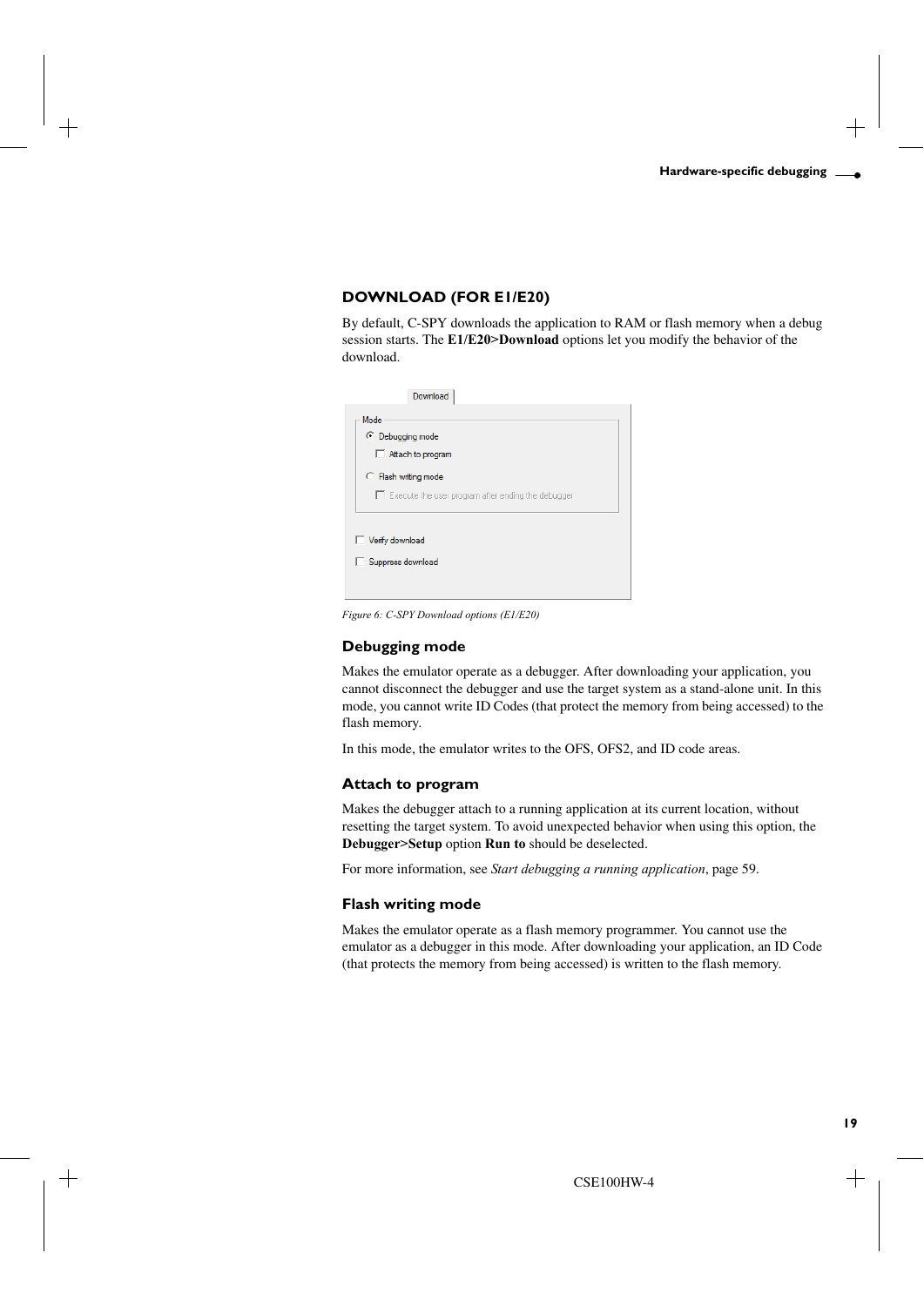## DOWNLOAD (FOR E1/E20)

By default, C-SPY downloads the application to RAM or flash memory when a debug session starts. The **E1/E20>Download** options let you modify the behavior of the download.

*Figure 6: C-SPY Download options (E1/E20)*

### Debugging mode

Makes the emulator operate as a debugger. After downloading your application, you cannot disconnect the debugger and use the target system as a stand-alone unit. In this mode, you cannot write ID Codes (that protect the memory from being accessed) to the flash memory.

In this mode, the emulator writes to the OFS, OFS2, and ID code areas.

### Attach to program

Makes the debugger attach to a running application at its current location, without resetting the target system. To avoid unexpected behavior when using this option, the **Debugger>Setup** option **Run to** should be deselected.

For more information, see *Start debugging a running application*, page 59.

### Flash writing mode

Makes the emulator operate as a flash memory programmer. You cannot use the emulator as a debugger in this mode. After downloading your application, an ID Code (that protects the memory from being accessed) is written to the flash memory.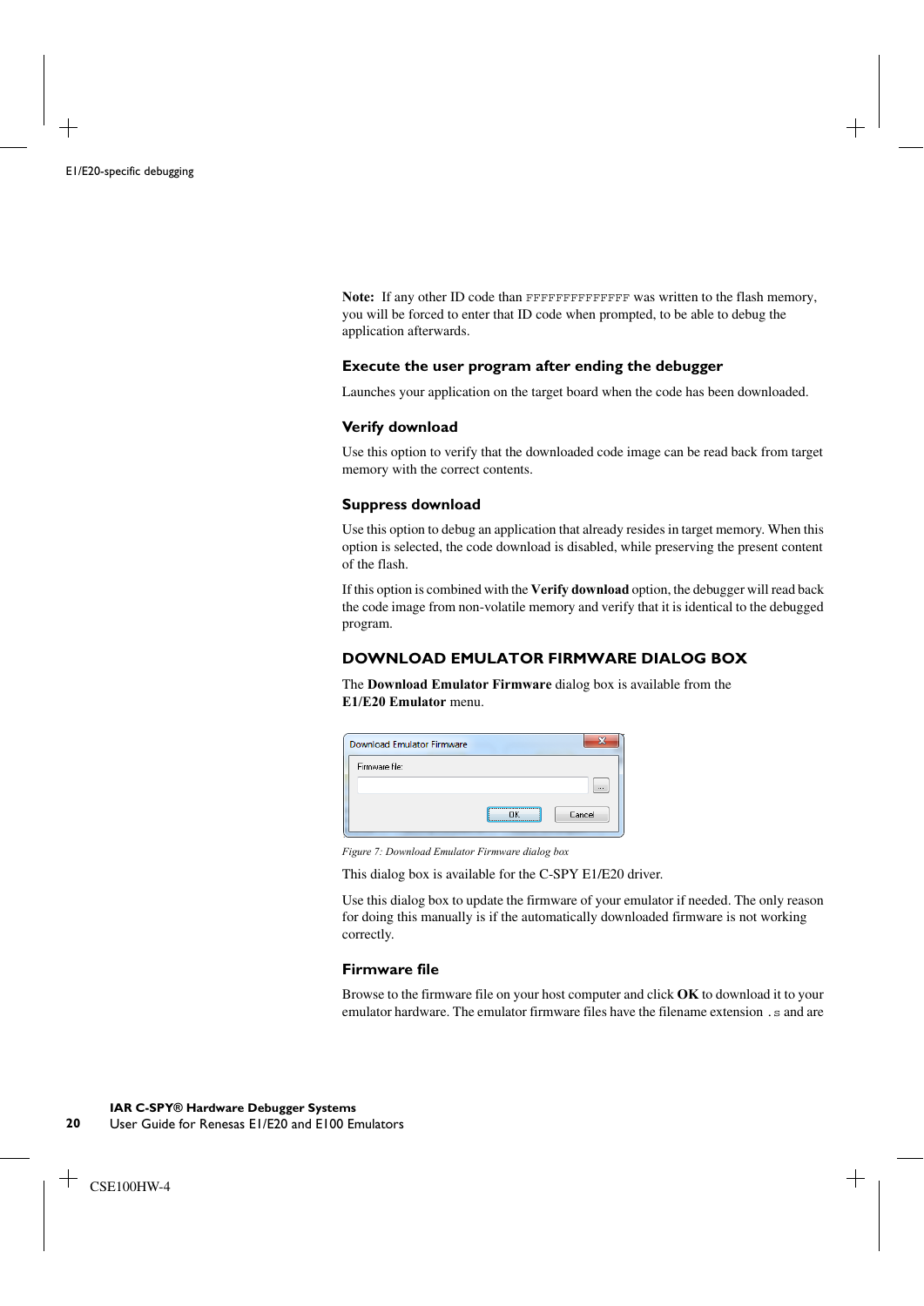**Note:** If any other ID code than FFFFFFFFFFFFFF was written to the flash memory, you will be forced to enter that ID code when prompted, to be able to debug the application afterwards.

### Execute the user program after ending the debugger

Launches your application on the target board when the code has been downloaded.

### Verify download

Use this option to verify that the downloaded code image can be read back from target memory with the correct contents.

### Suppress download

Use this option to debug an application that already resides in target memory. When this option is selected, the code download is disabled, while preserving the present content of the flash.

If this option is combined with the **Verify download** option, the debugger will read back the code image from non-volatile memory and verify that it is identical to the debugged program.

## DOWNLOAD EMULATOR FIRMWARE DIALOG BOX

The **Download Emulator Firmware** dialog box is available from the **E1/E20 Emulator** menu.

*Figure 7: Download Emulator Firmware dialog box*

This dialog box is available for the C-SPY E1/E20 driver.

Use this dialog box to update the firmware of your emulator if needed. The only reason for doing this manually is if the automatically downloaded firmware is not working correctly.

### Firmware file

Browse to the firmware file on your host computer and click **OK** to download it to your emulator hardware. The emulator firmware files have the filename extension `.s` and are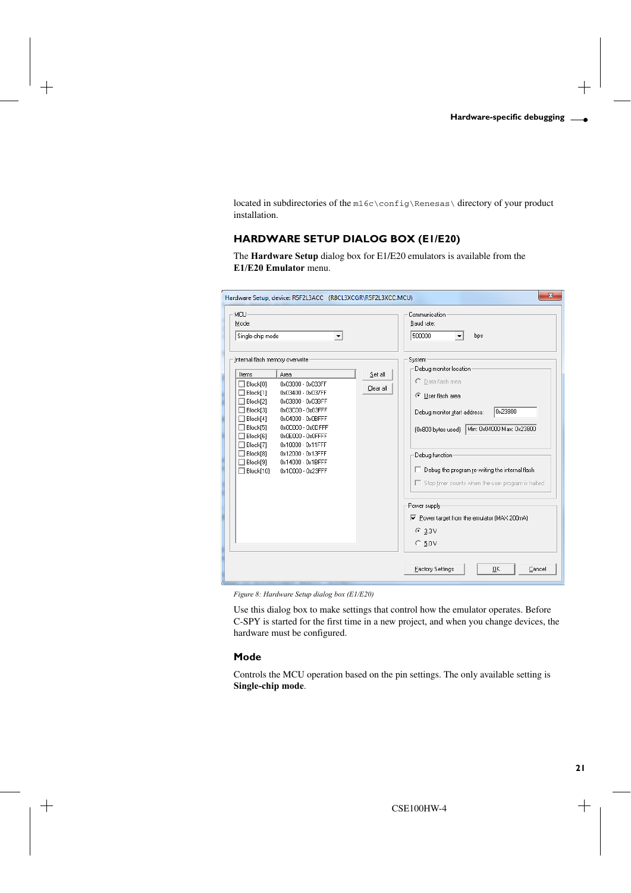located in subdirectories of the `m16c\config\Renesas\` directory of your product installation.

## HARDWARE SETUP DIALOG BOX (E1/E20)

The **Hardware Setup** dialog box for E1/E20 emulators is available from the **E1/E20 Emulator** menu.

*Figure 8: Hardware Setup dialog box (E1/E20)*

Use this dialog box to make settings that control how the emulator operates. Before C-SPY is started for the first time in a new project, and when you change devices, the hardware must be configured.

### Mode

Controls the MCU operation based on the pin settings. The only available setting is **Single-chip mode**.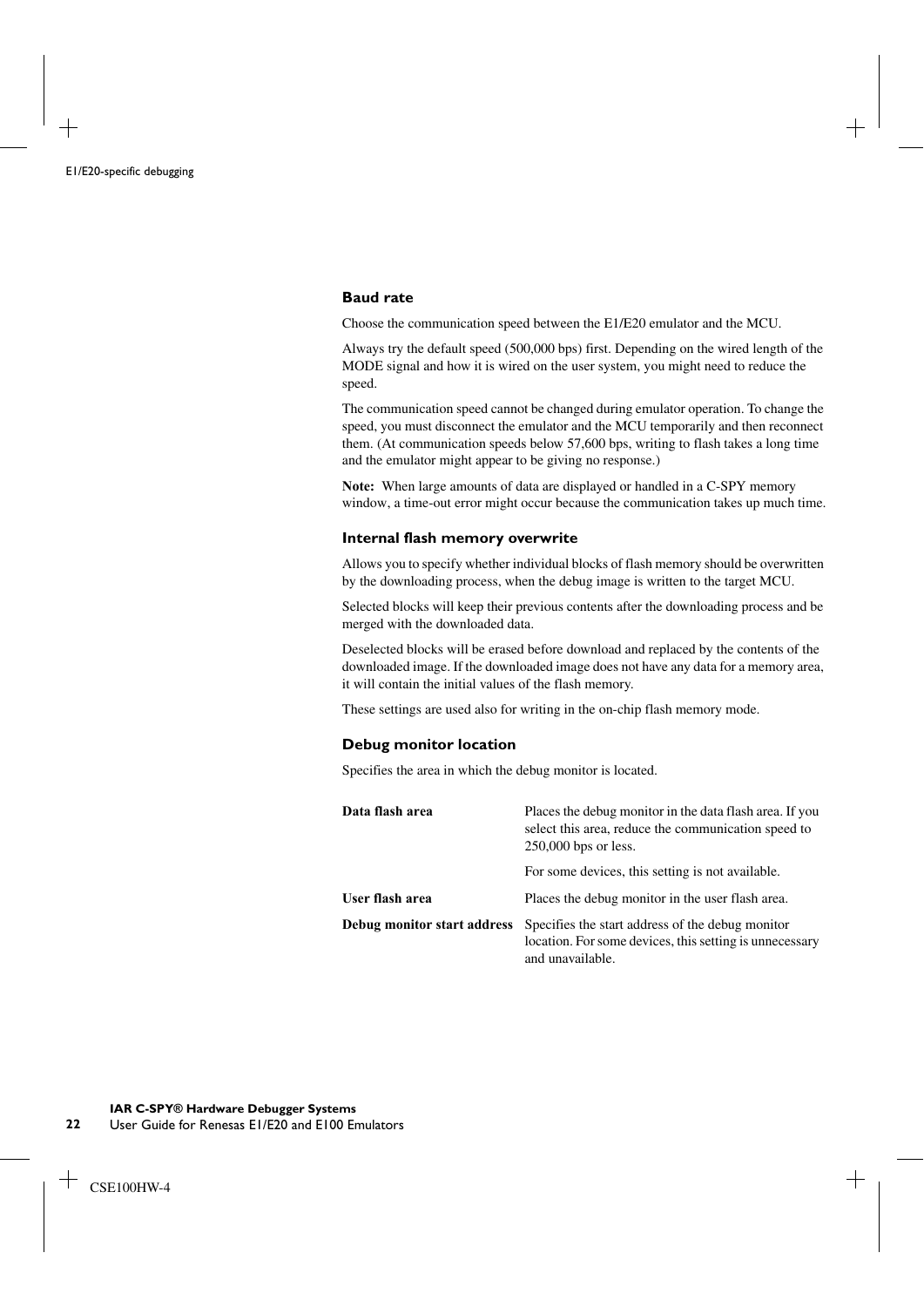### Baud rate

Choose the communication speed between the E1/E20 emulator and the MCU.

Always try the default speed (500,000 bps) first. Depending on the wired length of the MODE signal and how it is wired on the user system, you might need to reduce the speed.

The communication speed cannot be changed during emulator operation. To change the speed, you must disconnect the emulator and the MCU temporarily and then reconnect them. (At communication speeds below 57,600 bps, writing to flash takes a long time and the emulator might appear to be giving no response.)

**Note:** When large amounts of data are displayed or handled in a C-SPY memory window, a time-out error might occur because the communication takes up much time.

### Internal flash memory overwrite

Allows you to specify whether individual blocks of flash memory should be overwritten by the downloading process, when the debug image is written to the target MCU.

Selected blocks will keep their previous contents after the downloading process and be merged with the downloaded data.

Deselected blocks will be erased before download and replaced by the contents of the downloaded image. If the downloaded image does not have any data for a memory area, it will contain the initial values of the flash memory.

These settings are used also for writing in the on-chip flash memory mode.

### Debug monitor location

Specifies the area in which the debug monitor is located.

| | |
|---|---|
| **Data flash area** | Places the debug monitor in the data flash area. If you select this area, reduce the communication speed to 250,000 bps or less.<br><br>For some devices, this setting is not available. |
| **User flash area** | Places the debug monitor in the user flash area. |
| **Debug monitor start address** | Specifies the start address of the debug monitor location. For some devices, this setting is unnecessary and unavailable. |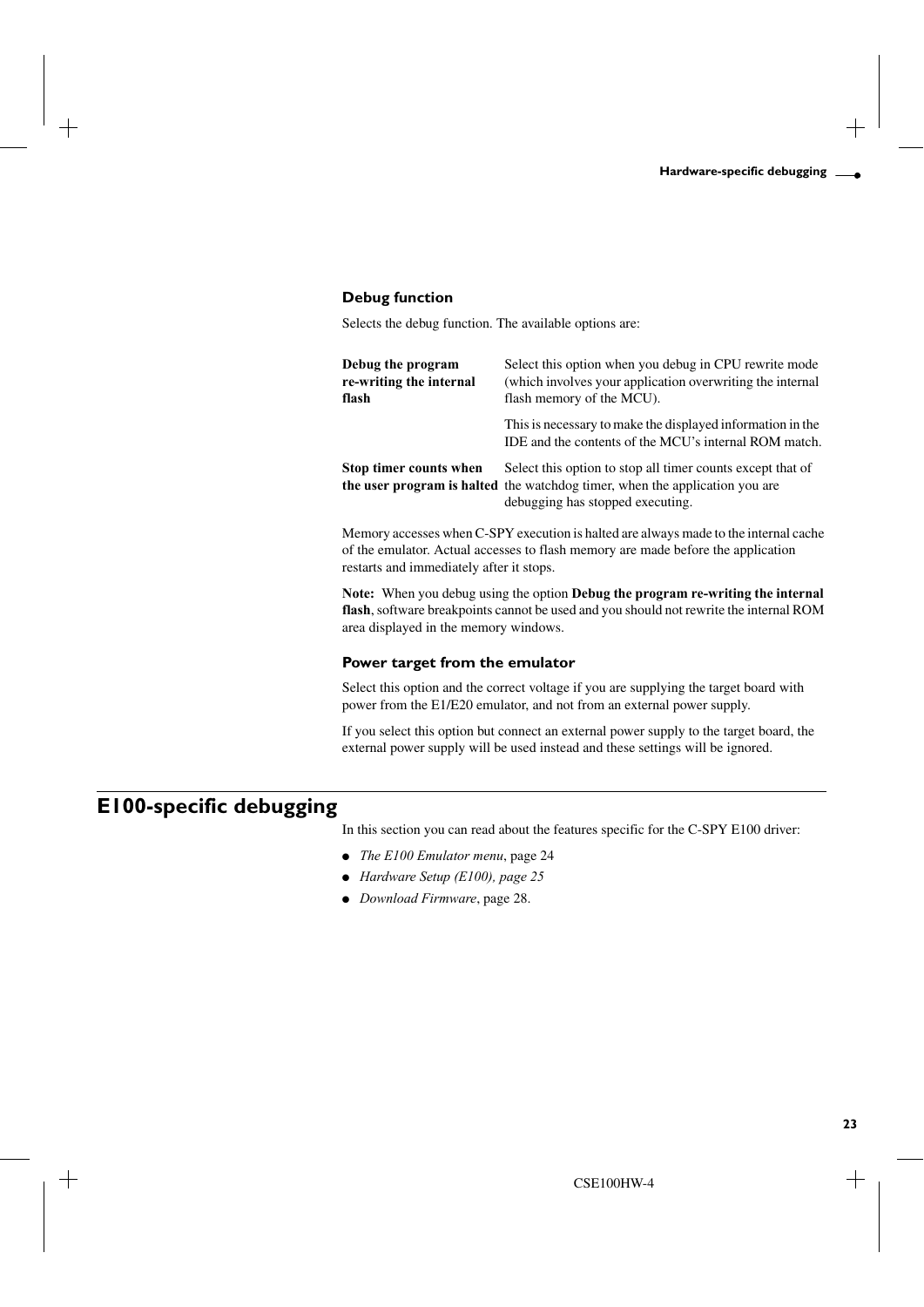### Debug function

Selects the debug function. The available options are:

| | |
|---|---|
| **Debug the program re-writing the internal flash** | Select this option when you debug in CPU rewrite mode (which involves your application overwriting the internal flash memory of the MCU).<br><br>This is necessary to make the displayed information in the IDE and the contents of the MCU's internal ROM match. |
| **Stop timer counts when the user program is halted** | Select this option to stop all timer counts except that of the watchdog timer, when the application you are debugging has stopped executing. |

Memory accesses when C-SPY execution is halted are always made to the internal cache of the emulator. Actual accesses to flash memory are made before the application restarts and immediately after it stops.

**Note:** When you debug using the option **Debug the program re-writing the internal flash**, software breakpoints cannot be used and you should not rewrite the internal ROM area displayed in the memory windows.

### Power target from the emulator

Select this option and the correct voltage if you are supplying the target board with power from the E1/E20 emulator, and not from an external power supply.

If you select this option but connect an external power supply to the target board, the external power supply will be used instead and these settings will be ignored.

## E100-specific debugging

In this section you can read about the features specific for the C-SPY E100 driver:

- *The E100 Emulator menu*, page 24
- *Hardware Setup (E100), page 25*
- *Download Firmware*, page 28.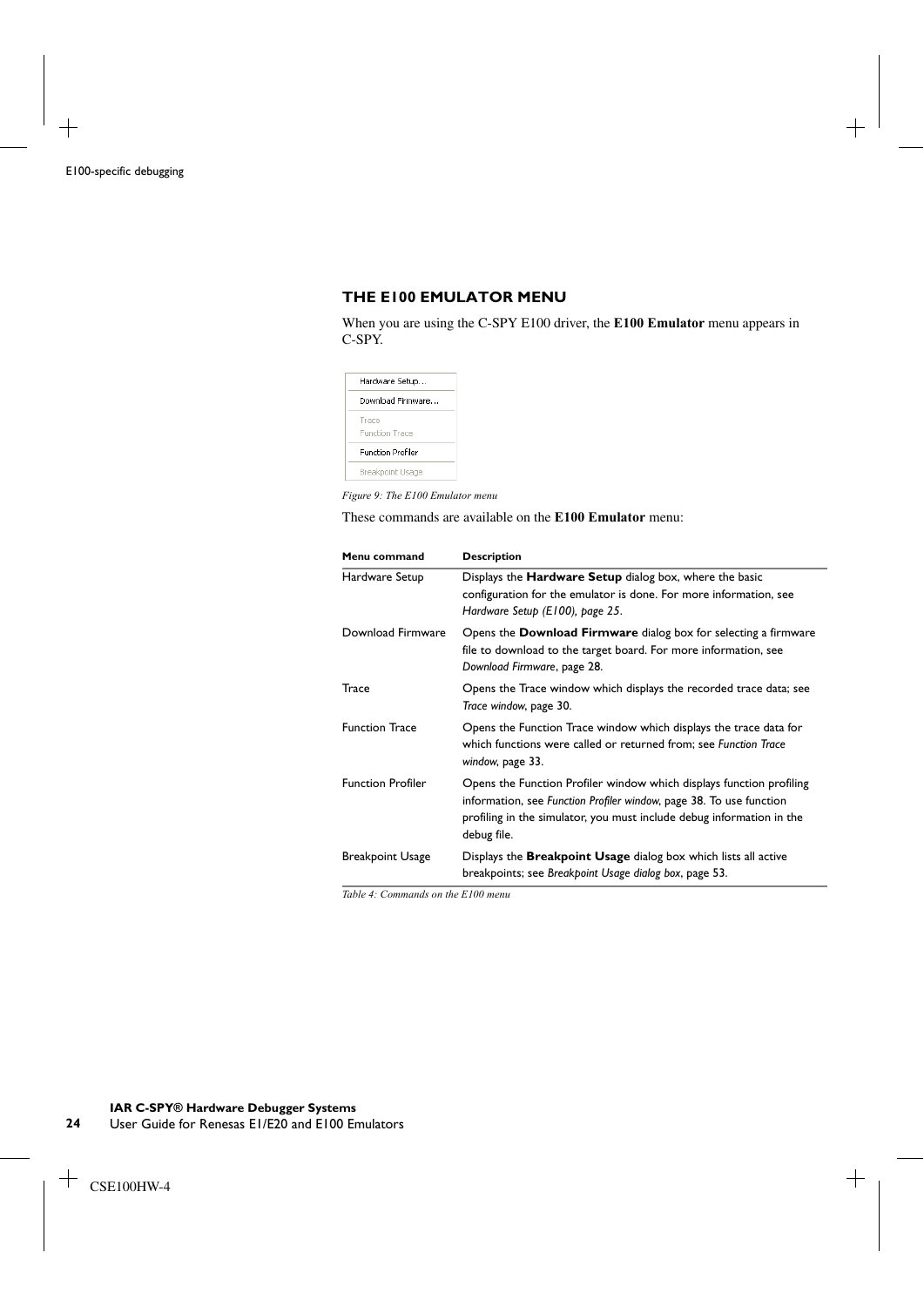### THE E100 EMULATOR MENU

When you are using the C-SPY E100 driver, the **E100 Emulator** menu appears in C-SPY.

Hardware Setup...
Download Firmware...
Trace
Function Trace
Function Profiler
Breakpoint Usage

*Figure 9: The E100 Emulator menu*

These commands are available on the **E100 Emulator** menu:

| Menu command | Description |
|---|---|
| Hardware Setup | Displays the **Hardware Setup** dialog box, where the basic configuration for the emulator is done. For more information, see *Hardware Setup (E100), page 25*. |
| Download Firmware | Opens the **Download Firmware** dialog box for selecting a firmware file to download to the target board. For more information, see *Download Firmware*, page 28. |
| Trace | Opens the Trace window which displays the recorded trace data; see *Trace window*, page 30. |
| Function Trace | Opens the Function Trace window which displays the trace data for which functions were called or returned from; see *Function Trace window*, page 33. |
| Function Profiler | Opens the Function Profiler window which displays function profiling information, see *Function Profiler window*, page 38. To use function profiling in the simulator, you must include debug information in the debug file. |
| Breakpoint Usage | Displays the **Breakpoint Usage** dialog box which lists all active breakpoints; see *Breakpoint Usage dialog box*, page 53. |

*Table 4: Commands on the E100 menu*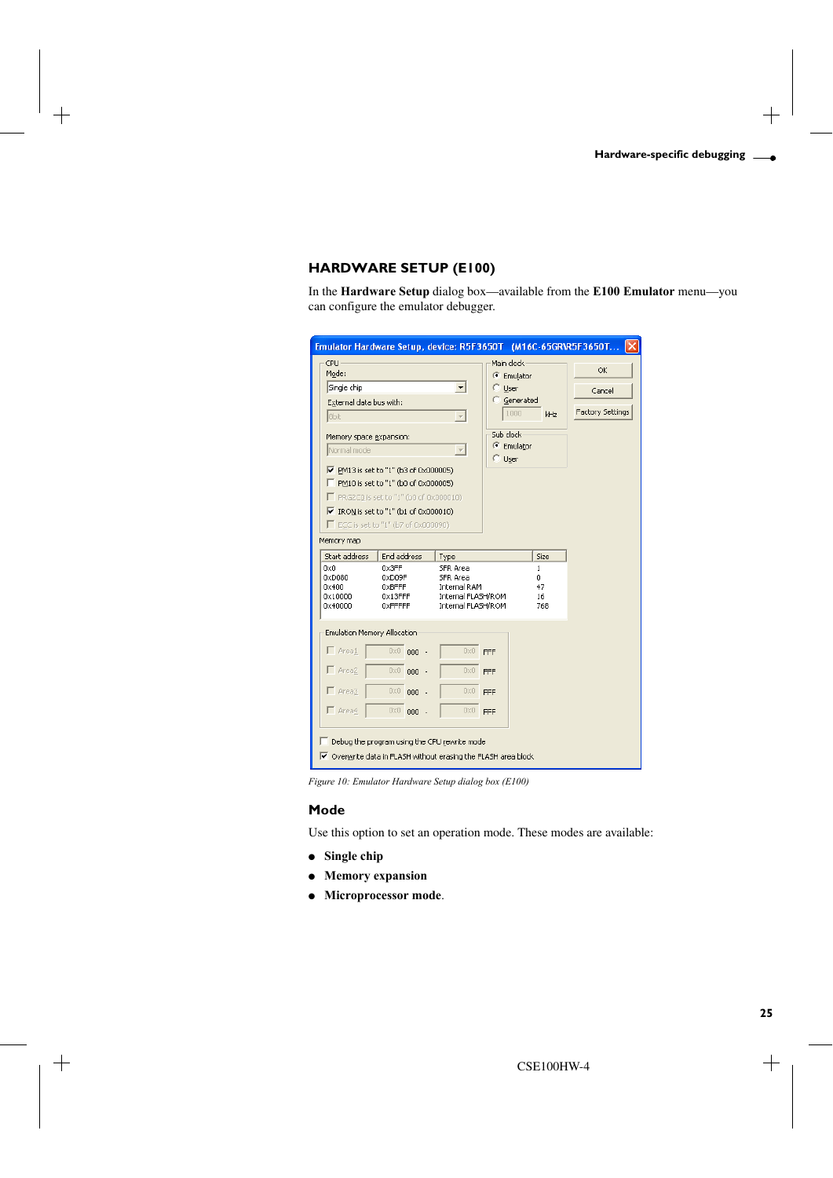## HARDWARE SETUP (E100)

In the **Hardware Setup** dialog box—available from the **E100 Emulator** menu—you can configure the emulator debugger.

*Figure 10: Emulator Hardware Setup dialog box (E100)*

### Mode

Use this option to set an operation mode. These modes are available:

- **Single chip**
- **Memory expansion**
- **Microprocessor mode**.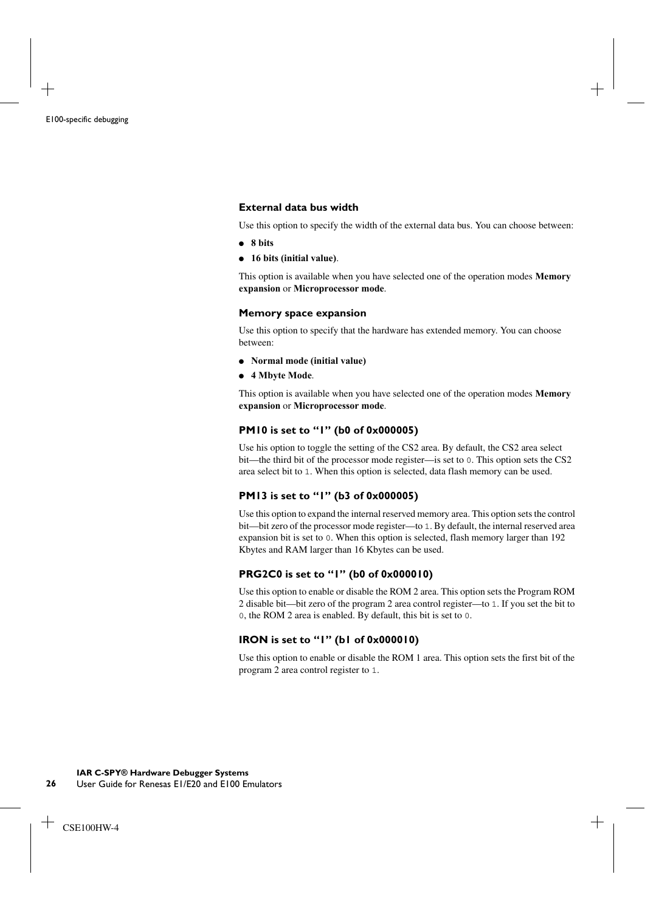### External data bus width

Use this option to specify the width of the external data bus. You can choose between:

- **8 bits**
- **16 bits (initial value)**.

This option is available when you have selected one of the operation modes **Memory expansion** or **Microprocessor mode**.

### Memory space expansion

Use this option to specify that the hardware has extended memory. You can choose between:

- **Normal mode (initial value)**
- **4 Mbyte Mode**.

This option is available when you have selected one of the operation modes **Memory expansion** or **Microprocessor mode**.

### PM10 is set to "1" (b0 of 0x000005)

Use his option to toggle the setting of the CS2 area. By default, the CS2 area select bit—the third bit of the processor mode register—is set to `0`. This option sets the CS2 area select bit to `1`. When this option is selected, data flash memory can be used.

### PM13 is set to "1" (b3 of 0x000005)

Use this option to expand the internal reserved memory area. This option sets the control bit—bit zero of the processor mode register—to `1`. By default, the internal reserved area expansion bit is set to `0`. When this option is selected, flash memory larger than 192 Kbytes and RAM larger than 16 Kbytes can be used.

### PRG2C0 is set to "1" (b0 of 0x000010)

Use this option to enable or disable the ROM 2 area. This option sets the Program ROM 2 disable bit—bit zero of the program 2 area control register—to `1`. If you set the bit to `0`, the ROM 2 area is enabled. By default, this bit is set to `0`.

### IRON is set to "1" (b1 of 0x000010)

Use this option to enable or disable the ROM 1 area. This option sets the first bit of the program 2 area control register to `1`.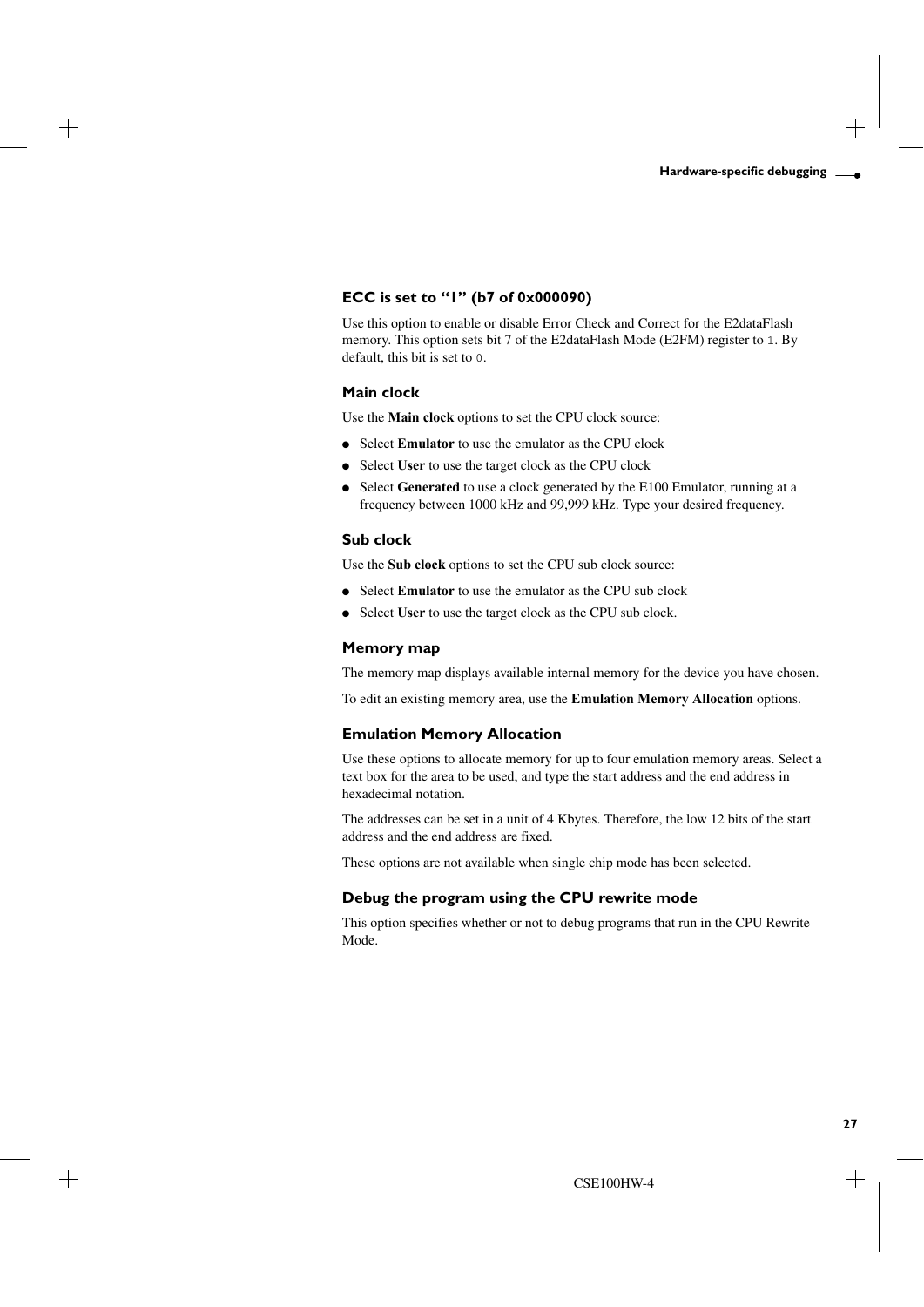### ECC is set to "1" (b7 of 0x000090)

Use this option to enable or disable Error Check and Correct for the E2dataFlash memory. This option sets bit 7 of the E2dataFlash Mode (E2FM) register to `1`. By default, this bit is set to `0`.

### Main clock

Use the **Main clock** options to set the CPU clock source:

- Select **Emulator** to use the emulator as the CPU clock
- Select **User** to use the target clock as the CPU clock
- Select **Generated** to use a clock generated by the E100 Emulator, running at a frequency between 1000 kHz and 99,999 kHz. Type your desired frequency.

### Sub clock

Use the **Sub clock** options to set the CPU sub clock source:

- Select **Emulator** to use the emulator as the CPU sub clock
- Select **User** to use the target clock as the CPU sub clock.

### Memory map

The memory map displays available internal memory for the device you have chosen.

To edit an existing memory area, use the **Emulation Memory Allocation** options.

### Emulation Memory Allocation

Use these options to allocate memory for up to four emulation memory areas. Select a text box for the area to be used, and type the start address and the end address in hexadecimal notation.

The addresses can be set in a unit of 4 Kbytes. Therefore, the low 12 bits of the start address and the end address are fixed.

These options are not available when single chip mode has been selected.

### Debug the program using the CPU rewrite mode

This option specifies whether or not to debug programs that run in the CPU Rewrite Mode.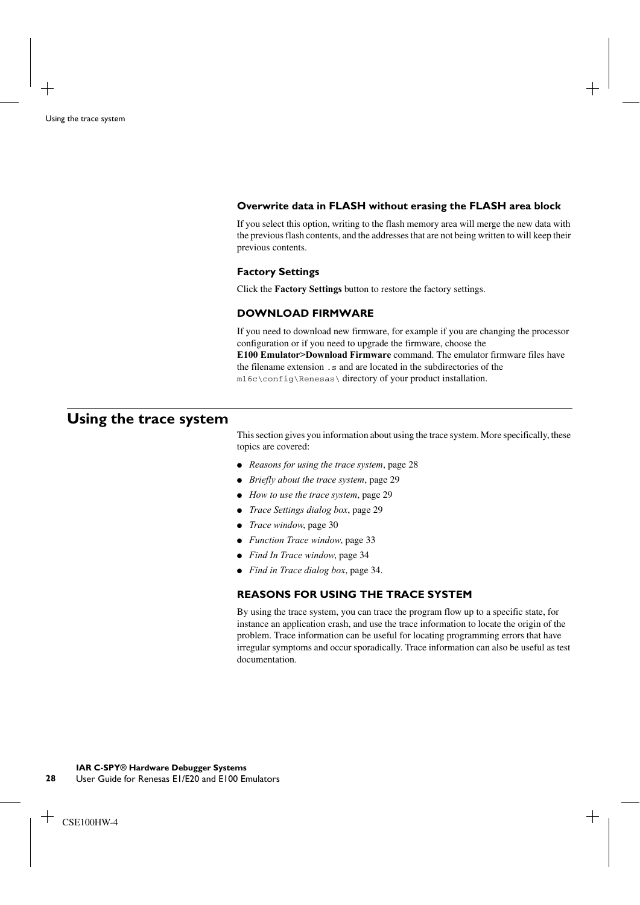#### Overwrite data in FLASH without erasing the FLASH area block

If you select this option, writing to the flash memory area will merge the new data with the previous flash contents, and the addresses that are not being written to will keep their previous contents.

#### Factory Settings

Click the **Factory Settings** button to restore the factory settings.

### DOWNLOAD FIRMWARE

If you need to download new firmware, for example if you are changing the processor configuration or if you need to upgrade the firmware, choose the **E100 Emulator>Download Firmware** command. The emulator firmware files have the filename extension `.s` and are located in the subdirectories of the `m16c\config\Renesas\` directory of your product installation.

## Using the trace system

This section gives you information about using the trace system. More specifically, these topics are covered:

- *Reasons for using the trace system*, page 28
- *Briefly about the trace system*, page 29
- *How to use the trace system*, page 29
- *Trace Settings dialog box*, page 29
- *Trace window*, page 30
- *Function Trace window*, page 33
- *Find In Trace window*, page 34
- *Find in Trace dialog box*, page 34.

### REASONS FOR USING THE TRACE SYSTEM

By using the trace system, you can trace the program flow up to a specific state, for instance an application crash, and use the trace information to locate the origin of the problem. Trace information can be useful for locating programming errors that have irregular symptoms and occur sporadically. Trace information can also be useful as test documentation.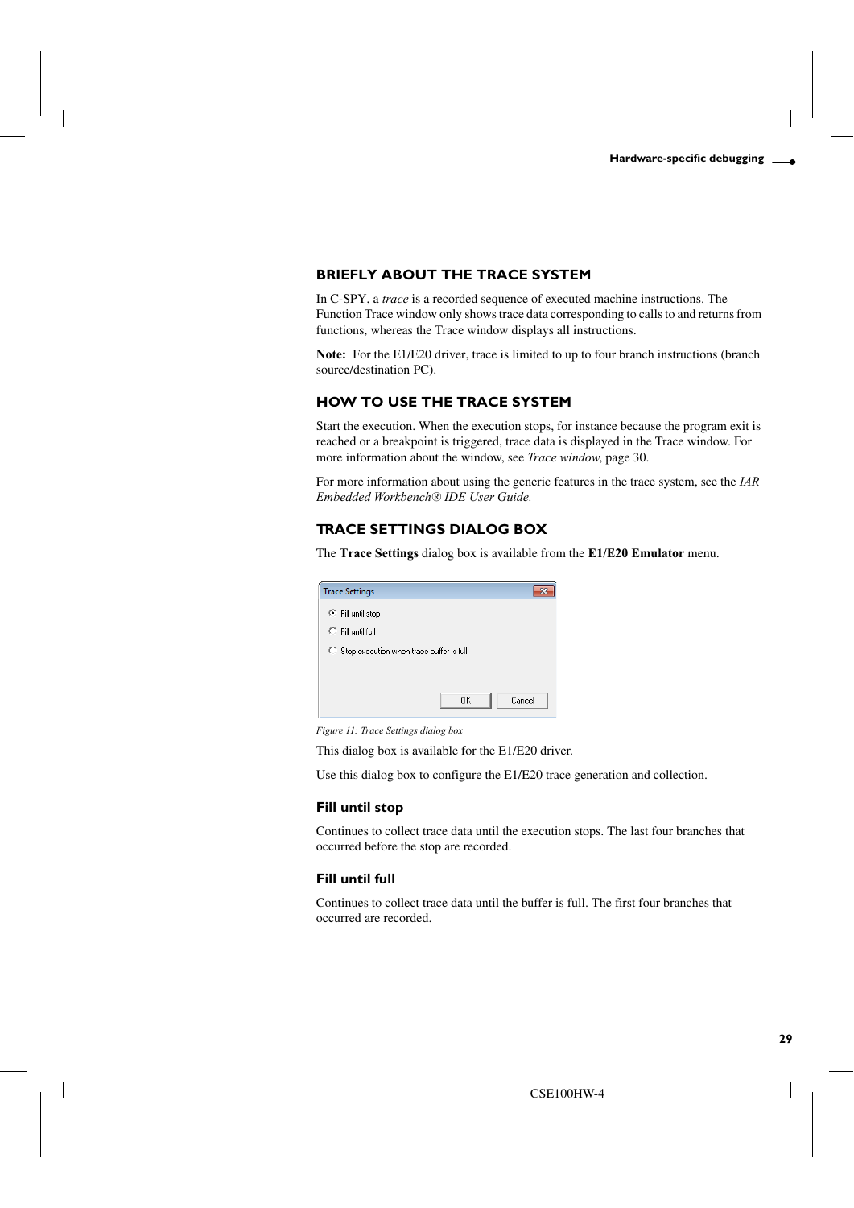## BRIEFLY ABOUT THE TRACE SYSTEM

In C-SPY, a *trace* is a recorded sequence of executed machine instructions. The Function Trace window only shows trace data corresponding to calls to and returns from functions, whereas the Trace window displays all instructions.

**Note:** For the E1/E20 driver, trace is limited to up to four branch instructions (branch source/destination PC).

## HOW TO USE THE TRACE SYSTEM

Start the execution. When the execution stops, for instance because the program exit is reached or a breakpoint is triggered, trace data is displayed in the Trace window. For more information about the window, see *Trace window*, page 30.

For more information about using the generic features in the trace system, see the *IAR Embedded Workbench® IDE User Guide.*

## TRACE SETTINGS DIALOG BOX

The **Trace Settings** dialog box is available from the **E1/E20 Emulator** menu.

Trace Settings

- Fill until stop
- Fill until full
- Stop execution when trace buffer is full

OK Cancel

*Figure 11: Trace Settings dialog box*

This dialog box is available for the E1/E20 driver.

Use this dialog box to configure the E1/E20 trace generation and collection.

### Fill until stop

Continues to collect trace data until the execution stops. The last four branches that occurred before the stop are recorded.

### Fill until full

Continues to collect trace data until the buffer is full. The first four branches that occurred are recorded.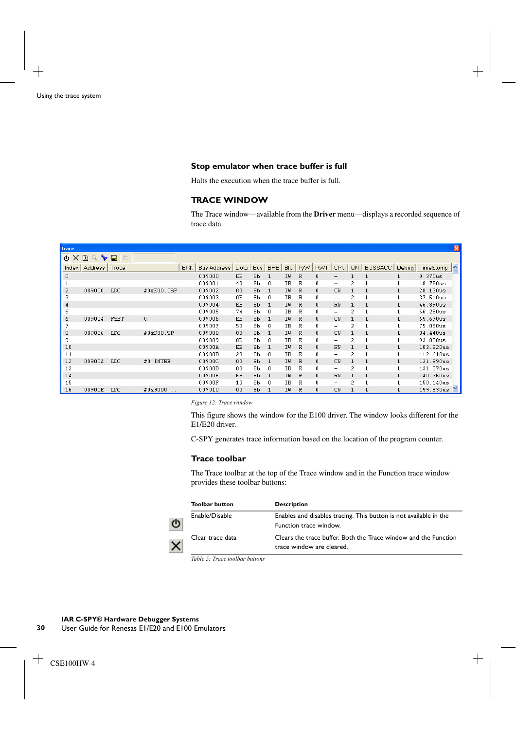### Stop emulator when trace buffer is full

Halts the execution when the trace buffer is full.

## TRACE WINDOW

The Trace window—available from the **Driver** menu—displays a recorded sequence of trace data.

*Figure 12: Trace window*

This figure shows the window for the E100 driver. The window looks different for the E1/E20 driver.

C-SPY generates trace information based on the location of the program counter.

### Trace toolbar

The Trace toolbar at the top of the Trace window and in the Function trace window provides these toolbar buttons:

| Toolbar button | Description |
|---|---|
| Enable/Disable | Enables and disables tracing. This button is not available in the Function trace window. |
| Clear trace data | Clears the trace buffer. Both the Trace window and the Function trace window are cleared. |

*Table 5: Trace toolbar buttons*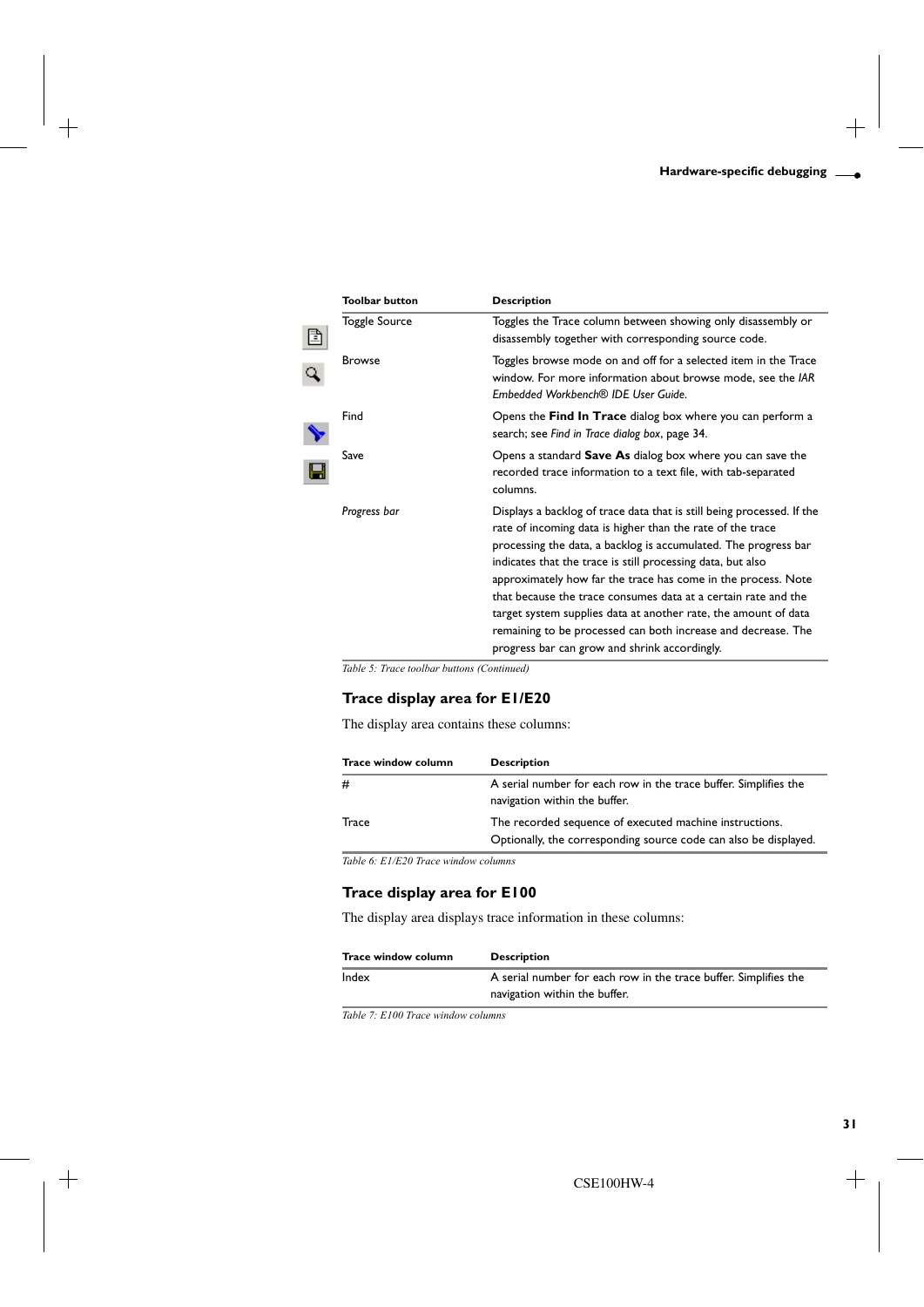| Toolbar button | Description |
| --- | --- |
| Toggle Source | Toggles the Trace column between showing only disassembly or disassembly together with corresponding source code. |
| Browse | Toggles browse mode on and off for a selected item in the Trace window. For more information about browse mode, see the *IAR Embedded Workbench® IDE User Guide*. |
| Find | Opens the **Find In Trace** dialog box where you can perform a search; see *Find in Trace dialog box*, page 34. |
| Save | Opens a standard **Save As** dialog box where you can save the recorded trace information to a text file, with tab-separated columns. |
| *Progress bar* | Displays a backlog of trace data that is still being processed. If the rate of incoming data is higher than the rate of the trace processing the data, a backlog is accumulated. The progress bar indicates that the trace is still processing data, but also approximately how far the trace has come in the process. Note that because the trace consumes data at a certain rate and the target system supplies data at another rate, the amount of data remaining to be processed can both increase and decrease. The progress bar can grow and shrink accordingly. |

*Table 5: Trace toolbar buttons (Continued)*

### Trace display area for E1/E20

The display area contains these columns:

| Trace window column | Description |
| --- | --- |
| # | A serial number for each row in the trace buffer. Simplifies the navigation within the buffer. |
| Trace | The recorded sequence of executed machine instructions. Optionally, the corresponding source code can also be displayed. |

*Table 6: E1/E20 Trace window columns*

### Trace display area for E100

The display area displays trace information in these columns:

| Trace window column | Description |
| --- | --- |
| Index | A serial number for each row in the trace buffer. Simplifies the navigation within the buffer. |

*Table 7: E100 Trace window columns*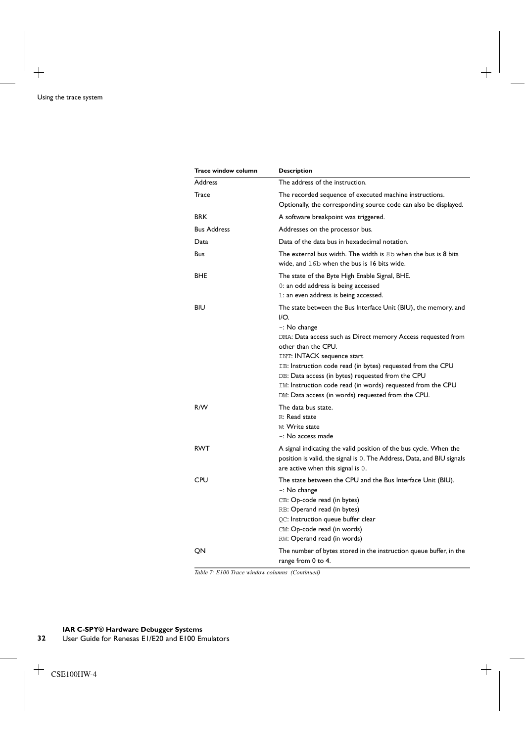| Trace window column | Description |
|---|---|
| Address | The address of the instruction. |
| Trace | The recorded sequence of executed machine instructions. Optionally, the corresponding source code can also be displayed. |
| BRK | A software breakpoint was triggered. |
| Bus Address | Addresses on the processor bus. |
| Data | Data of the data bus in hexadecimal notation. |
| Bus | The external bus width. The width is `8b` when the bus is 8 bits wide, and `16b` when the bus is 16 bits wide. |
| BHE | The state of the Byte High Enable Signal, BHE.<br>`0`: an odd address is being accessed<br>`1`: an even address is being accessed. |
| BIU | The state between the Bus Interface Unit (BIU), the memory, and I/O.<br>`-`: No change<br>`DMA`: Data access such as Direct memory Access requested from other than the CPU.<br>`INT`: INTACK sequence start<br>`IB`: Instruction code read (in bytes) requested from the CPU<br>`DB`: Data access (in bytes) requested from the CPU<br>`IW`: Instruction code read (in words) requested from the CPU<br>`DW`: Data access (in words) requested from the CPU. |
| R/W | The data bus state.<br>`R`: Read state<br>`W`: Write state<br>`-`: No access made |
| RWT | A signal indicating the valid position of the bus cycle. When the position is valid, the signal is `0`. The Address, Data, and BIU signals are active when this signal is `0`. |
| CPU | The state between the CPU and the Bus Interface Unit (BIU).<br>`-`: No change<br>`CB`: Op-code read (in bytes)<br>`RB`: Operand read (in bytes)<br>`QC`: Instruction queue buffer clear<br>`CW`: Op-code read (in words)<br>`RW`: Operand read (in words) |
| QN | The number of bytes stored in the instruction queue buffer, in the range from 0 to 4. |

*Table 7: E100 Trace window columns (Continued)*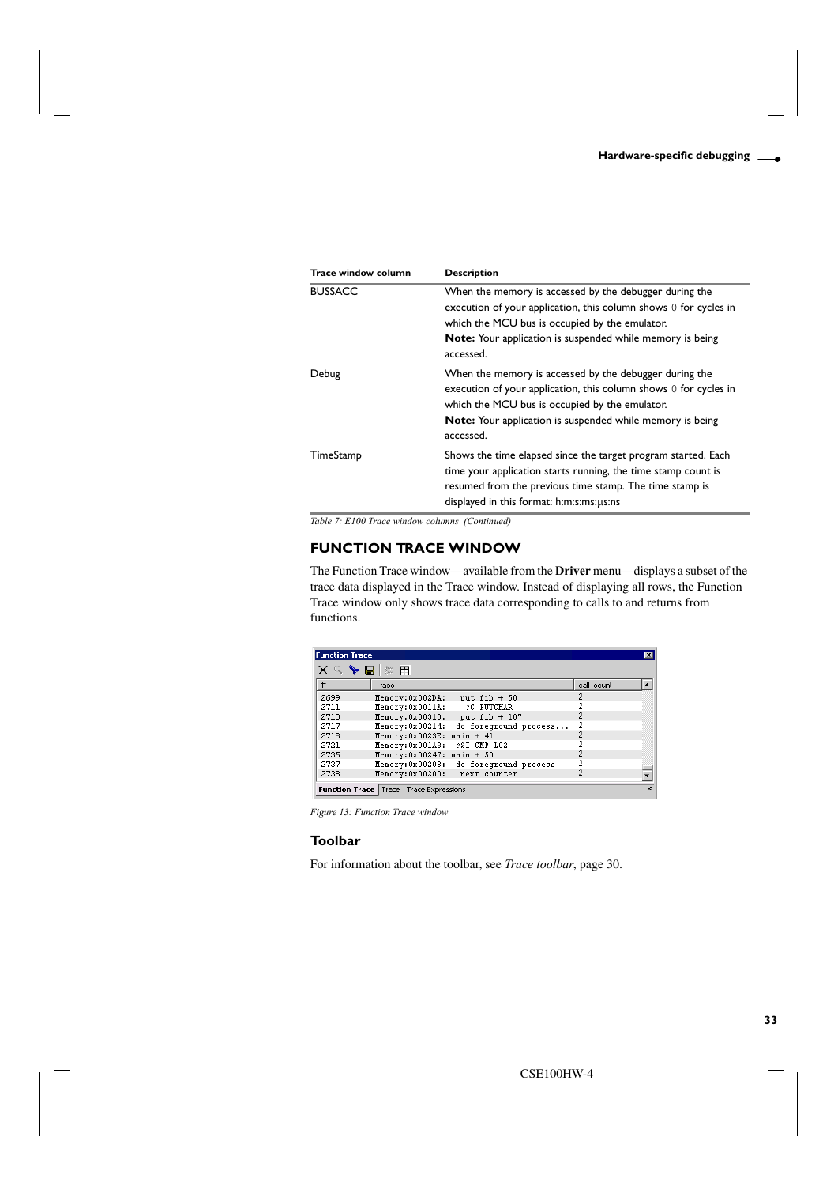| Trace window column | Description |
|---|---|
| BUSSACC | When the memory is accessed by the debugger during the execution of your application, this column shows 0 for cycles in which the MCU bus is occupied by the emulator. **Note:** Your application is suspended while memory is being accessed. |
| Debug | When the memory is accessed by the debugger during the execution of your application, this column shows 0 for cycles in which the MCU bus is occupied by the emulator. **Note:** Your application is suspended while memory is being accessed. |
| TimeStamp | Shows the time elapsed since the target program started. Each time your application starts running, the time stamp count is resumed from the previous time stamp. The time stamp is displayed in this format: h:m:s:ms:µs:ns |

*Table 7: E100 Trace window columns (Continued)*

## FUNCTION TRACE WINDOW

The Function Trace window—available from the **Driver** menu—displays a subset of the trace data displayed in the Trace window. Instead of displaying all rows, the Function Trace window only shows trace data corresponding to calls to and returns from functions.

Function Trace

| # | Trace | call_count |
|---|---|---|
| 2699 | Memory:0x002DA: put fib + 50 | 2 |
| 2711 | Memory:0x0011A: ?C PUTCHAR | 2 |
| 2713 | Memory:0x00313: put fib + 107 | 2 |
| 2717 | Memory:0x00214: do foreground process... | 2 |
| 2718 | Memory:0x0023E: main + 41 | 2 |
| 2721 | Memory:0x001A8: ?SI CMP L02 | 2 |
| 2735 | Memory:0x00247: main + 50 | 2 |
| 2737 | Memory:0x00208: do foreground process | 2 |
| 2738 | Memory:0x00200: next counter | 2 |

Function Trace | Trace | Trace Expressions

*Figure 13: Function Trace window*

### Toolbar

For information about the toolbar, see *Trace toolbar*, page 30.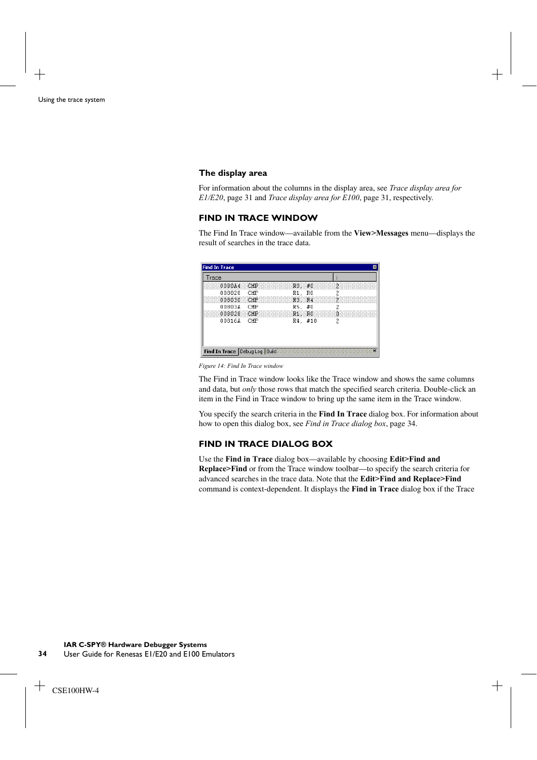### The display area

For information about the columns in the display area, see *Trace display area for E1/E20*, page 31 and *Trace display area for E100*, page 31, respectively.

## FIND IN TRACE WINDOW

The Find In Trace window—available from the **View>Messages** menu—displays the result of searches in the trace data.

*Figure 14: Find In Trace window*

The Find in Trace window looks like the Trace window and shows the same columns and data, but *only* those rows that match the specified search criteria. Double-click an item in the Find in Trace window to bring up the same item in the Trace window.

You specify the search criteria in the **Find In Trace** dialog box. For information about how to open this dialog box, see *Find in Trace dialog box*, page 34.

## FIND IN TRACE DIALOG BOX

Use the **Find in Trace** dialog box—available by choosing **Edit>Find and Replace>Find** or from the Trace window toolbar—to specify the search criteria for advanced searches in the trace data. Note that the **Edit>Find and Replace>Find** command is context-dependent. It displays the **Find in Trace** dialog box if the Trace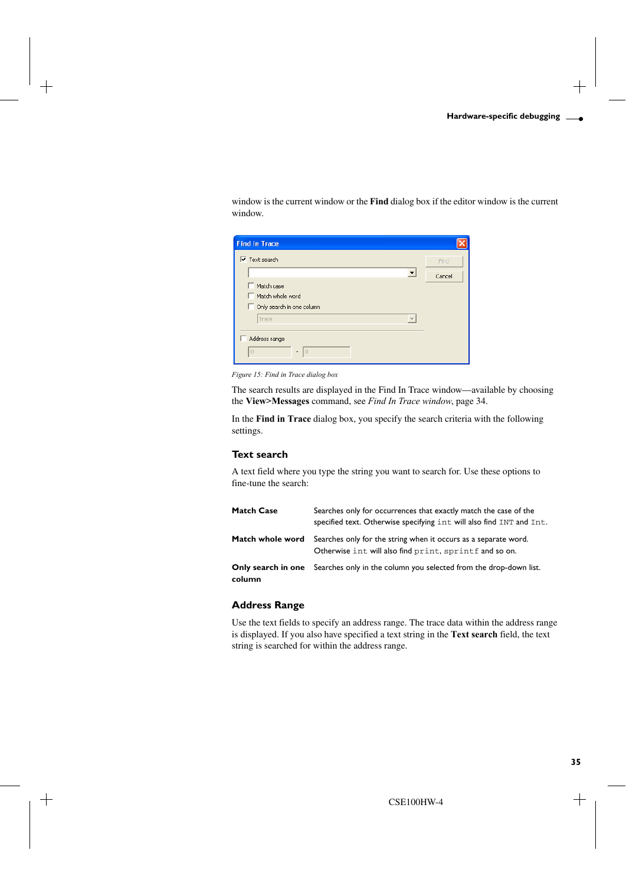window is the current window or the **Find** dialog box if the editor window is the current window.

*Figure 15: Find in Trace dialog box*

The search results are displayed in the Find In Trace window—available by choosing the **View>Messages** command, see *Find In Trace window*, page 34.

In the **Find in Trace** dialog box, you specify the search criteria with the following settings.

### Text search

A text field where you type the string you want to search for. Use these options to fine-tune the search:

| | |
|---|---|
| **Match Case** | Searches only for occurrences that exactly match the case of the specified text. Otherwise specifying `int` will also find `INT` and `Int`. |
| **Match whole word** | Searches only for the string when it occurs as a separate word. Otherwise `int` will also find `print`, `sprintf` and so on. |
| **Only search in one column** | Searches only in the column you selected from the drop-down list. |

### Address Range

Use the text fields to specify an address range. The trace data within the address range is displayed. If you also have specified a text string in the **Text search** field, the text string is searched for within the address range.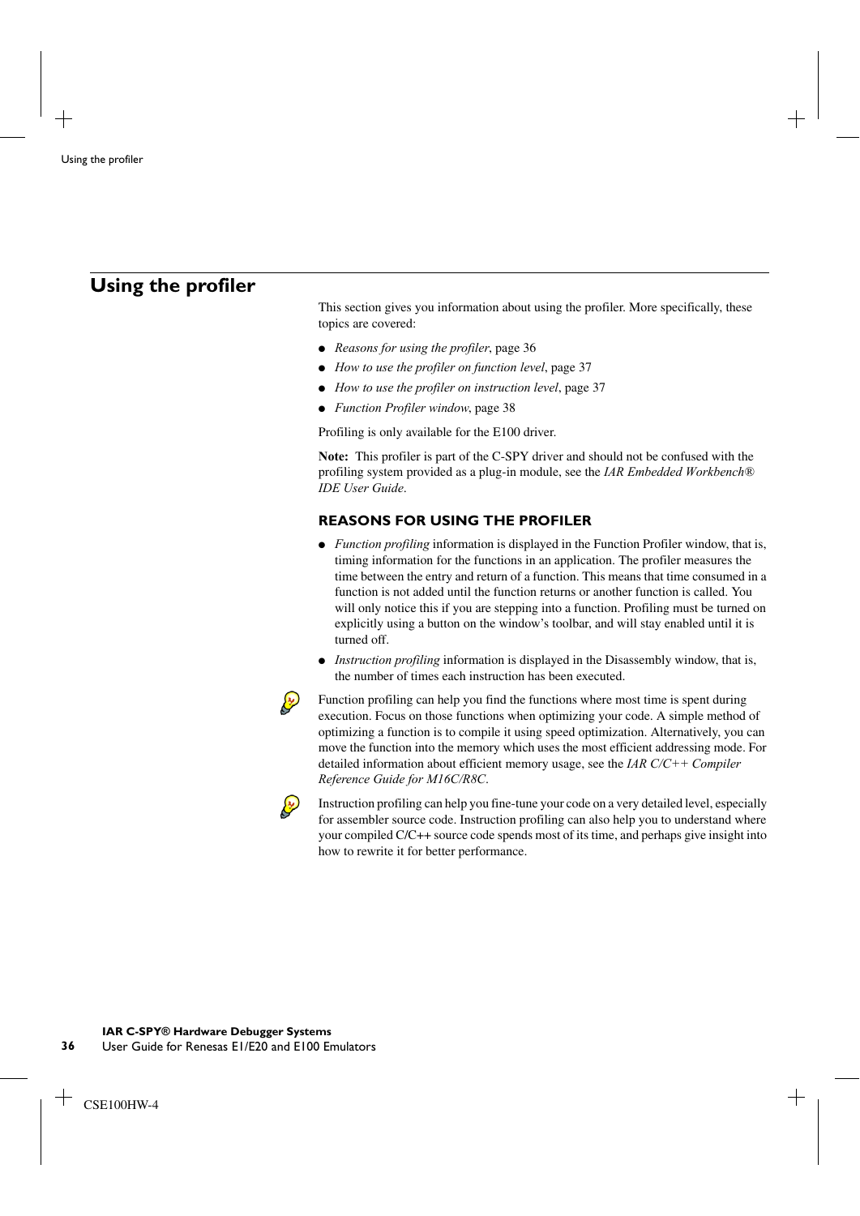## Using the profiler

This section gives you information about using the profiler. More specifically, these topics are covered:

- *Reasons for using the profiler*, page 36
- *How to use the profiler on function level*, page 37
- *How to use the profiler on instruction level*, page 37
- *Function Profiler window*, page 38

Profiling is only available for the E100 driver.

**Note:** This profiler is part of the C-SPY driver and should not be confused with the profiling system provided as a plug-in module, see the *IAR Embedded Workbench® IDE User Guide*.

### REASONS FOR USING THE PROFILER

- *Function profiling* information is displayed in the Function Profiler window, that is, timing information for the functions in an application. The profiler measures the time between the entry and return of a function. This means that time consumed in a function is not added until the function returns or another function is called. You will only notice this if you are stepping into a function. Profiling must be turned on explicitly using a button on the window's toolbar, and will stay enabled until it is turned off.
- *Instruction profiling* information is displayed in the Disassembly window, that is, the number of times each instruction has been executed.

Function profiling can help you find the functions where most time is spent during execution. Focus on those functions when optimizing your code. A simple method of optimizing a function is to compile it using speed optimization. Alternatively, you can move the function into the memory which uses the most efficient addressing mode. For detailed information about efficient memory usage, see the *IAR C/C++ Compiler Reference Guide for M16C/R8C*.

Instruction profiling can help you fine-tune your code on a very detailed level, especially for assembler source code. Instruction profiling can also help you to understand where your compiled C/C++ source code spends most of its time, and perhaps give insight into how to rewrite it for better performance.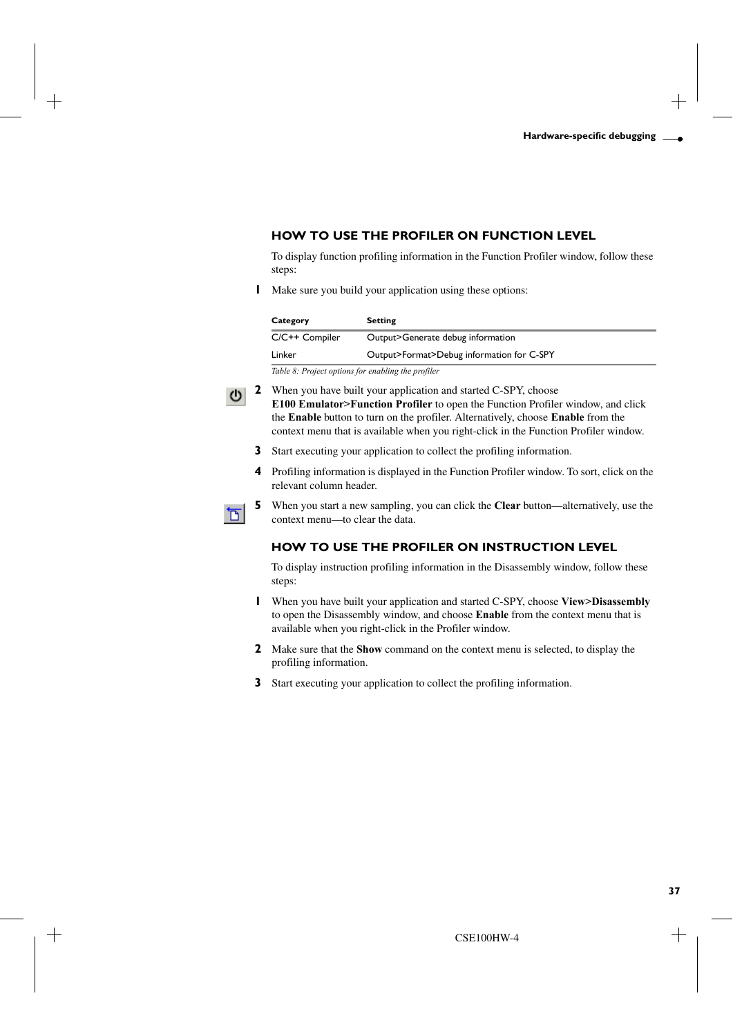### HOW TO USE THE PROFILER ON FUNCTION LEVEL

To display function profiling information in the Function Profiler window, follow these steps:

**1** Make sure you build your application using these options:

| Category | Setting |
| --- | --- |
| C/C++ Compiler | Output>Generate debug information |
| Linker | Output>Format>Debug information for C-SPY |

*Table 8: Project options for enabling the profiler*

**2** When you have built your application and started C-SPY, choose **E100 Emulator>Function Profiler** to open the Function Profiler window, and click the **Enable** button to turn on the profiler. Alternatively, choose **Enable** from the context menu that is available when you right-click in the Function Profiler window.

**3** Start executing your application to collect the profiling information.

**4** Profiling information is displayed in the Function Profiler window. To sort, click on the relevant column header.

**5** When you start a new sampling, you can click the **Clear** button—alternatively, use the context menu—to clear the data.

### HOW TO USE THE PROFILER ON INSTRUCTION LEVEL

To display instruction profiling information in the Disassembly window, follow these steps:

**1** When you have built your application and started C-SPY, choose **View>Disassembly** to open the Disassembly window, and choose **Enable** from the context menu that is available when you right-click in the Profiler window.

**2** Make sure that the **Show** command on the context menu is selected, to display the profiling information.

**3** Start executing your application to collect the profiling information.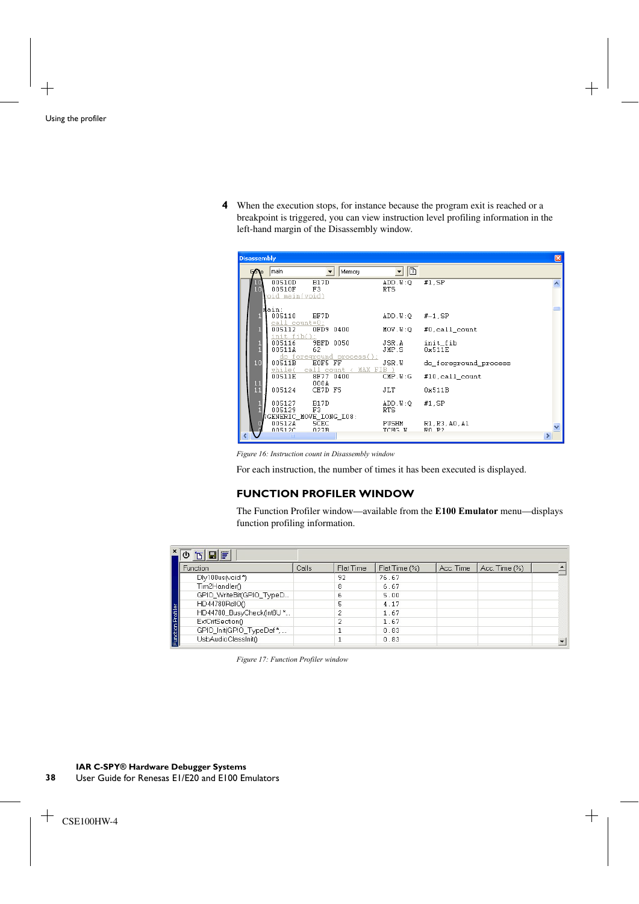**4** When the execution stops, for instance because the program exit is reached or a breakpoint is triggered, you can view instruction level profiling information in the left-hand margin of the Disassembly window.

*Figure 16: Instruction count in Disassembly window*

For each instruction, the number of times it has been executed is displayed.

## FUNCTION PROFILER WINDOW

The Function Profiler window—available from the **E100 Emulator** menu—displays function profiling information.

*Figure 17: Function Profiler window*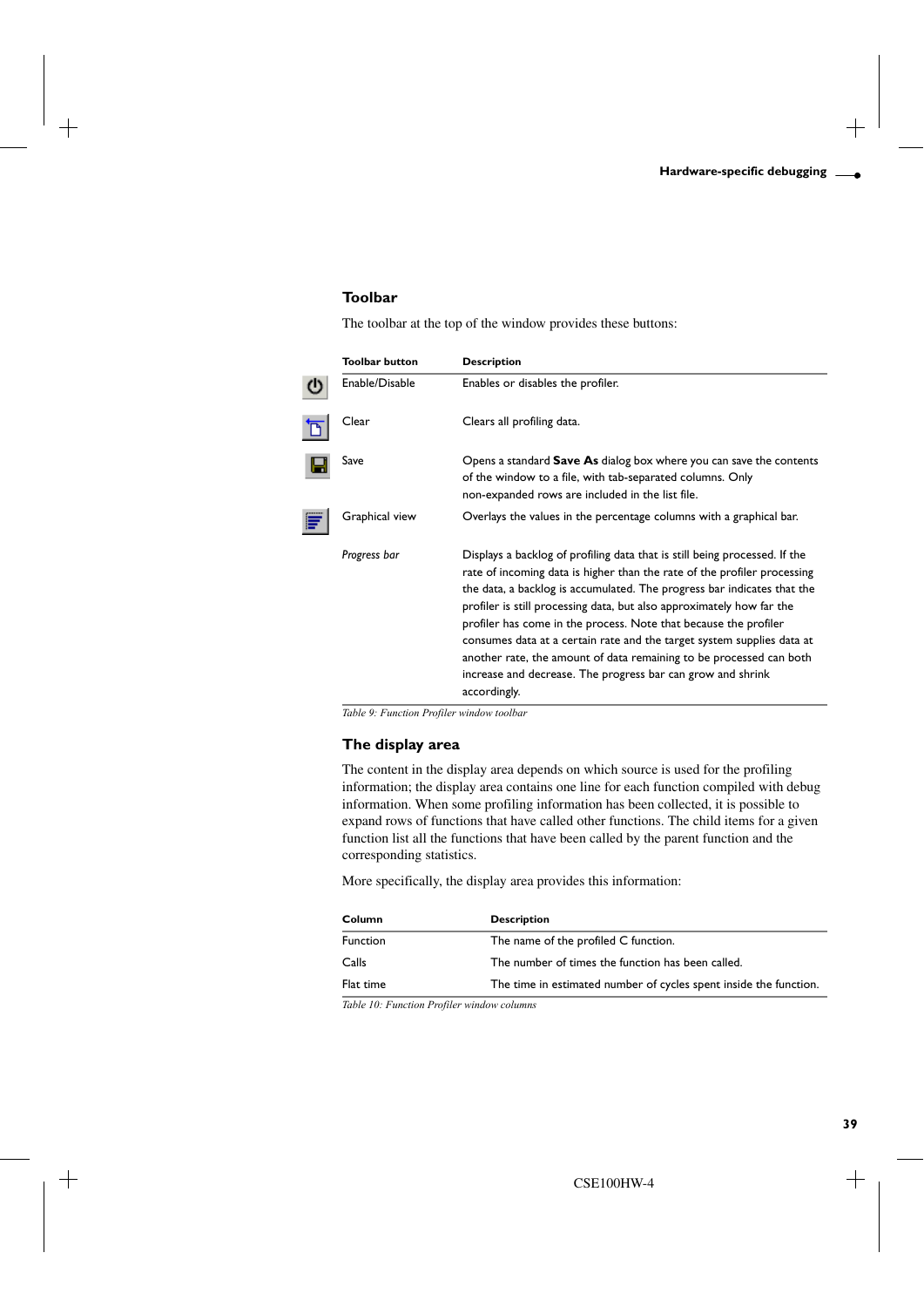### Toolbar

The toolbar at the top of the window provides these buttons:

| Toolbar button | Description |
|---|---|
| Enable/Disable | Enables or disables the profiler. |
| Clear | Clears all profiling data. |
| Save | Opens a standard **Save As** dialog box where you can save the contents of the window to a file, with tab-separated columns. Only non-expanded rows are included in the list file. |
| Graphical view | Overlays the values in the percentage columns with a graphical bar. |
| *Progress bar* | Displays a backlog of profiling data that is still being processed. If the rate of incoming data is higher than the rate of the profiler processing the data, a backlog is accumulated. The progress bar indicates that the profiler is still processing data, but also approximately how far the profiler has come in the process. Note that because the profiler consumes data at a certain rate and the target system supplies data at another rate, the amount of data remaining to be processed can both increase and decrease. The progress bar can grow and shrink accordingly. |

*Table 9: Function Profiler window toolbar*

### The display area

The content in the display area depends on which source is used for the profiling information; the display area contains one line for each function compiled with debug information. When some profiling information has been collected, it is possible to expand rows of functions that have called other functions. The child items for a given function list all the functions that have been called by the parent function and the corresponding statistics.

More specifically, the display area provides this information:

| Column | Description |
|---|---|
| Function | The name of the profiled C function. |
| Calls | The number of times the function has been called. |
| Flat time | The time in estimated number of cycles spent inside the function. |

*Table 10: Function Profiler window columns*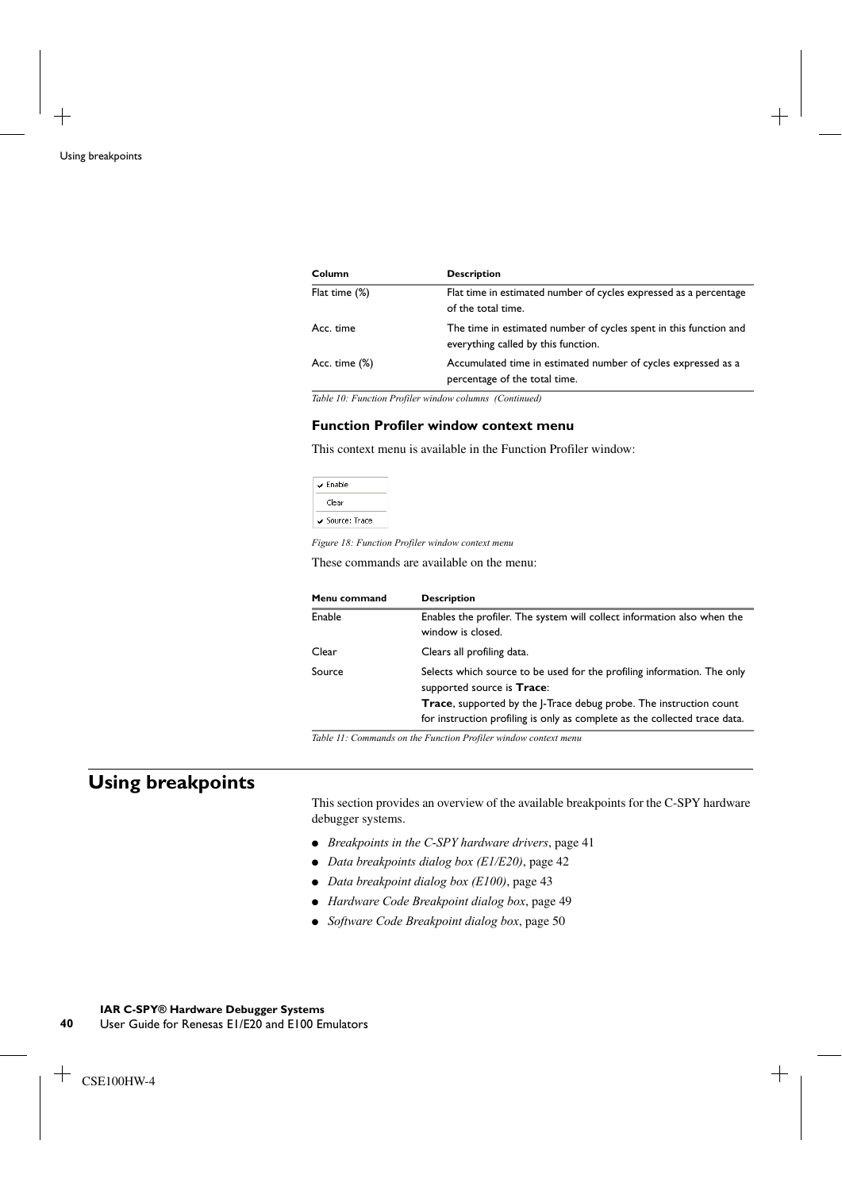| Column | Description |
|---|---|
| Flat time (%) | Flat time in estimated number of cycles expressed as a percentage of the total time. |
| Acc. time | The time in estimated number of cycles spent in this function and everything called by this function. |
| Acc. time (%) | Accumulated time in estimated number of cycles expressed as a percentage of the total time. |

*Table 10: Function Profiler window columns (Continued)*

### Function Profiler window context menu

This context menu is available in the Function Profiler window:

✔ Enable
Clear
✔ Source: Trace

*Figure 18: Function Profiler window context menu*

These commands are available on the menu:

| Menu command | Description |
|---|---|
| Enable | Enables the profiler. The system will collect information also when the window is closed. |
| Clear | Clears all profiling data. |
| Source | Selects which source to be used for the profiling information. The only supported source is **Trace**:<br>**Trace**, supported by the J-Trace debug probe. The instruction count for instruction profiling is only as complete as the collected trace data. |

*Table 11: Commands on the Function Profiler window context menu*

## Using breakpoints

This section provides an overview of the available breakpoints for the C-SPY hardware debugger systems.

- *Breakpoints in the C-SPY hardware drivers*, page 41
- *Data breakpoints dialog box (E1/E20)*, page 42
- *Data breakpoint dialog box (E100)*, page 43
- *Hardware Code Breakpoint dialog box*, page 49
- *Software Code Breakpoint dialog box*, page 50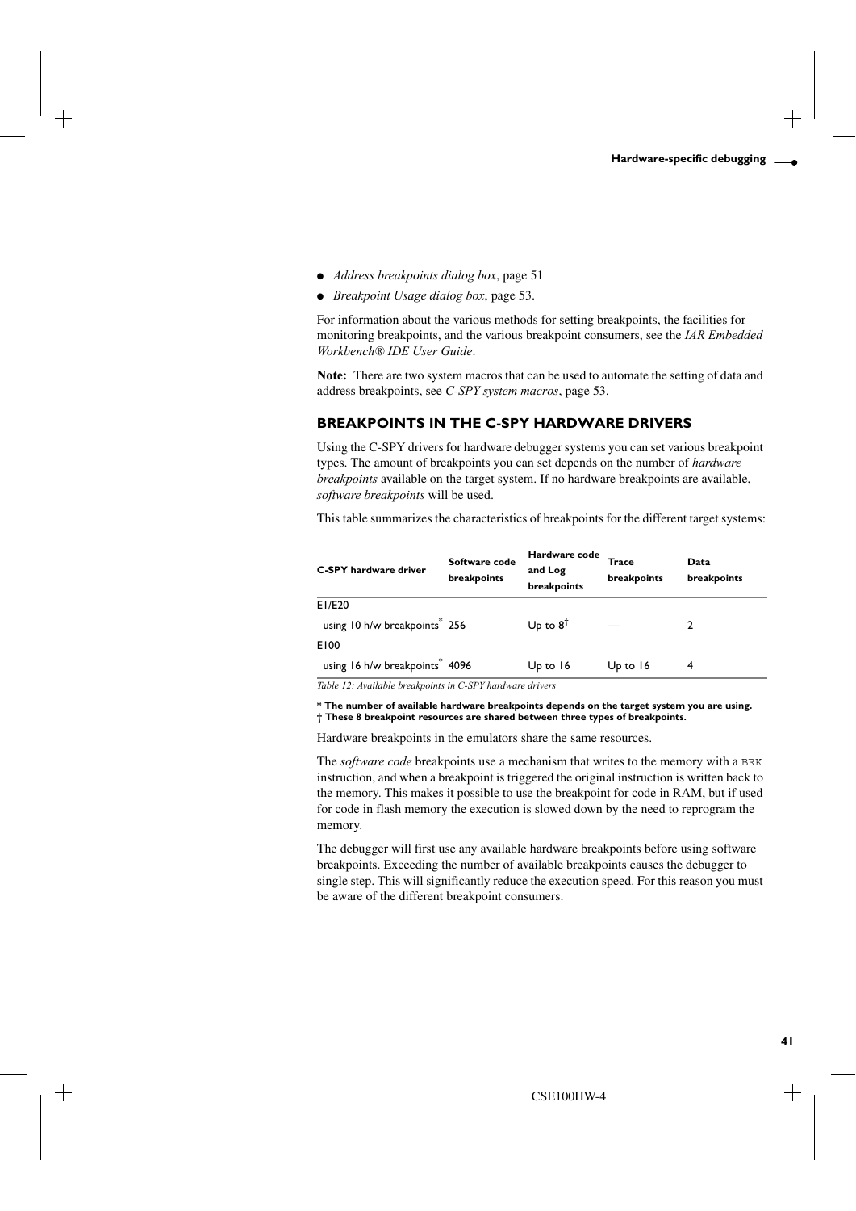- *Address breakpoints dialog box*, page 51
- *Breakpoint Usage dialog box*, page 53.

For information about the various methods for setting breakpoints, the facilities for monitoring breakpoints, and the various breakpoint consumers, see the *IAR Embedded Workbench® IDE User Guide*.

**Note:** There are two system macros that can be used to automate the setting of data and address breakpoints, see *C-SPY system macros*, page 53.

## BREAKPOINTS IN THE C-SPY HARDWARE DRIVERS

Using the C-SPY drivers for hardware debugger systems you can set various breakpoint types. The amount of breakpoints you can set depends on the number of *hardware breakpoints* available on the target system. If no hardware breakpoints are available, *software breakpoints* will be used.

This table summarizes the characteristics of breakpoints for the different target systems:

| C-SPY hardware driver | Software code breakpoints | Hardware code and Log breakpoints | Trace breakpoints | Data breakpoints |
|---|---|---|---|---|
| E1/E20 | | | | |
| using 10 h/w breakpoints* | 256 | Up to 8† | — | 2 |
| E100 | | | | |
| using 16 h/w breakpoints* | 4096 | Up to 16 | Up to 16 | 4 |

*Table 12: Available breakpoints in C-SPY hardware drivers*

**\* The number of available hardware breakpoints depends on the target system you are using.**
**† These 8 breakpoint resources are shared between three types of breakpoints.**

Hardware breakpoints in the emulators share the same resources.

The *software code* breakpoints use a mechanism that writes to the memory with a `BRK` instruction, and when a breakpoint is triggered the original instruction is written back to the memory. This makes it possible to use the breakpoint for code in RAM, but if used for code in flash memory the execution is slowed down by the need to reprogram the memory.

The debugger will first use any available hardware breakpoints before using software breakpoints. Exceeding the number of available breakpoints causes the debugger to single step. This will significantly reduce the execution speed. For this reason you must be aware of the different breakpoint consumers.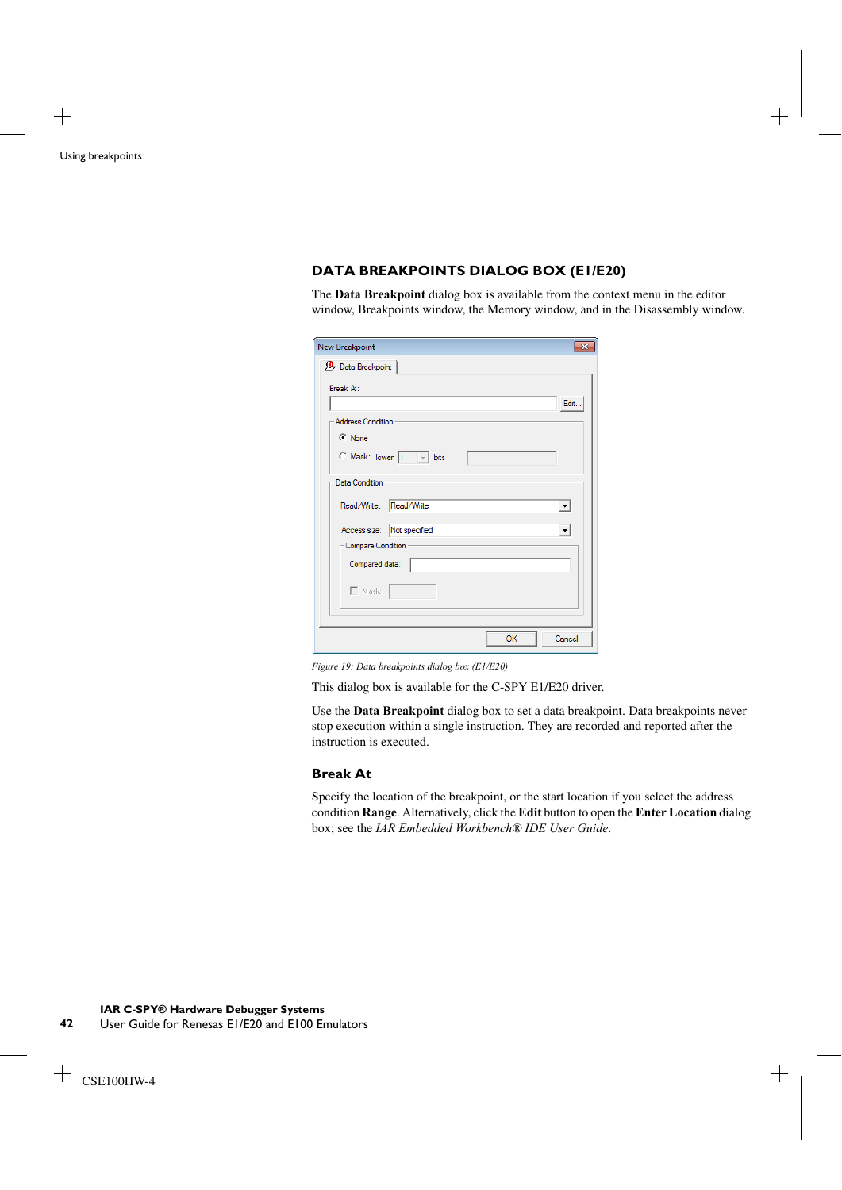### DATA BREAKPOINTS DIALOG BOX (E1/E20)

The **Data Breakpoint** dialog box is available from the context menu in the editor window, Breakpoints window, the Memory window, and in the Disassembly window.

*Figure 19: Data breakpoints dialog box (E1/E20)*

This dialog box is available for the C-SPY E1/E20 driver.

Use the **Data Breakpoint** dialog box to set a data breakpoint. Data breakpoints never stop execution within a single instruction. They are recorded and reported after the instruction is executed.

#### Break At

Specify the location of the breakpoint, or the start location if you select the address condition **Range**. Alternatively, click the **Edit** button to open the **Enter Location** dialog box; see the *IAR Embedded Workbench® IDE User Guide*.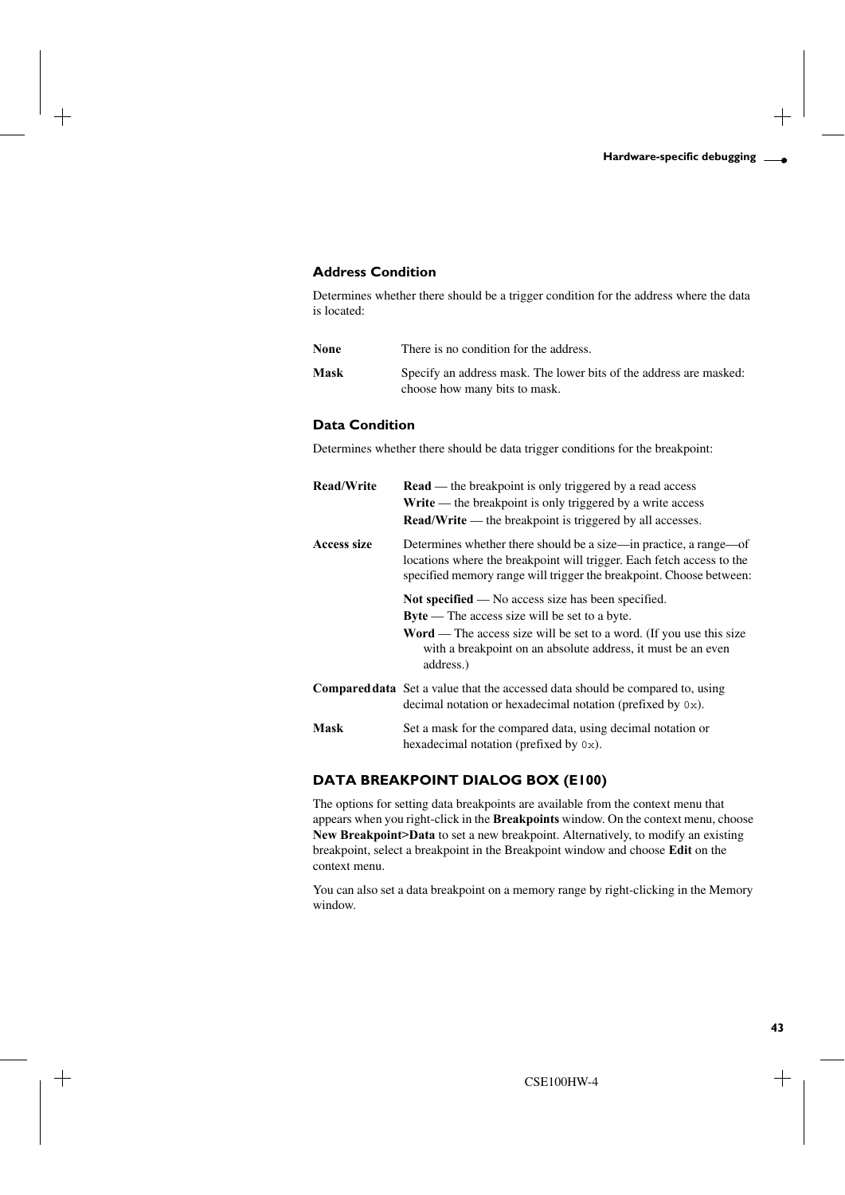### Address Condition

Determines whether there should be a trigger condition for the address where the data is located:

| | |
|---|---|
| **None** | There is no condition for the address. |
| **Mask** | Specify an address mask. The lower bits of the address are masked: choose how many bits to mask. |

### Data Condition

Determines whether there should be data trigger conditions for the breakpoint:

| | |
|---|---|
| **Read/Write** | **Read** — the breakpoint is only triggered by a read access<br>**Write** — the breakpoint is only triggered by a write access<br>**Read/Write** — the breakpoint is triggered by all accesses. |
| **Access size** | Determines whether there should be a size—in practice, a range—of locations where the breakpoint will trigger. Each fetch access to the specified memory range will trigger the breakpoint. Choose between:<br>**Not specified** — No access size has been specified.<br>**Byte** — The access size will be set to a byte.<br>**Word** — The access size will be set to a word. (If you use this size with a breakpoint on an absolute address, it must be an even address.) |
| **Compared data** | Set a value that the accessed data should be compared to, using decimal notation or hexadecimal notation (prefixed by `0x`). |
| **Mask** | Set a mask for the compared data, using decimal notation or hexadecimal notation (prefixed by `0x`). |

## DATA BREAKPOINT DIALOG BOX (E100)

The options for setting data breakpoints are available from the context menu that appears when you right-click in the **Breakpoints** window. On the context menu, choose **New Breakpoint>Data** to set a new breakpoint. Alternatively, to modify an existing breakpoint, select a breakpoint in the Breakpoint window and choose **Edit** on the context menu.

You can also set a data breakpoint on a memory range by right-clicking in the Memory window.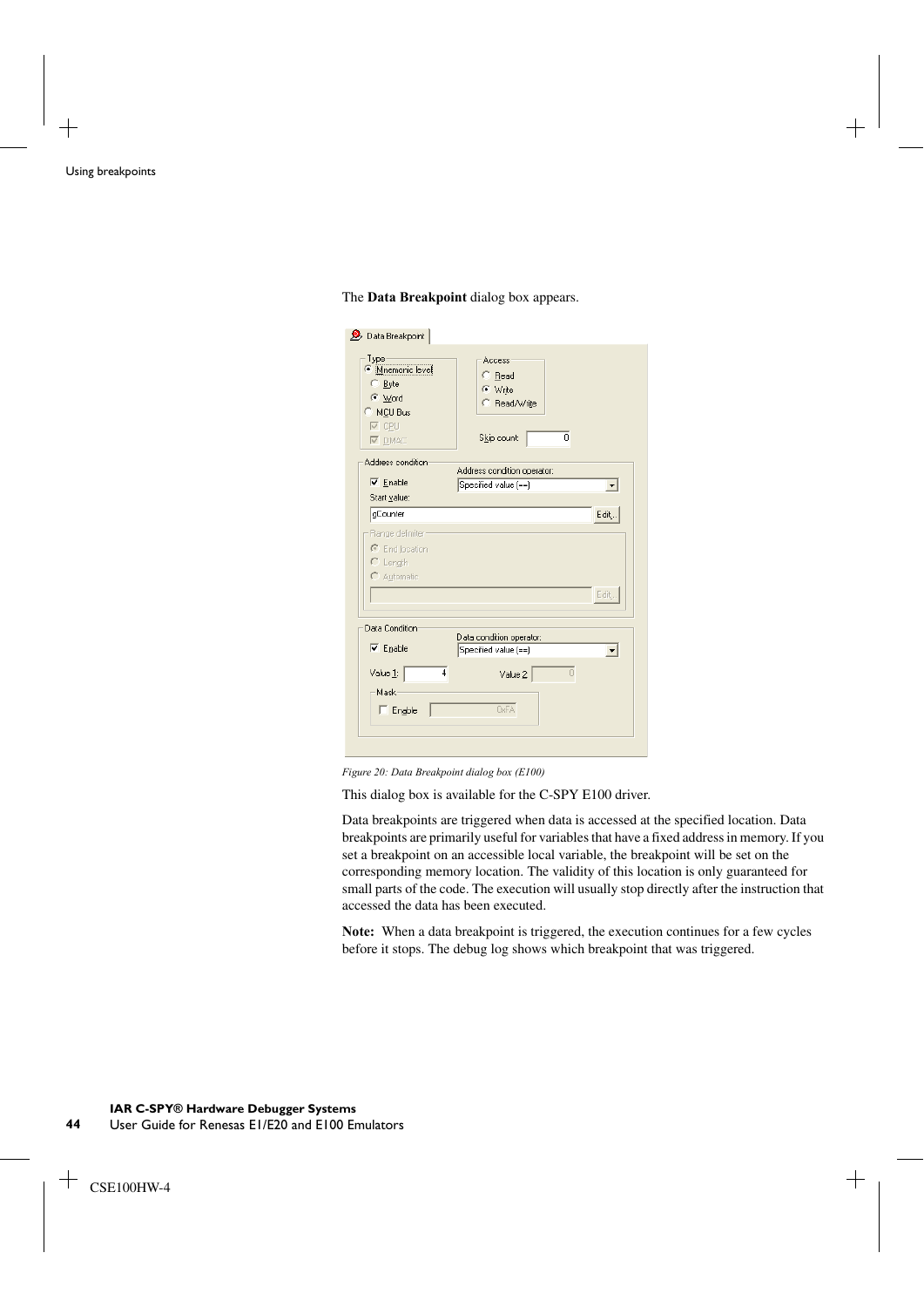The **Data Breakpoint** dialog box appears.

*Figure 20: Data Breakpoint dialog box (E100)*

This dialog box is available for the C-SPY E100 driver.

Data breakpoints are triggered when data is accessed at the specified location. Data breakpoints are primarily useful for variables that have a fixed address in memory. If you set a breakpoint on an accessible local variable, the breakpoint will be set on the corresponding memory location. The validity of this location is only guaranteed for small parts of the code. The execution will usually stop directly after the instruction that accessed the data has been executed.

**Note:** When a data breakpoint is triggered, the execution continues for a few cycles before it stops. The debug log shows which breakpoint that was triggered.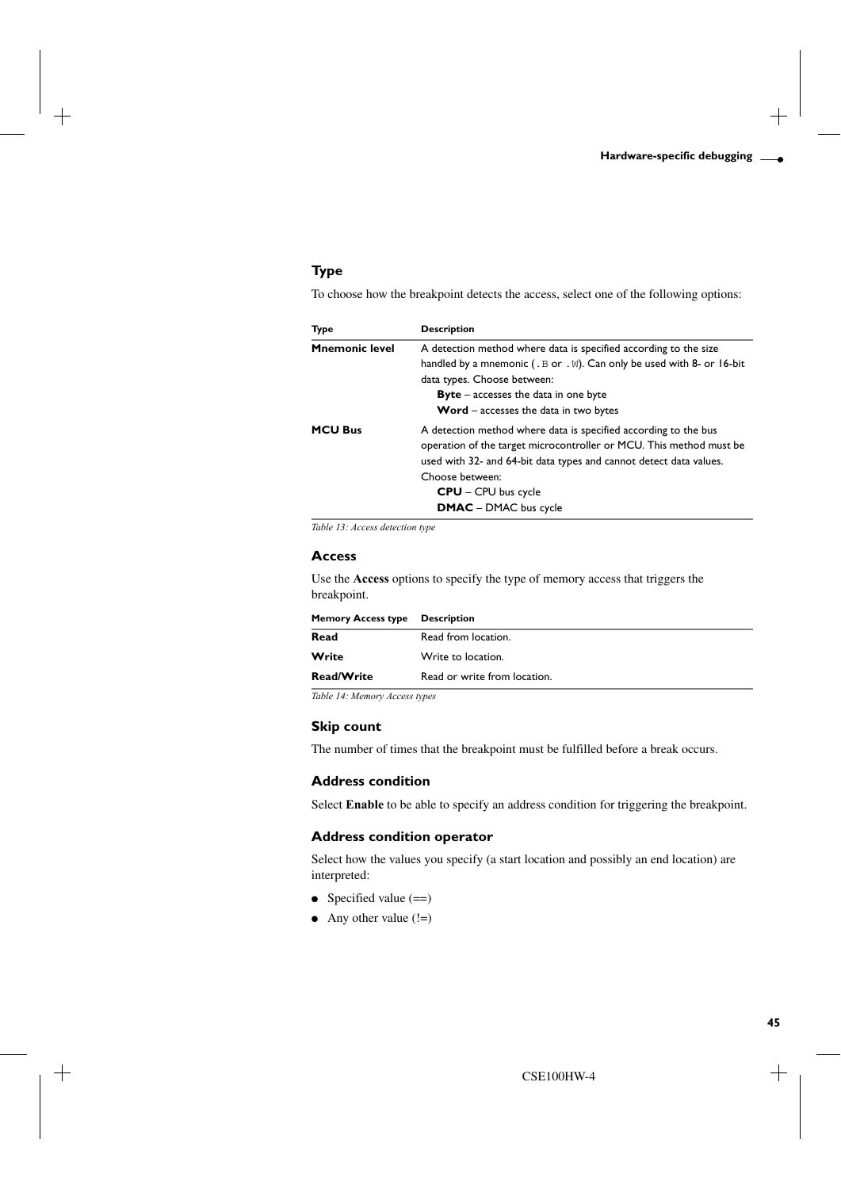### Type

To choose how the breakpoint detects the access, select one of the following options:

| Type | Description |
| --- | --- |
| **Mnemonic level** | A detection method where data is specified according to the size handled by a mnemonic (.B or .W). Can only be used with 8- or 16-bit data types. Choose between:<br>**Byte** – accesses the data in one byte<br>**Word** – accesses the data in two bytes |
| **MCU Bus** | A detection method where data is specified according to the bus operation of the target microcontroller or MCU. This method must be used with 32- and 64-bit data types and cannot detect data values. Choose between:<br>**CPU** – CPU bus cycle<br>**DMAC** – DMAC bus cycle |

*Table 13: Access detection type*

### Access

Use the **Access** options to specify the type of memory access that triggers the breakpoint.

| Memory Access type | Description |
| --- | --- |
| **Read** | Read from location. |
| **Write** | Write to location. |
| **Read/Write** | Read or write from location. |

*Table 14: Memory Access types*

### Skip count

The number of times that the breakpoint must be fulfilled before a break occurs.

### Address condition

Select **Enable** to be able to specify an address condition for triggering the breakpoint.

### Address condition operator

Select how the values you specify (a start location and possibly an end location) are interpreted:

- Specified value (==)
- Any other value (!=)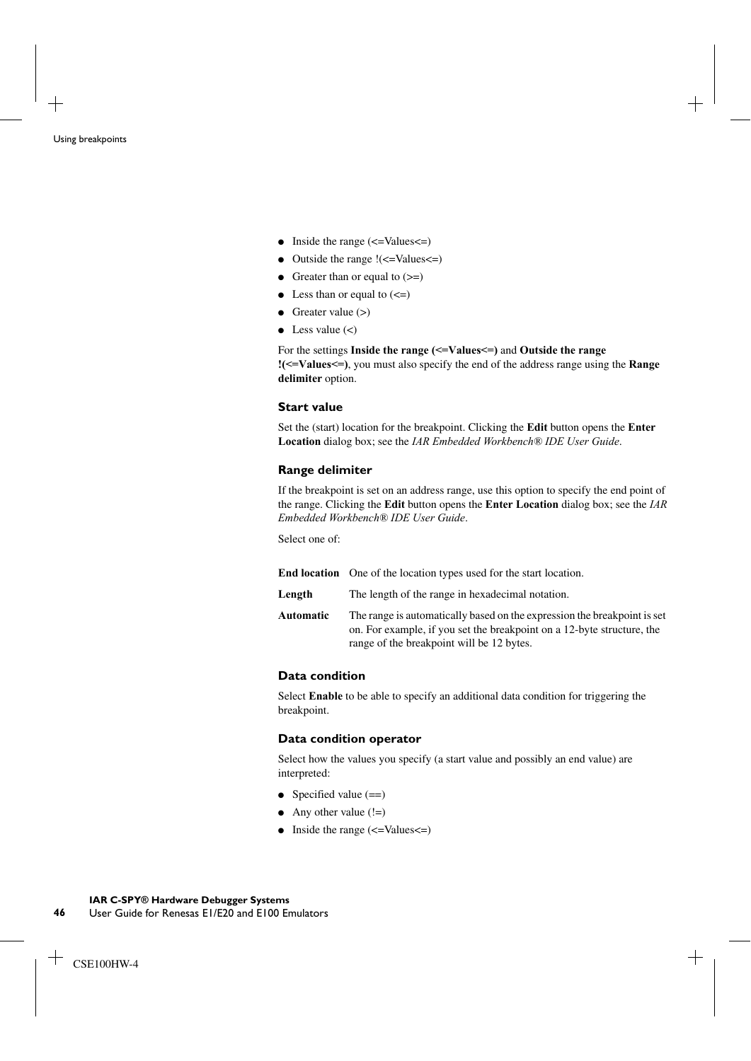- Inside the range (<=Values<=)
- Outside the range !(<=Values<=)
- Greater than or equal to (>=)
- Less than or equal to (<=)
- Greater value (>)
- Less value (<)

For the settings **Inside the range (<=Values<=)** and **Outside the range !(<=Values<=)**, you must also specify the end of the address range using the **Range delimiter** option.

### Start value

Set the (start) location for the breakpoint. Clicking the **Edit** button opens the **Enter Location** dialog box; see the *IAR Embedded Workbench® IDE User Guide*.

### Range delimiter

If the breakpoint is set on an address range, use this option to specify the end point of the range. Clicking the **Edit** button opens the **Enter Location** dialog box; see the *IAR Embedded Workbench® IDE User Guide*.

Select one of:

| | |
|---|---|
| **End location** | One of the location types used for the start location. |
| **Length** | The length of the range in hexadecimal notation. |
| **Automatic** | The range is automatically based on the expression the breakpoint is set on. For example, if you set the breakpoint on a 12-byte structure, the range of the breakpoint will be 12 bytes. |

### Data condition

Select **Enable** to be able to specify an additional data condition for triggering the breakpoint.

### Data condition operator

Select how the values you specify (a start value and possibly an end value) are interpreted:

- Specified value (==)
- Any other value (!=)
- Inside the range (<=Values<=)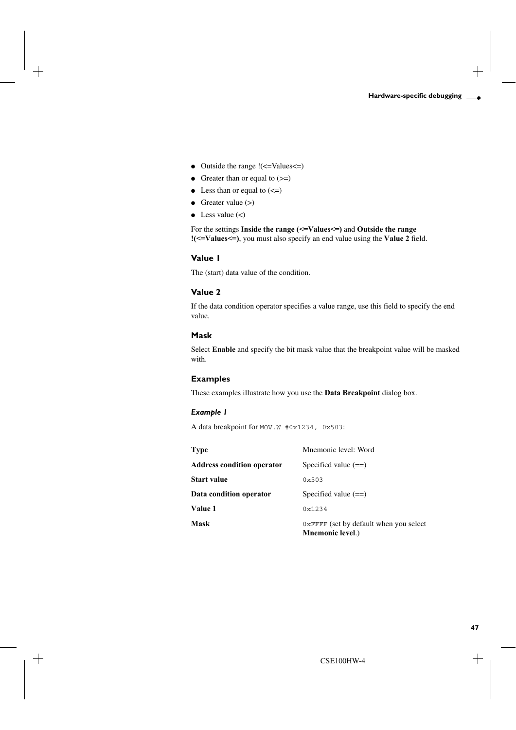- Outside the range !(<=Values<=)
- Greater than or equal to (>=)
- Less than or equal to (<=)
- Greater value (>)
- Less value (<)

For the settings **Inside the range (<=Values<=)** and **Outside the range !(<=Values<=)**, you must also specify an end value using the **Value 2** field.

### Value 1

The (start) data value of the condition.

### Value 2

If the data condition operator specifies a value range, use this field to specify the end value.

### Mask

Select **Enable** and specify the bit mask value that the breakpoint value will be masked with.

### Examples

These examples illustrate how you use the **Data Breakpoint** dialog box.

#### *Example 1*

A data breakpoint for `MOV.W #0x1234, 0x503`:

| | |
|---|---|
| **Type** | Mnemonic level: Word |
| **Address condition operator** | Specified value (==) |
| **Start value** | `0x503` |
| **Data condition operator** | Specified value (==) |
| **Value 1** | `0x1234` |
| **Mask** | `0xFFFF` (set by default when you select **Mnemonic level**.) |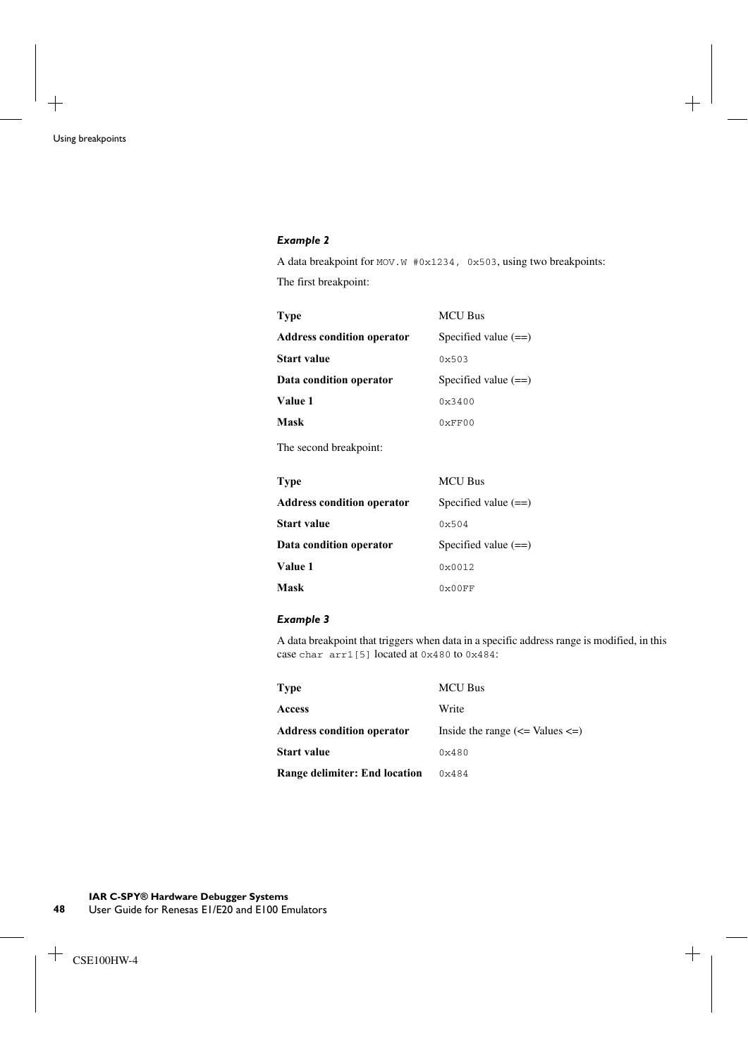#### *Example 2*

A data breakpoint for `MOV.W #0x1234, 0x503`, using two breakpoints:

The first breakpoint:

| | |
|---|---|
| **Type** | MCU Bus |
| **Address condition operator** | Specified value (==) |
| **Start value** | `0x503` |
| **Data condition operator** | Specified value (==) |
| **Value 1** | `0x3400` |
| **Mask** | `0xFF00` |

The second breakpoint:

| | |
|---|---|
| **Type** | MCU Bus |
| **Address condition operator** | Specified value (==) |
| **Start value** | `0x504` |
| **Data condition operator** | Specified value (==) |
| **Value 1** | `0x0012` |
| **Mask** | `0x00FF` |

#### *Example 3*

A data breakpoint that triggers when data in a specific address range is modified, in this case `char arr1[5]` located at `0x480` to `0x484`:

| | |
|---|---|
| **Type** | MCU Bus |
| **Access** | Write |
| **Address condition operator** | Inside the range (<= Values <=) |
| **Start value** | `0x480` |
| **Range delimiter: End location** | `0x484` |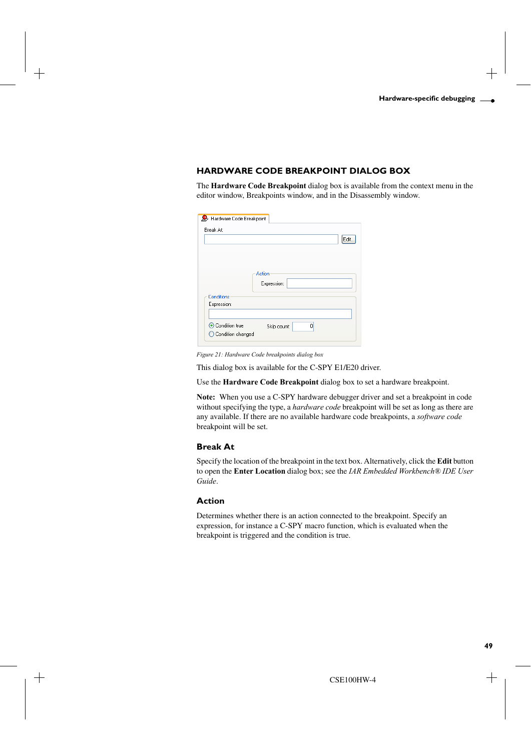## HARDWARE CODE BREAKPOINT DIALOG BOX

The **Hardware Code Breakpoint** dialog box is available from the context menu in the editor window, Breakpoints window, and in the Disassembly window.

*Figure 21: Hardware Code breakpoints dialog box*

This dialog box is available for the C-SPY E1/E20 driver.

Use the **Hardware Code Breakpoint** dialog box to set a hardware breakpoint.

**Note:** When you use a C-SPY hardware debugger driver and set a breakpoint in code without specifying the type, a *hardware code* breakpoint will be set as long as there are any available. If there are no available hardware code breakpoints, a *software code* breakpoint will be set.

### Break At

Specify the location of the breakpoint in the text box. Alternatively, click the **Edit** button to open the **Enter Location** dialog box; see the *IAR Embedded Workbench® IDE User Guide*.

### Action

Determines whether there is an action connected to the breakpoint. Specify an expression, for instance a C-SPY macro function, which is evaluated when the breakpoint is triggered and the condition is true.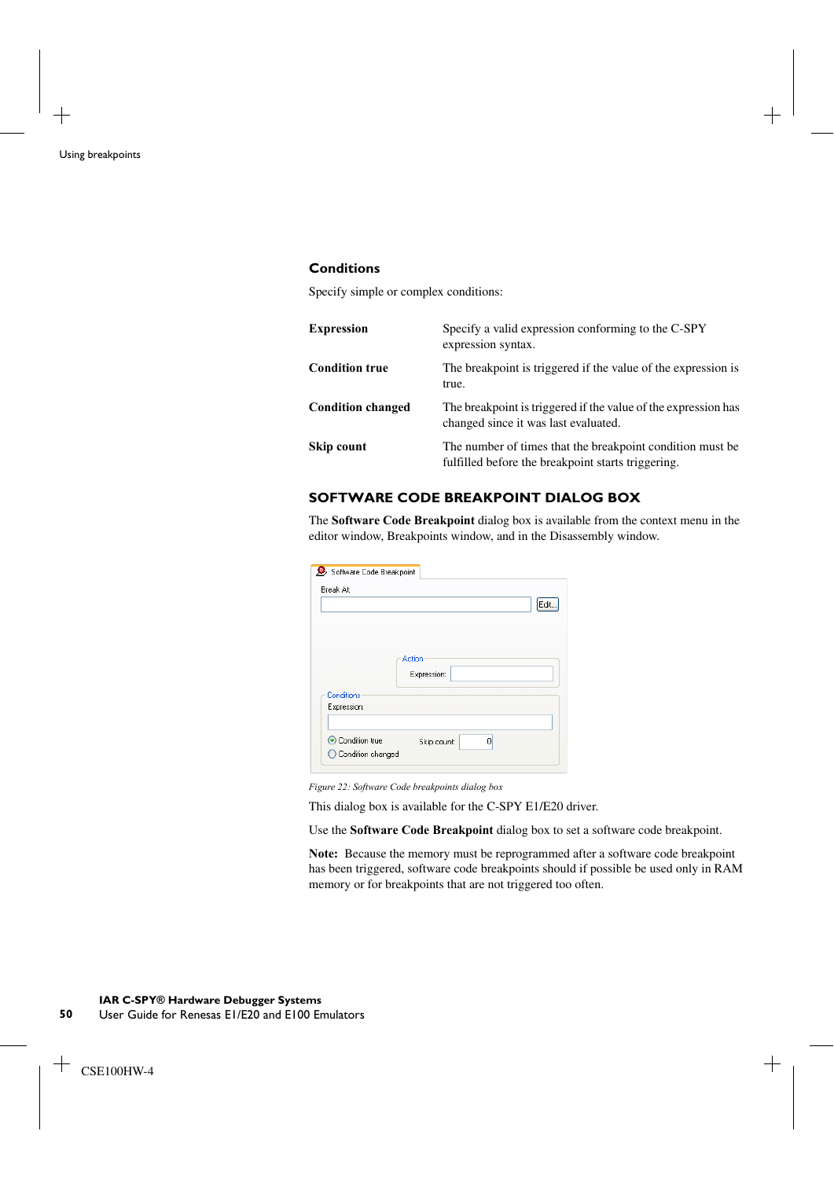### Conditions

Specify simple or complex conditions:

| | |
|---|---|
| **Expression** | Specify a valid expression conforming to the C-SPY expression syntax. |
| **Condition true** | The breakpoint is triggered if the value of the expression is true. |
| **Condition changed** | The breakpoint is triggered if the value of the expression has changed since it was last evaluated. |
| **Skip count** | The number of times that the breakpoint condition must be fulfilled before the breakpoint starts triggering. |

## SOFTWARE CODE BREAKPOINT DIALOG BOX

The **Software Code Breakpoint** dialog box is available from the context menu in the editor window, Breakpoints window, and in the Disassembly window.

*Figure 22: Software Code breakpoints dialog box*

This dialog box is available for the C-SPY E1/E20 driver.

Use the **Software Code Breakpoint** dialog box to set a software code breakpoint.

**Note:** Because the memory must be reprogrammed after a software code breakpoint has been triggered, software code breakpoints should if possible be used only in RAM memory or for breakpoints that are not triggered too often.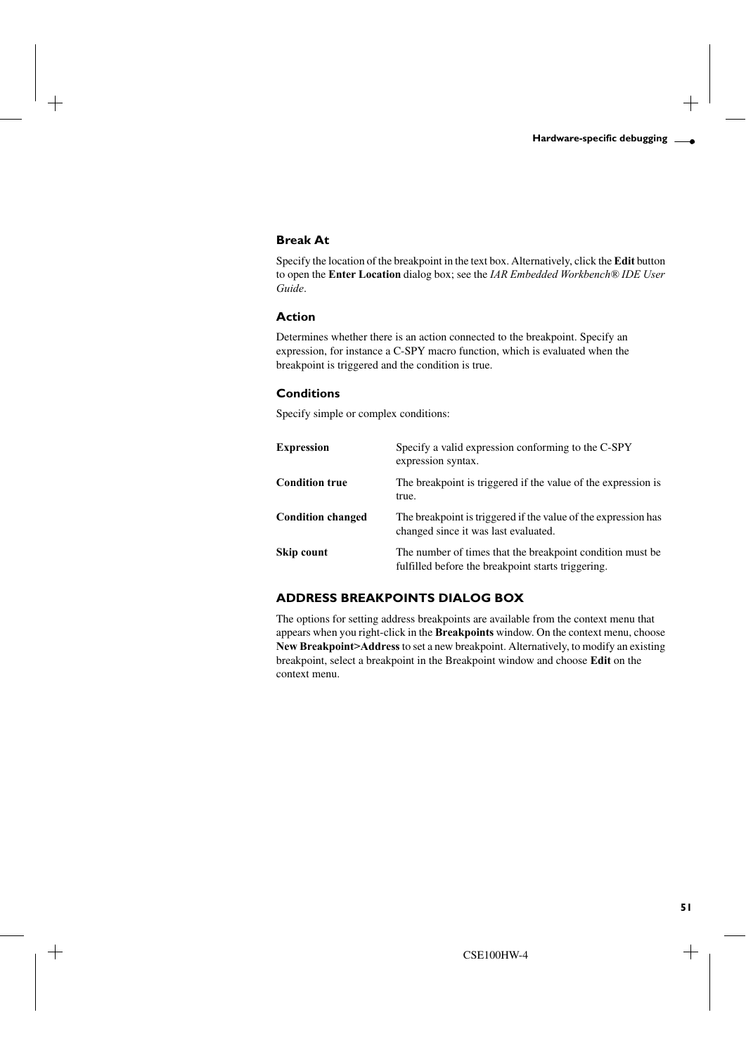### Break At

Specify the location of the breakpoint in the text box. Alternatively, click the **Edit** button to open the **Enter Location** dialog box; see the *IAR Embedded Workbench® IDE User Guide*.

### Action

Determines whether there is an action connected to the breakpoint. Specify an expression, for instance a C-SPY macro function, which is evaluated when the breakpoint is triggered and the condition is true.

### Conditions

Specify simple or complex conditions:

| | |
|---|---|
| **Expression** | Specify a valid expression conforming to the C-SPY expression syntax. |
| **Condition true** | The breakpoint is triggered if the value of the expression is true. |
| **Condition changed** | The breakpoint is triggered if the value of the expression has changed since it was last evaluated. |
| **Skip count** | The number of times that the breakpoint condition must be fulfilled before the breakpoint starts triggering. |

## ADDRESS BREAKPOINTS DIALOG BOX

The options for setting address breakpoints are available from the context menu that appears when you right-click in the **Breakpoints** window. On the context menu, choose **New Breakpoint>Address** to set a new breakpoint. Alternatively, to modify an existing breakpoint, select a breakpoint in the Breakpoint window and choose **Edit** on the context menu.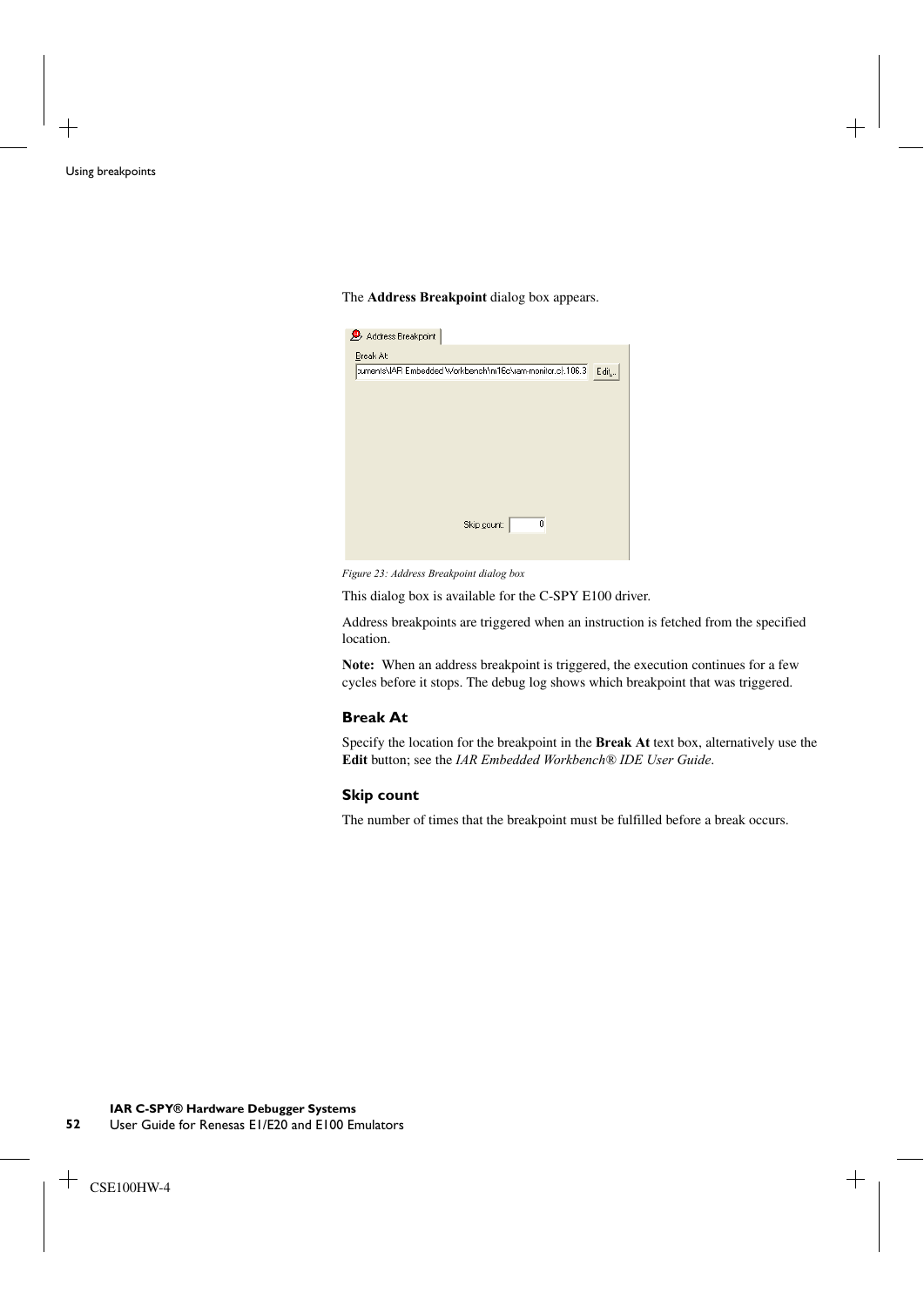The **Address Breakpoint** dialog box appears.

*Figure 23: Address Breakpoint dialog box*

This dialog box is available for the C-SPY E100 driver.

Address breakpoints are triggered when an instruction is fetched from the specified location.

**Note:** When an address breakpoint is triggered, the execution continues for a few cycles before it stops. The debug log shows which breakpoint that was triggered.

### Break At

Specify the location for the breakpoint in the **Break At** text box, alternatively use the **Edit** button; see the *IAR Embedded Workbench® IDE User Guide*.

### Skip count

The number of times that the breakpoint must be fulfilled before a break occurs.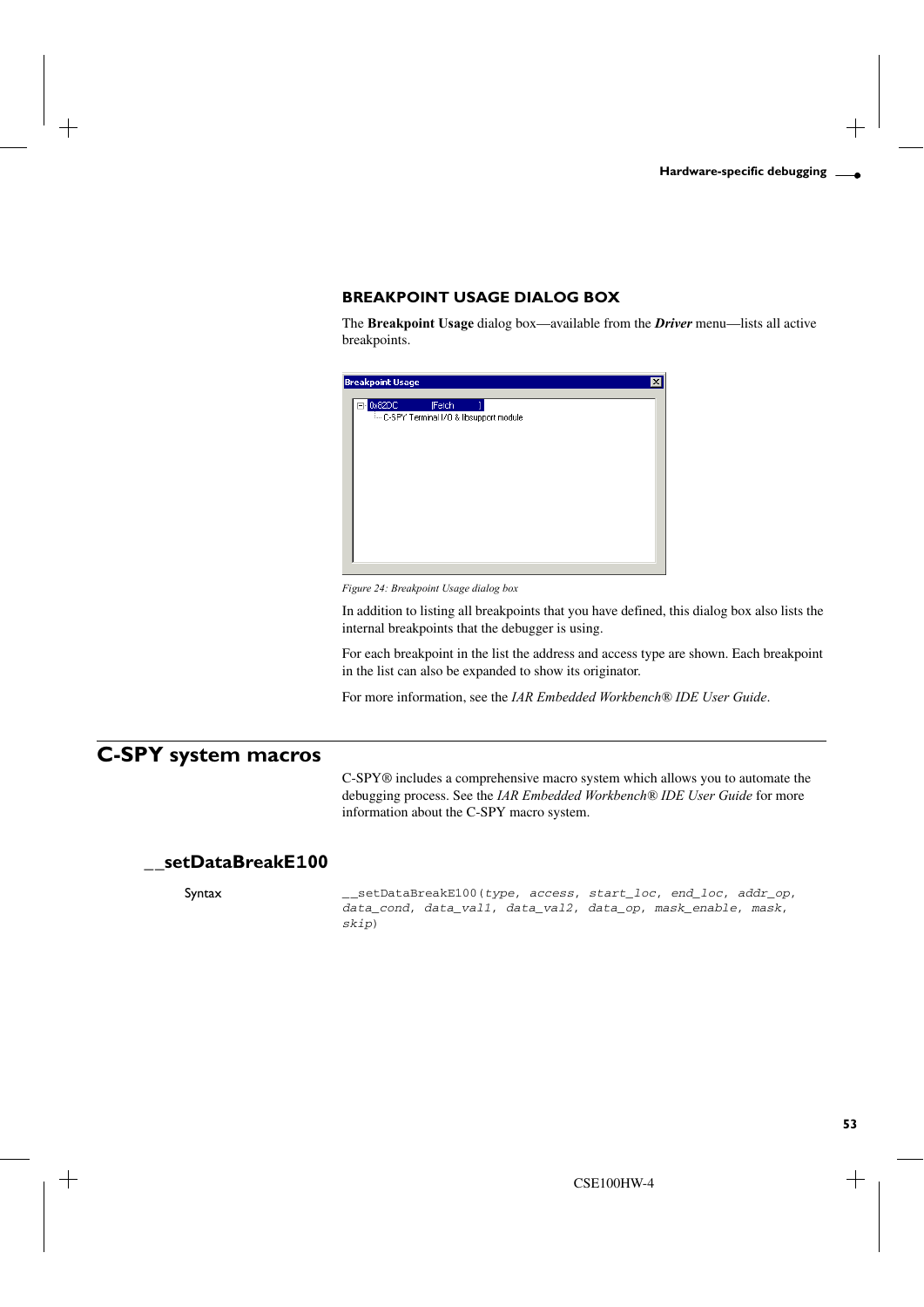### BREAKPOINT USAGE DIALOG BOX

The **Breakpoint Usage** dialog box—available from the ***Driver*** menu—lists all active breakpoints.

*Figure 24: Breakpoint Usage dialog box*

In addition to listing all breakpoints that you have defined, this dialog box also lists the internal breakpoints that the debugger is using.

For each breakpoint in the list the address and access type are shown. Each breakpoint in the list can also be expanded to show its originator.

For more information, see the *IAR Embedded Workbench® IDE User Guide*.

## C-SPY system macros

C-SPY® includes a comprehensive macro system which allows you to automate the debugging process. See the *IAR Embedded Workbench® IDE User Guide* for more information about the C-SPY macro system.

### __setDataBreakE100

Syntax

```
__setDataBreakE100(type, access, start_loc, end_loc, addr_op,
data_cond, data_val1, data_val2, data_op, mask_enable, mask,
skip)
```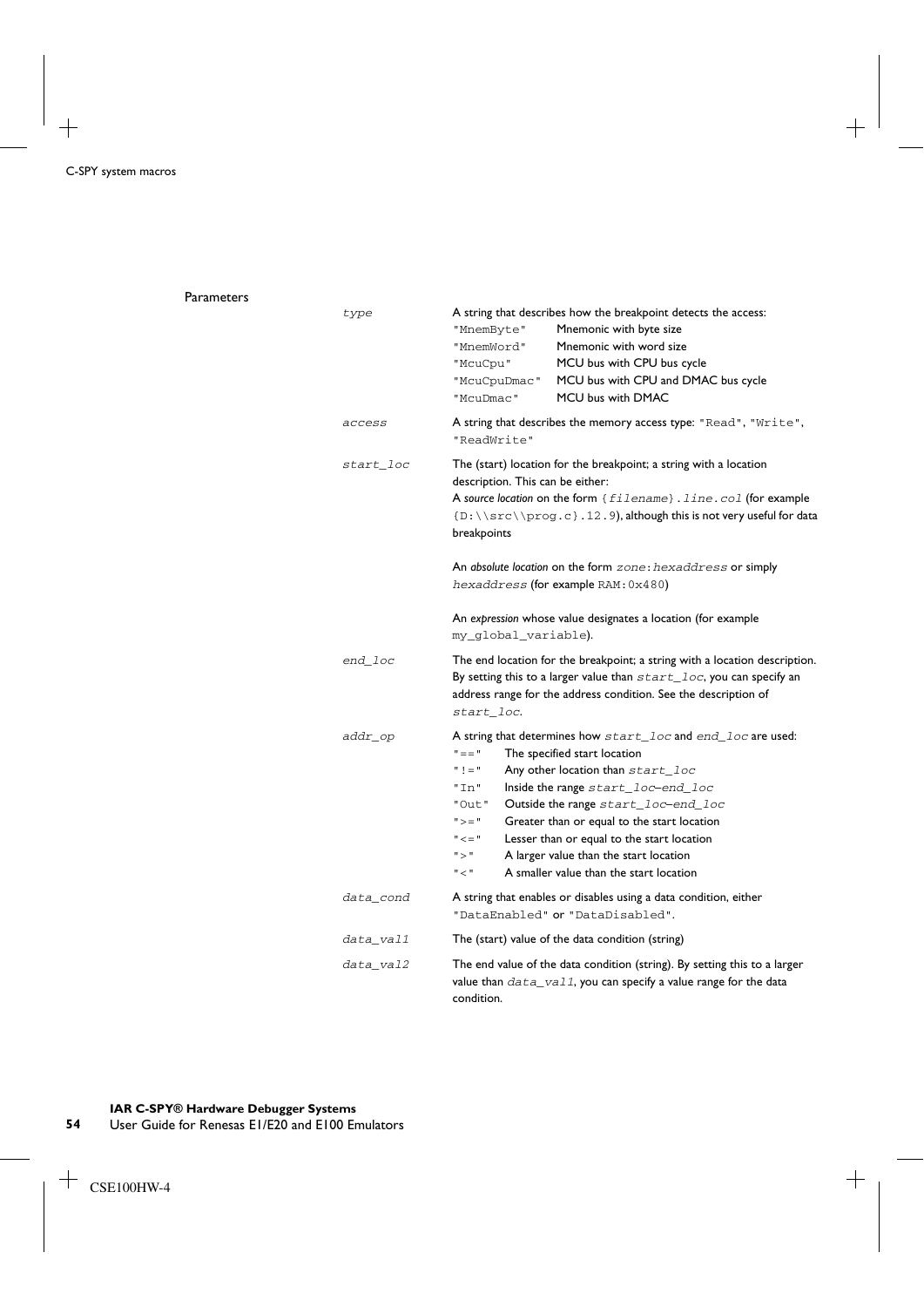Parameters

*type*

A string that describes how the breakpoint detects the access:

| | |
|---|---|
| "MnemByte" | Mnemonic with byte size |
| "MnemWord" | Mnemonic with word size |
| "McuCpu" | MCU bus with CPU bus cycle |
| "McuCpuDmac" | MCU bus with CPU and DMAC bus cycle |
| "McuDmac" | MCU bus with DMAC |

*access*

A string that describes the memory access type: "Read", "Write", "ReadWrite"

*start_loc*

The (start) location for the breakpoint; a string with a location description. This can be either:

A *source location* on the form {*filename*}.*line*.*col* (for example {D:\\src\\prog.c}.12.9), although this is not very useful for data breakpoints

An *absolute location* on the form *zone*:*hexaddress* or simply *hexaddress* (for example RAM:0x480)

An *expression* whose value designates a location (for example my_global_variable).

*end_loc*

The end location for the breakpoint; a string with a location description. By setting this to a larger value than *start_loc*, you can specify an address range for the address condition. See the description of *start_loc*.

*addr_op*

A string that determines how *start_loc* and *end_loc* are used:

| | |
|---|---|
| "==" | The specified start location |
| "!=" | Any other location than *start_loc* |
| "In" | Inside the range *start_loc*–*end_loc* |
| "Out" | Outside the range *start_loc*–*end_loc* |
| ">=" | Greater than or equal to the start location |
| "<=" | Lesser than or equal to the start location |
| ">" | A larger value than the start location |
| "<" | A smaller value than the start location |

*data_cond*

A string that enables or disables using a data condition, either "DataEnabled" or "DataDisabled".

*data_val1*

The (start) value of the data condition (string)

*data_val2*

The end value of the data condition (string). By setting this to a larger value than *data_val1*, you can specify a value range for the data condition.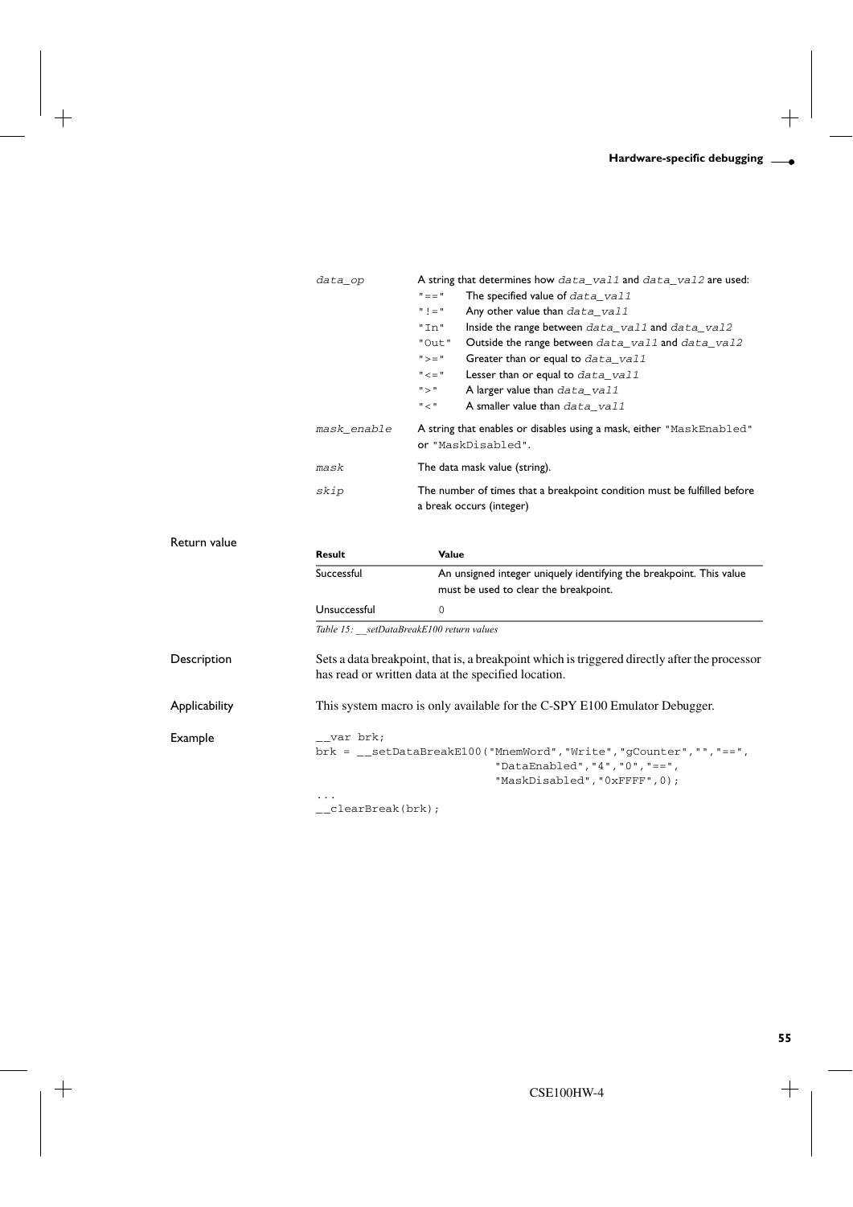| | |
|---|---|
| *data_op* | A string that determines how *data_val1* and *data_val2* are used:<br>`"=="` The specified value of *data_val1*<br>`"!="` Any other value than *data_val1*<br>`"In"` Inside the range between *data_val1* and *data_val2*<br>`"Out"` Outside the range between *data_val1* and *data_val2*<br>`">="` Greater than or equal to *data_val1*<br>`"<="` Lesser than or equal to *data_val1*<br>`">"` A larger value than *data_val1*<br>`"<"` A smaller value than *data_val1* |
| *mask_enable* | A string that enables or disables using a mask, either `"MaskEnabled"` or `"MaskDisabled"`. |
| *mask* | The data mask value (string). |
| *skip* | The number of times that a breakpoint condition must be fulfilled before a break occurs (integer) |

Return value

| Result | Value |
|---|---|
| Successful | An unsigned integer uniquely identifying the breakpoint. This value must be used to clear the breakpoint. |
| Unsuccessful | 0 |

*Table 15: __setDataBreakE100 return values*

Description

Sets a data breakpoint, that is, a breakpoint which is triggered directly after the processor has read or written data at the specified location.

Applicability

This system macro is only available for the C-SPY E100 Emulator Debugger.

Example

```
__var brk;
brk = __setDataBreakE100("MnemWord","Write","gCounter","","==",
                         "DataEnabled","4","0","==",
                         "MaskDisabled","0xFFFF",0);
...
__clearBreak(brk);
```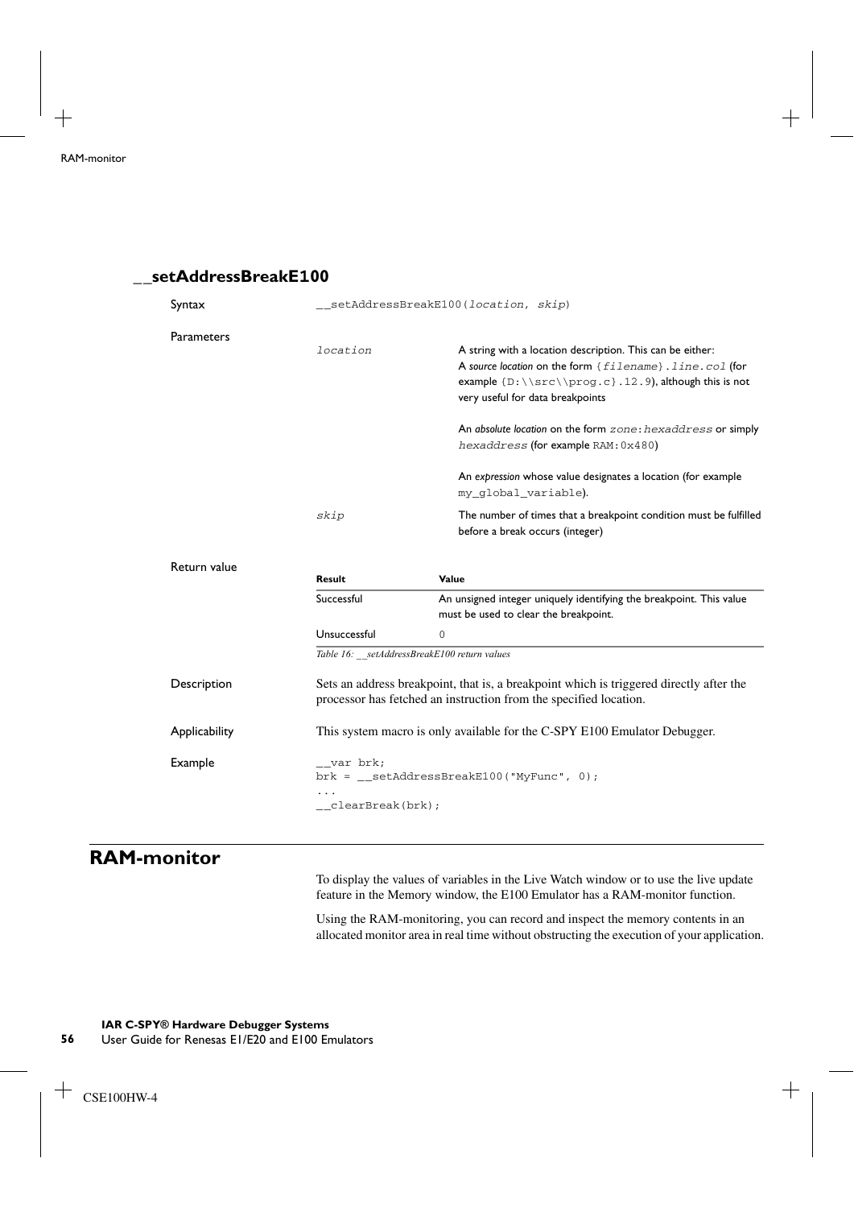### __setAddressBreakE100

**Syntax**

```
__setAddressBreakE100(location, skip)
```

**Parameters**

| | |
|---|---|
| *location* | A string with a location description. This can be either:<br>A *source location* on the form `{filename}.line.col` (for example `{D:\\src\\prog.c}.12.9`), although this is not very useful for data breakpoints<br><br>An *absolute location* on the form `zone:hexaddress` or simply `hexaddress` (for example `RAM:0x480`)<br><br>An *expression* whose value designates a location (for example `my_global_variable`). |
| *skip* | The number of times that a breakpoint condition must be fulfilled before a break occurs (integer) |

**Return value**

| Result | Value |
|---|---|
| Successful | An unsigned integer uniquely identifying the breakpoint. This value must be used to clear the breakpoint. |
| Unsuccessful | 0 |

*Table 16: __setAddressBreakE100 return values*

**Description**

Sets an address breakpoint, that is, a breakpoint which is triggered directly after the processor has fetched an instruction from the specified location.

**Applicability**

This system macro is only available for the C-SPY E100 Emulator Debugger.

**Example**

```
__var brk;
brk = __setAddressBreakE100("MyFunc", 0);
...
__clearBreak(brk);
```

## RAM-monitor

To display the values of variables in the Live Watch window or to use the live update feature in the Memory window, the E100 Emulator has a RAM-monitor function.

Using the RAM-monitoring, you can record and inspect the memory contents in an allocated monitor area in real time without obstructing the execution of your application.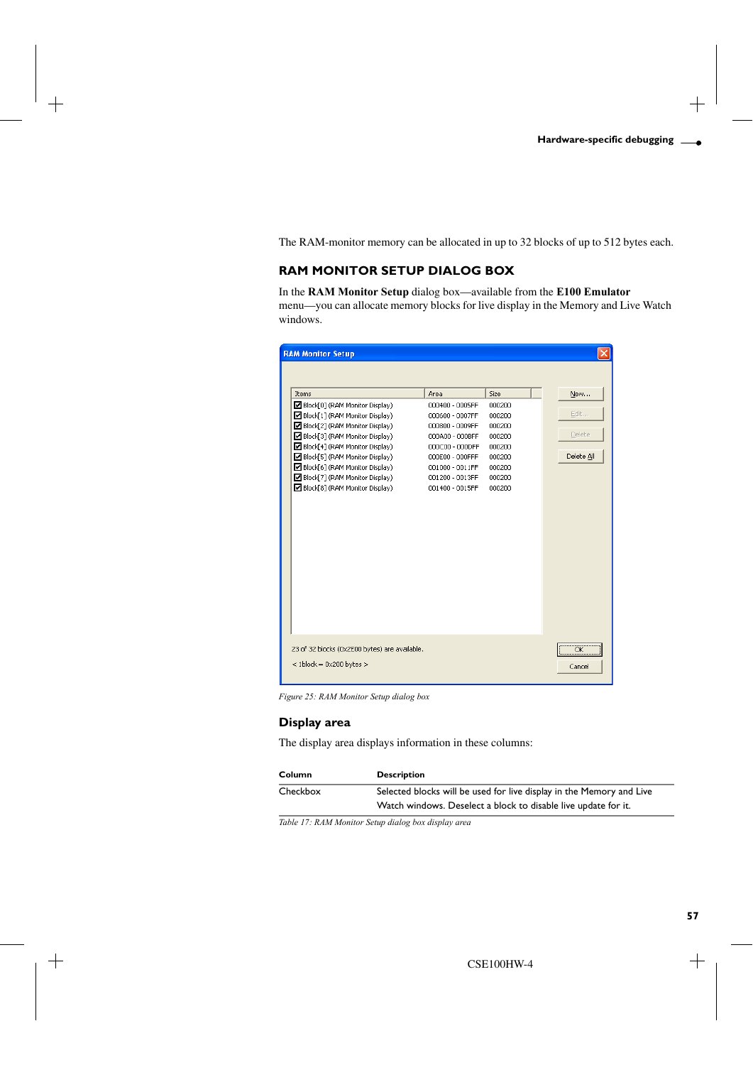The RAM-monitor memory can be allocated in up to 32 blocks of up to 512 bytes each.

## RAM MONITOR SETUP DIALOG BOX

In the **RAM Monitor Setup** dialog box—available from the **E100 Emulator** menu—you can allocate memory blocks for live display in the Memory and Live Watch windows.

*Figure 25: RAM Monitor Setup dialog box*

### Display area

The display area displays information in these columns:

| Column | Description |
|---|---|
| Checkbox | Selected blocks will be used for live display in the Memory and Live Watch windows. Deselect a block to disable live update for it. |

*Table 17: RAM Monitor Setup dialog box display area*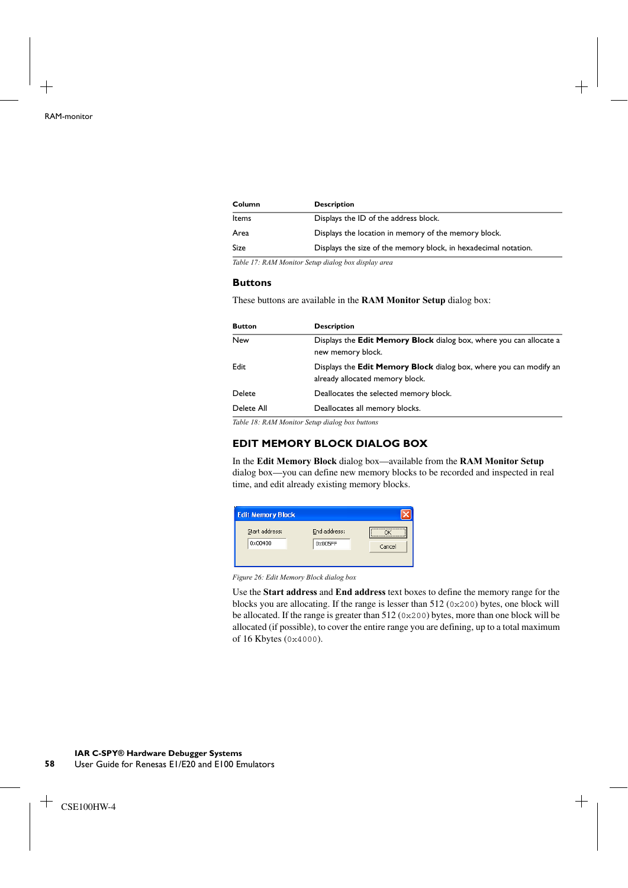| Column | Description |
| --- | --- |
| Items | Displays the ID of the address block. |
| Area | Displays the location in memory of the memory block. |
| Size | Displays the size of the memory block, in hexadecimal notation. |

*Table 17: RAM Monitor Setup dialog box display area*

### Buttons

These buttons are available in the **RAM Monitor Setup** dialog box:

| Button | Description |
| --- | --- |
| New | Displays the **Edit Memory Block** dialog box, where you can allocate a new memory block. |
| Edit | Displays the **Edit Memory Block** dialog box, where you can modify an already allocated memory block. |
| Delete | Deallocates the selected memory block. |
| Delete All | Deallocates all memory blocks. |

*Table 18: RAM Monitor Setup dialog box buttons*

## EDIT MEMORY BLOCK DIALOG BOX

In the **Edit Memory Block** dialog box—available from the **RAM Monitor Setup** dialog box—you can define new memory blocks to be recorded and inspected in real time, and edit already existing memory blocks.

*Figure 26: Edit Memory Block dialog box*

Use the **Start address** and **End address** text boxes to define the memory range for the blocks you are allocating. If the range is lesser than 512 (`0x200`) bytes, one block will be allocated. If the range is greater than 512 (`0x200`) bytes, more than one block will be allocated (if possible), to cover the entire range you are defining, up to a total maximum of 16 Kbytes (`0x4000`).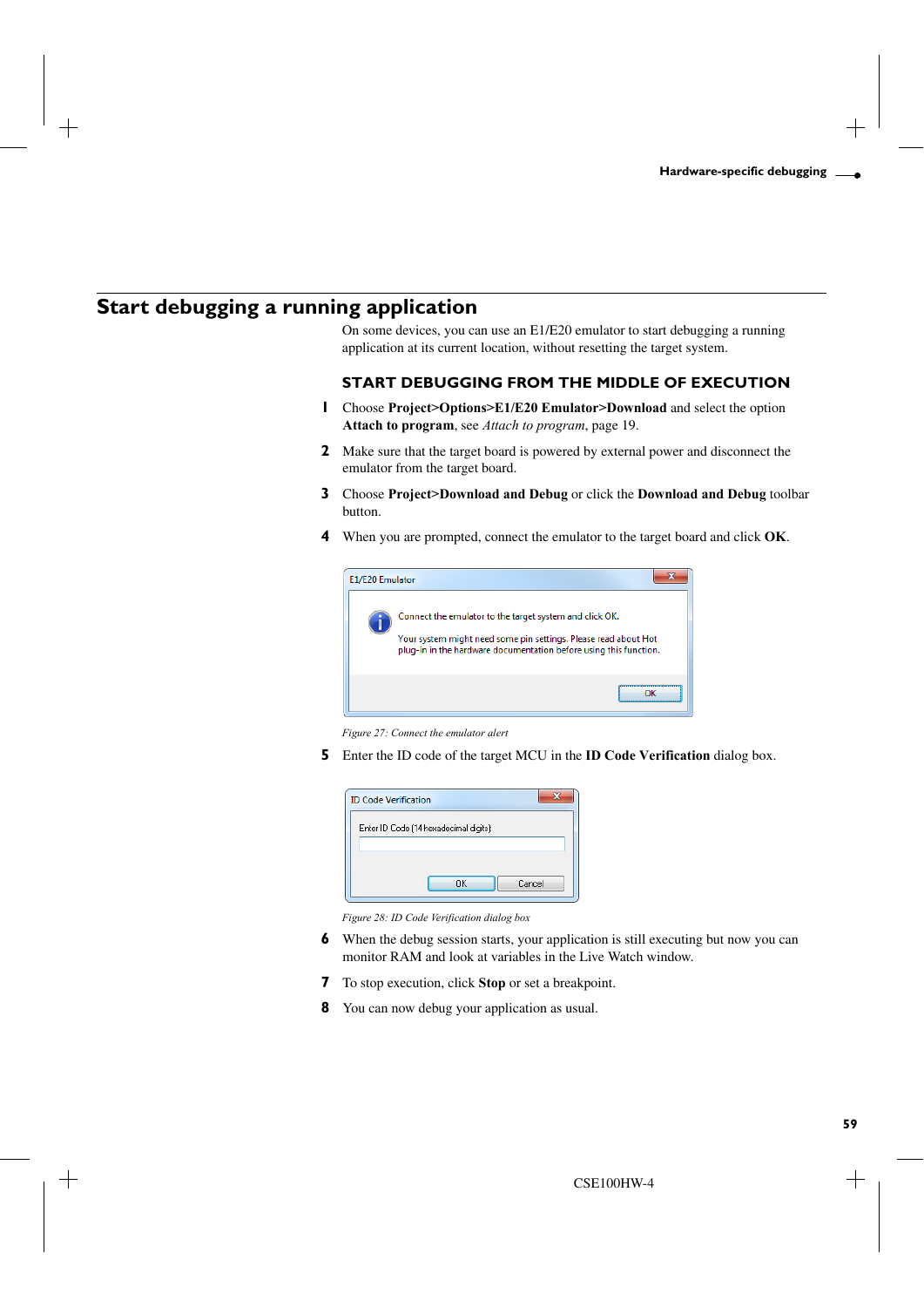## Start debugging a running application

On some devices, you can use an E1/E20 emulator to start debugging a running application at its current location, without resetting the target system.

### START DEBUGGING FROM THE MIDDLE OF EXECUTION

1. Choose **Project>Options>E1/E20 Emulator>Download** and select the option **Attach to program**, see *Attach to program*, page 19.
2. Make sure that the target board is powered by external power and disconnect the emulator from the target board.
3. Choose **Project>Download and Debug** or click the **Download and Debug** toolbar button.
4. When you are prompted, connect the emulator to the target board and click **OK**.

E1/E20 Emulator

Connect the emulator to the target system and click OK.

Your system might need some pin settings. Please read about Hot plug-in in the hardware documentation before using this function.

OK

*Figure 27: Connect the emulator alert*

5. Enter the ID code of the target MCU in the **ID Code Verification** dialog box.

ID Code Verification

Enter ID Code (14 hexadecimal digits)

OK Cancel

*Figure 28: ID Code Verification dialog box*

6. When the debug session starts, your application is still executing but now you can monitor RAM and look at variables in the Live Watch window.
7. To stop execution, click **Stop** or set a breakpoint.
8. You can now debug your application as usual.

CSE100HW-4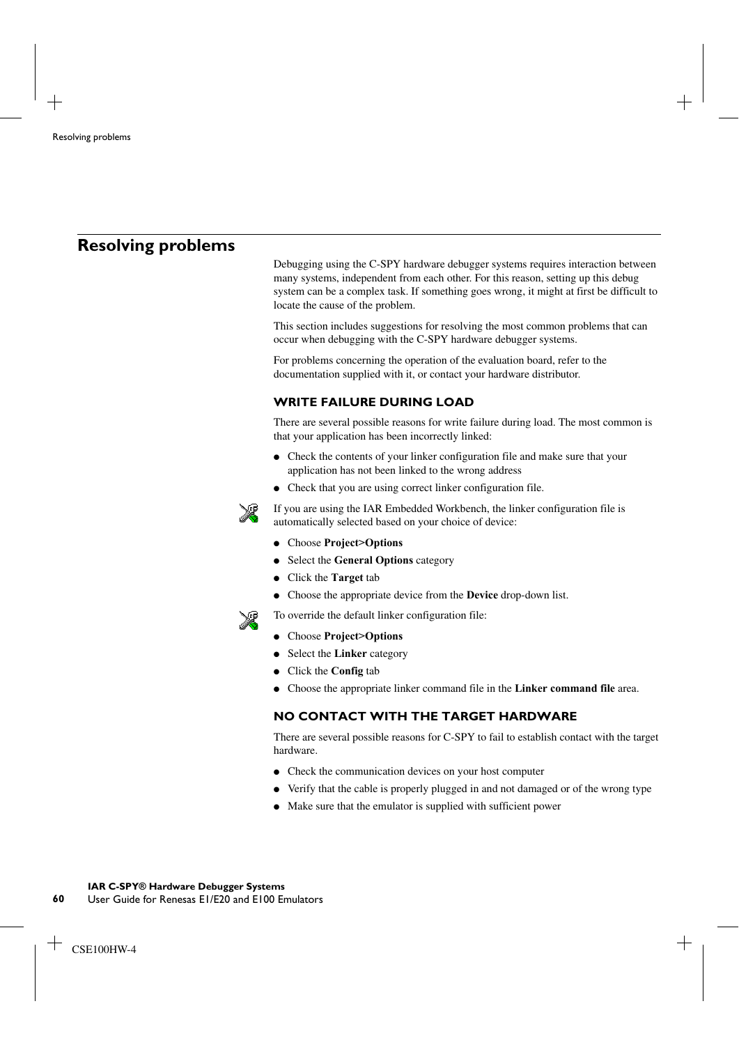## Resolving problems

Debugging using the C-SPY hardware debugger systems requires interaction between many systems, independent from each other. For this reason, setting up this debug system can be a complex task. If something goes wrong, it might at first be difficult to locate the cause of the problem.

This section includes suggestions for resolving the most common problems that can occur when debugging with the C-SPY hardware debugger systems.

For problems concerning the operation of the evaluation board, refer to the documentation supplied with it, or contact your hardware distributor.

### WRITE FAILURE DURING LOAD

There are several possible reasons for write failure during load. The most common is that your application has been incorrectly linked:

- Check the contents of your linker configuration file and make sure that your application has not been linked to the wrong address
- Check that you are using correct linker configuration file.

If you are using the IAR Embedded Workbench, the linker configuration file is automatically selected based on your choice of device:

- Choose **Project>Options**
- Select the **General Options** category
- Click the **Target** tab
- Choose the appropriate device from the **Device** drop-down list.

To override the default linker configuration file:

- Choose **Project>Options**
- Select the **Linker** category
- Click the **Config** tab
- Choose the appropriate linker command file in the **Linker command file** area.

### NO CONTACT WITH THE TARGET HARDWARE

There are several possible reasons for C-SPY to fail to establish contact with the target hardware.

- Check the communication devices on your host computer
- Verify that the cable is properly plugged in and not damaged or of the wrong type
- Make sure that the emulator is supplied with sufficient power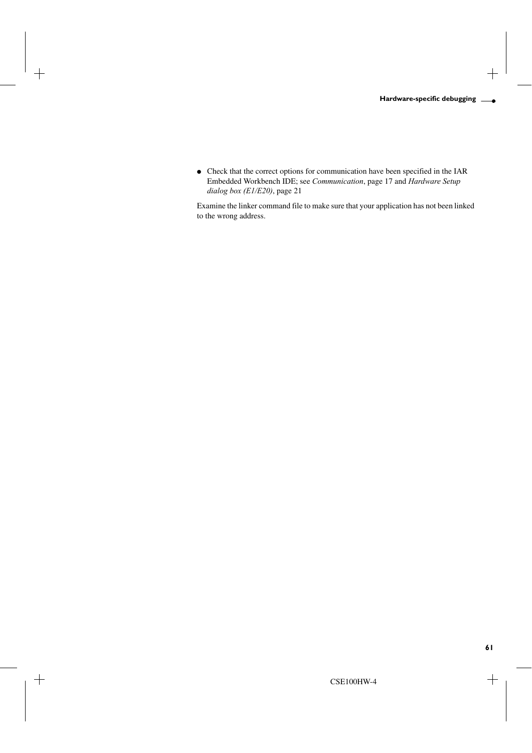- Check that the correct options for communication have been specified in the IAR Embedded Workbench IDE; see *Communication*, page 17 and *Hardware Setup dialog box (E1/E20)*, page 21

Examine the linker command file to make sure that your application has not been linked to the wrong address.